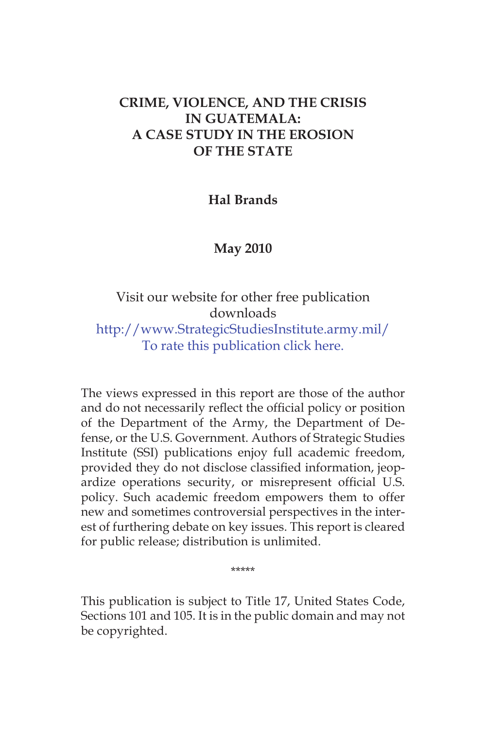# CRIME, VIOLENCE, AND THE CRISIS IN GUATEMALA: A CASE STUDY IN THE EROSION OF THE STATE

**Hal Brands**

**May 2010**

Visit our website for other free publication downloads
http://www.StrategicStudiesInstitute.army.mil/
To rate this publication click here.

The views expressed in this report are those of the author and do not necessarily reflect the official policy or position of the Department of the Army, the Department of Defense, or the U.S. Government. Authors of Strategic Studies Institute (SSI) publications enjoy full academic freedom, provided they do not disclose classified information, jeopardize operations security, or misrepresent official U.S. policy. Such academic freedom empowers them to offer new and sometimes controversial perspectives in the interest of furthering debate on key issues. This report is cleared for public release; distribution is unlimited.

*****

This publication is subject to Title 17, United States Code, Sections 101 and 105. It is in the public domain and may not be copyrighted.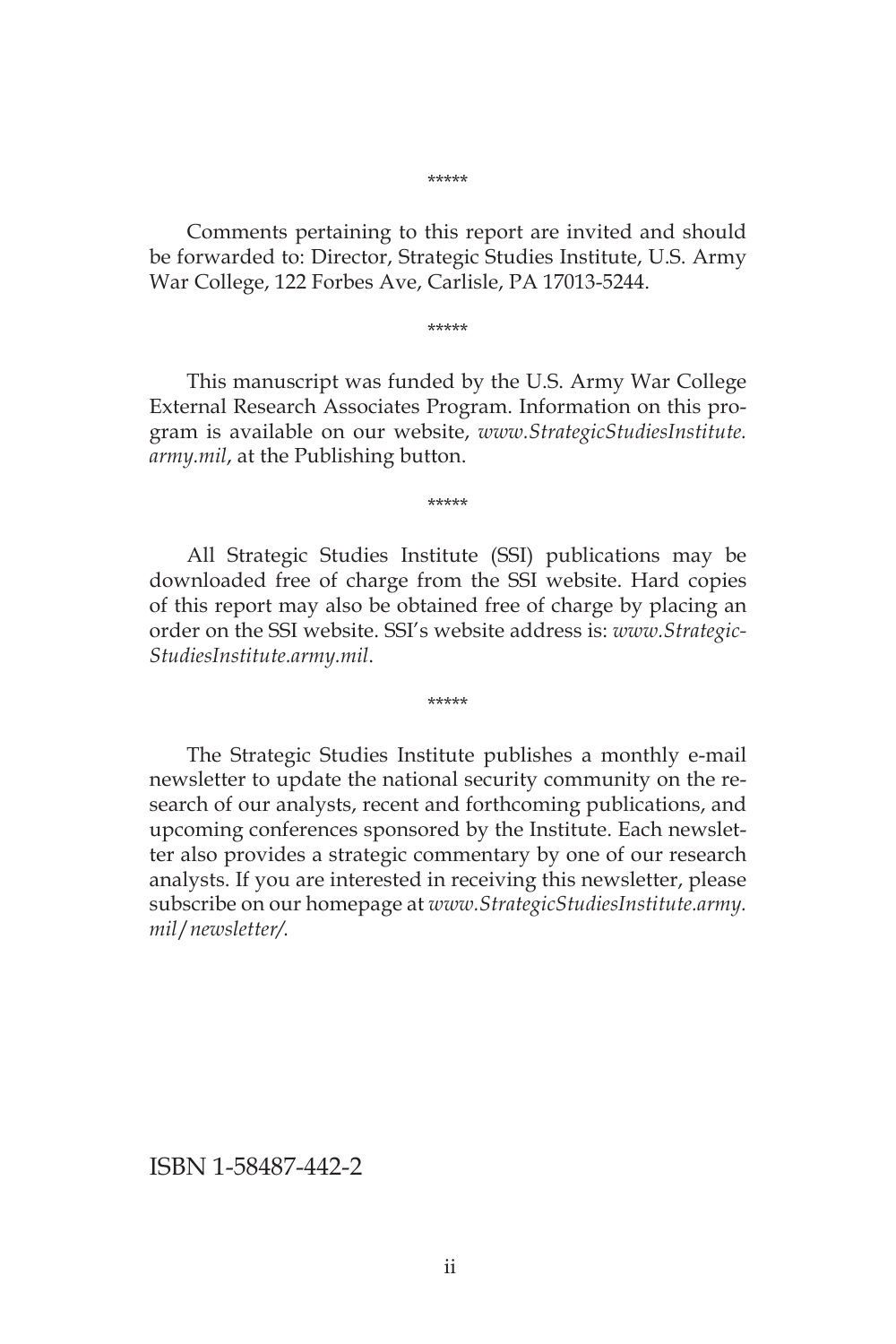*****

Comments pertaining to this report are invited and should be forwarded to: Director, Strategic Studies Institute, U.S. Army War College, 122 Forbes Ave, Carlisle, PA 17013-5244.

*****

This manuscript was funded by the U.S. Army War College External Research Associates Program. Information on this program is available on our website, *www.StrategicStudiesInstitute.army.mil*, at the Publishing button.

*****

All Strategic Studies Institute (SSI) publications may be downloaded free of charge from the SSI website. Hard copies of this report may also be obtained free of charge by placing an order on the SSI website. SSI's website address is: *www.StrategicStudiesInstitute.army.mil*.

*****

The Strategic Studies Institute publishes a monthly e-mail newsletter to update the national security community on the research of our analysts, recent and forthcoming publications, and upcoming conferences sponsored by the Institute. Each newsletter also provides a strategic commentary by one of our research analysts. If you are interested in receiving this newsletter, please subscribe on our homepage at *www.StrategicStudiesInstitute.army.mil/newsletter/.*

ISBN 1-58487-442-2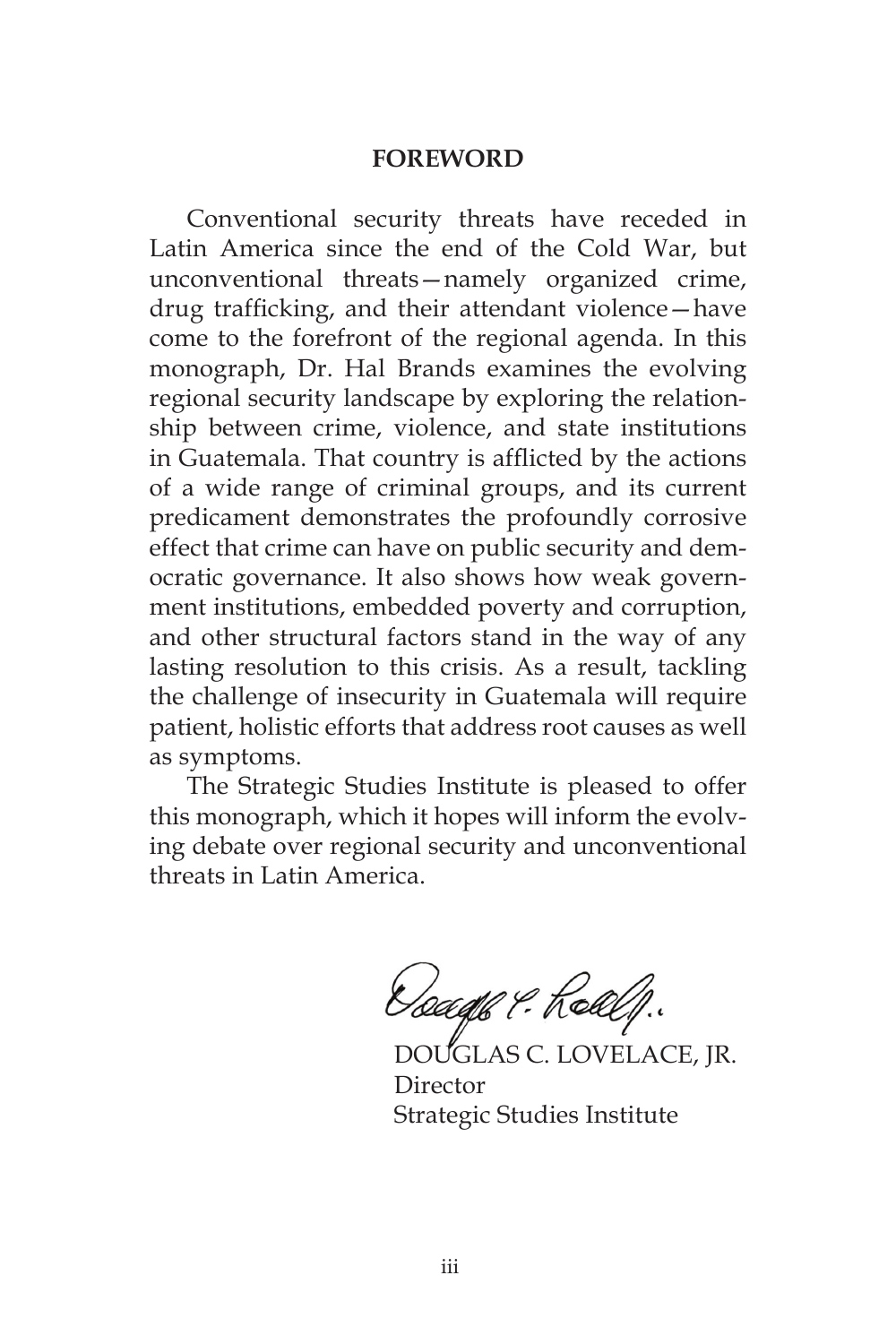## FOREWORD

Conventional security threats have receded in Latin America since the end of the Cold War, but unconventional threats—namely organized crime, drug trafficking, and their attendant violence—have come to the forefront of the regional agenda. In this monograph, Dr. Hal Brands examines the evolving regional security landscape by exploring the relationship between crime, violence, and state institutions in Guatemala. That country is afflicted by the actions of a wide range of criminal groups, and its current predicament demonstrates the profoundly corrosive effect that crime can have on public security and democratic governance. It also shows how weak government institutions, embedded poverty and corruption, and other structural factors stand in the way of any lasting resolution to this crisis. As a result, tackling the challenge of insecurity in Guatemala will require patient, holistic efforts that address root causes as well as symptoms.

The Strategic Studies Institute is pleased to offer this monograph, which it hopes will inform the evolving debate over regional security and unconventional threats in Latin America.

DOUGLAS C. LOVELACE, JR.
Director
Strategic Studies Institute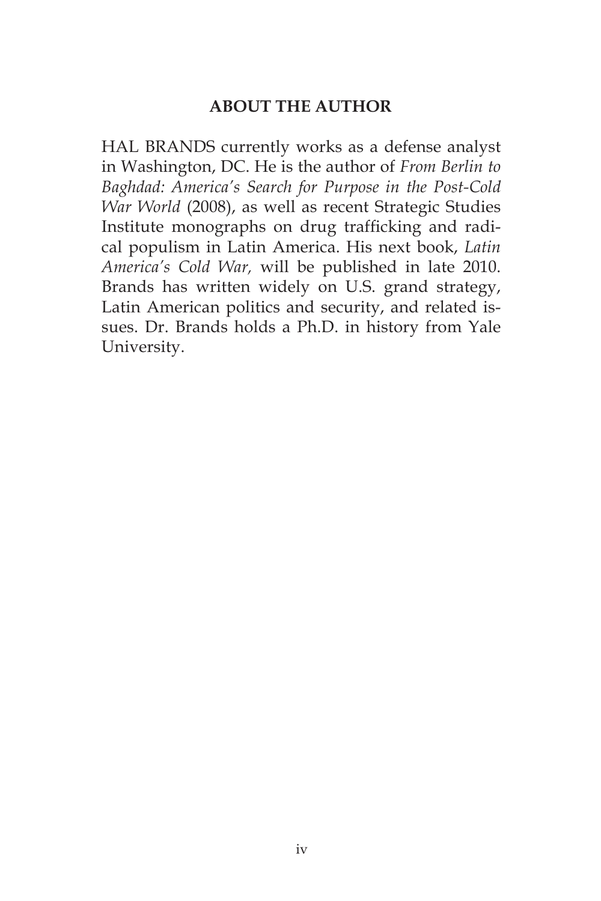## ABOUT THE AUTHOR

HAL BRANDS currently works as a defense analyst in Washington, DC. He is the author of *From Berlin to Baghdad: America's Search for Purpose in the Post-Cold War World* (2008), as well as recent Strategic Studies Institute monographs on drug trafficking and radical populism in Latin America. His next book, *Latin America's Cold War,* will be published in late 2010. Brands has written widely on U.S. grand strategy, Latin American politics and security, and related issues. Dr. Brands holds a Ph.D. in history from Yale University.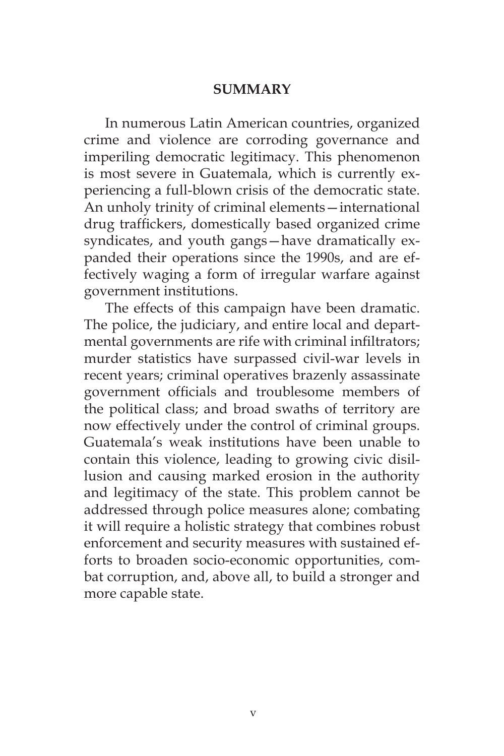## SUMMARY

In numerous Latin American countries, organized crime and violence are corroding governance and imperiling democratic legitimacy. This phenomenon is most severe in Guatemala, which is currently experiencing a full-blown crisis of the democratic state. An unholy trinity of criminal elements—international drug traffickers, domestically based organized crime syndicates, and youth gangs—have dramatically expanded their operations since the 1990s, and are effectively waging a form of irregular warfare against government institutions.

The effects of this campaign have been dramatic. The police, the judiciary, and entire local and departmental governments are rife with criminal infiltrators; murder statistics have surpassed civil-war levels in recent years; criminal operatives brazenly assassinate government officials and troublesome members of the political class; and broad swaths of territory are now effectively under the control of criminal groups. Guatemala's weak institutions have been unable to contain this violence, leading to growing civic disillusion and causing marked erosion in the authority and legitimacy of the state. This problem cannot be addressed through police measures alone; combating it will require a holistic strategy that combines robust enforcement and security measures with sustained efforts to broaden socio-economic opportunities, combat corruption, and, above all, to build a stronger and more capable state.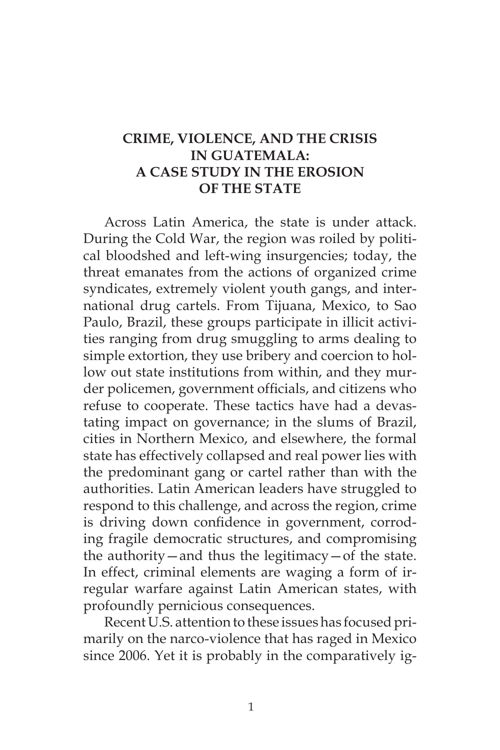# CRIME, VIOLENCE, AND THE CRISIS IN GUATEMALA: A CASE STUDY IN THE EROSION OF THE STATE

Across Latin America, the state is under attack. During the Cold War, the region was roiled by political bloodshed and left-wing insurgencies; today, the threat emanates from the actions of organized crime syndicates, extremely violent youth gangs, and international drug cartels. From Tijuana, Mexico, to Sao Paulo, Brazil, these groups participate in illicit activities ranging from drug smuggling to arms dealing to simple extortion, they use bribery and coercion to hollow out state institutions from within, and they murder policemen, government officials, and citizens who refuse to cooperate. These tactics have had a devastating impact on governance; in the slums of Brazil, cities in Northern Mexico, and elsewhere, the formal state has effectively collapsed and real power lies with the predominant gang or cartel rather than with the authorities. Latin American leaders have struggled to respond to this challenge, and across the region, crime is driving down confidence in government, corroding fragile democratic structures, and compromising the authority—and thus the legitimacy—of the state. In effect, criminal elements are waging a form of irregular warfare against Latin American states, with profoundly pernicious consequences.

Recent U.S. attention to these issues has focused primarily on the narco-violence that has raged in Mexico since 2006. Yet it is probably in the comparatively ig-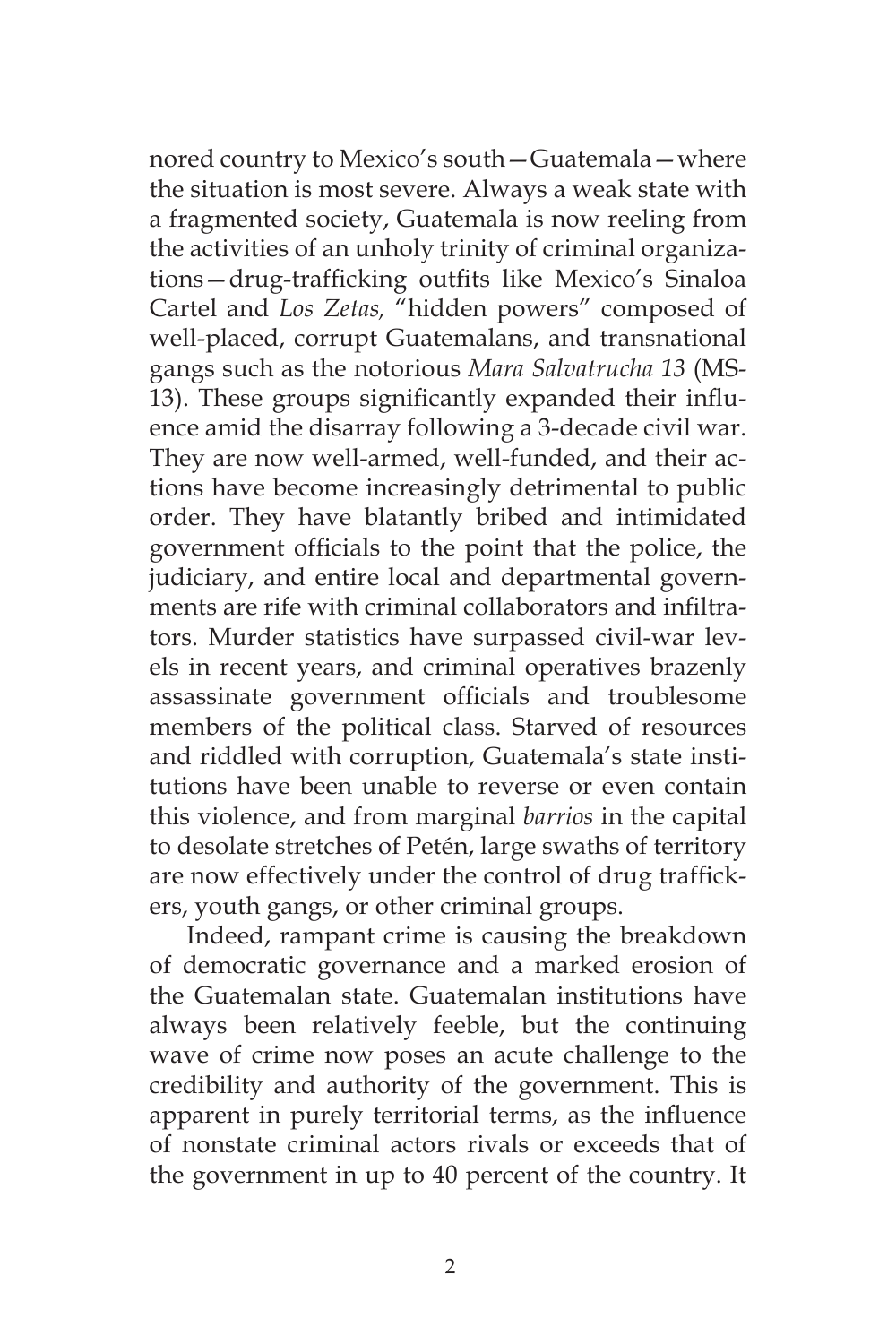nored country to Mexico's south—Guatemala—where the situation is most severe. Always a weak state with a fragmented society, Guatemala is now reeling from the activities of an unholy trinity of criminal organizations—drug-trafficking outfits like Mexico's Sinaloa Cartel and *Los Zetas*, "hidden powers" composed of well-placed, corrupt Guatemalans, and transnational gangs such as the notorious *Mara Salvatrucha 13* (MS-13). These groups significantly expanded their influence amid the disarray following a 3-decade civil war. They are now well-armed, well-funded, and their actions have become increasingly detrimental to public order. They have blatantly bribed and intimidated government officials to the point that the police, the judiciary, and entire local and departmental governments are rife with criminal collaborators and infiltrators. Murder statistics have surpassed civil-war levels in recent years, and criminal operatives brazenly assassinate government officials and troublesome members of the political class. Starved of resources and riddled with corruption, Guatemala's state institutions have been unable to reverse or even contain this violence, and from marginal *barrios* in the capital to desolate stretches of Petén, large swaths of territory are now effectively under the control of drug traffickers, youth gangs, or other criminal groups.

Indeed, rampant crime is causing the breakdown of democratic governance and a marked erosion of the Guatemalan state. Guatemalan institutions have always been relatively feeble, but the continuing wave of crime now poses an acute challenge to the credibility and authority of the government. This is apparent in purely territorial terms, as the influence of nonstate criminal actors rivals or exceeds that of the government in up to 40 percent of the country. It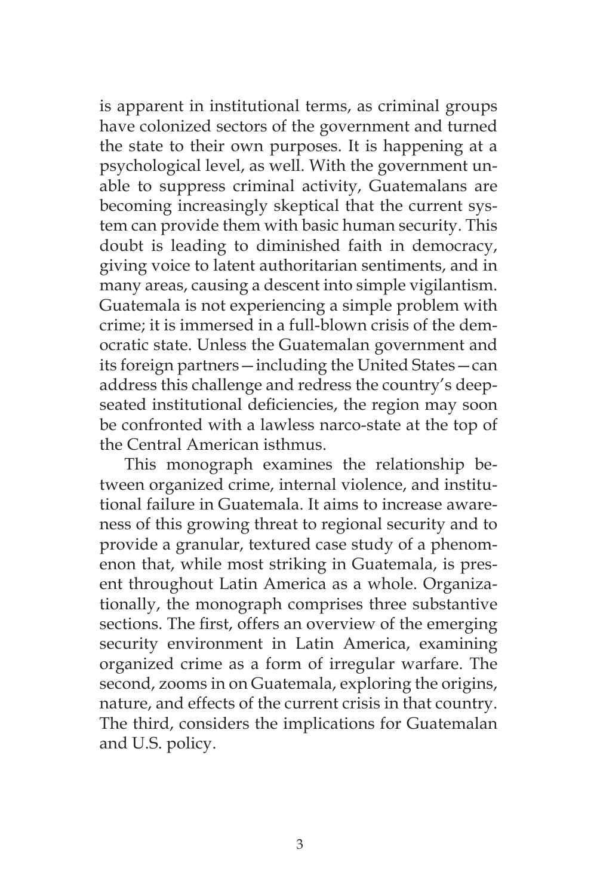is apparent in institutional terms, as criminal groups have colonized sectors of the government and turned the state to their own purposes. It is happening at a psychological level, as well. With the government unable to suppress criminal activity, Guatemalans are becoming increasingly skeptical that the current system can provide them with basic human security. This doubt is leading to diminished faith in democracy, giving voice to latent authoritarian sentiments, and in many areas, causing a descent into simple vigilantism. Guatemala is not experiencing a simple problem with crime; it is immersed in a full-blown crisis of the democratic state. Unless the Guatemalan government and its foreign partners—including the United States—can address this challenge and redress the country's deep-seated institutional deficiencies, the region may soon be confronted with a lawless narco-state at the top of the Central American isthmus.

This monograph examines the relationship between organized crime, internal violence, and institutional failure in Guatemala. It aims to increase awareness of this growing threat to regional security and to provide a granular, textured case study of a phenomenon that, while most striking in Guatemala, is present throughout Latin America as a whole. Organizationally, the monograph comprises three substantive sections. The first, offers an overview of the emerging security environment in Latin America, examining organized crime as a form of irregular warfare. The second, zooms in on Guatemala, exploring the origins, nature, and effects of the current crisis in that country. The third, considers the implications for Guatemalan and U.S. policy.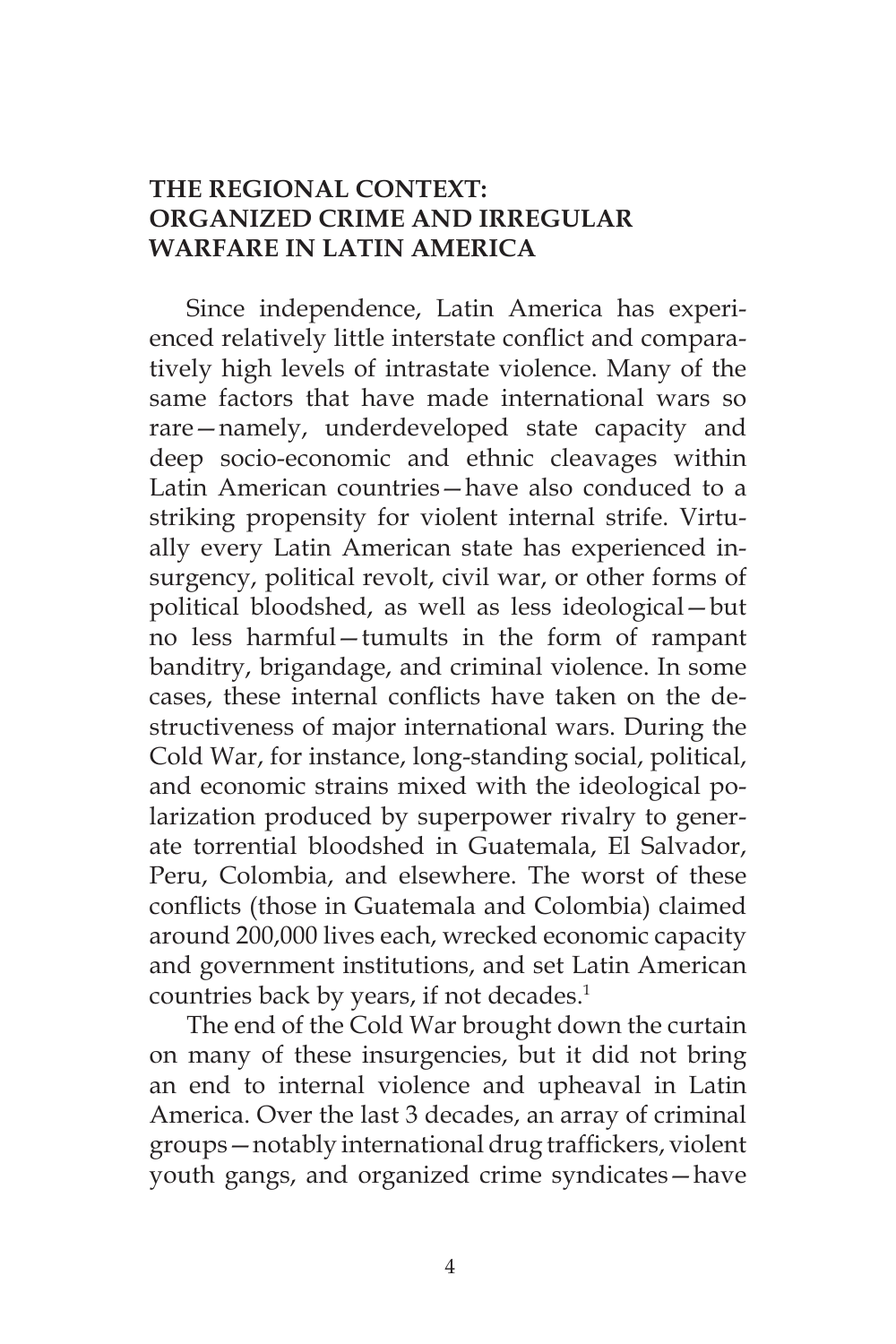## THE REGIONAL CONTEXT: ORGANIZED CRIME AND IRREGULAR WARFARE IN LATIN AMERICA

Since independence, Latin America has experienced relatively little interstate conflict and comparatively high levels of intrastate violence. Many of the same factors that have made international wars so rare—namely, underdeveloped state capacity and deep socio-economic and ethnic cleavages within Latin American countries—have also conduced to a striking propensity for violent internal strife. Virtually every Latin American state has experienced insurgency, political revolt, civil war, or other forms of political bloodshed, as well as less ideological—but no less harmful—tumults in the form of rampant banditry, brigandage, and criminal violence. In some cases, these internal conflicts have taken on the destructiveness of major international wars. During the Cold War, for instance, long-standing social, political, and economic strains mixed with the ideological polarization produced by superpower rivalry to generate torrential bloodshed in Guatemala, El Salvador, Peru, Colombia, and elsewhere. The worst of these conflicts (those in Guatemala and Colombia) claimed around 200,000 lives each, wrecked economic capacity and government institutions, and set Latin American countries back by years, if not decades.[1]

The end of the Cold War brought down the curtain on many of these insurgencies, but it did not bring an end to internal violence and upheaval in Latin America. Over the last 3 decades, an array of criminal groups—notably international drug traffickers, violent youth gangs, and organized crime syndicates—have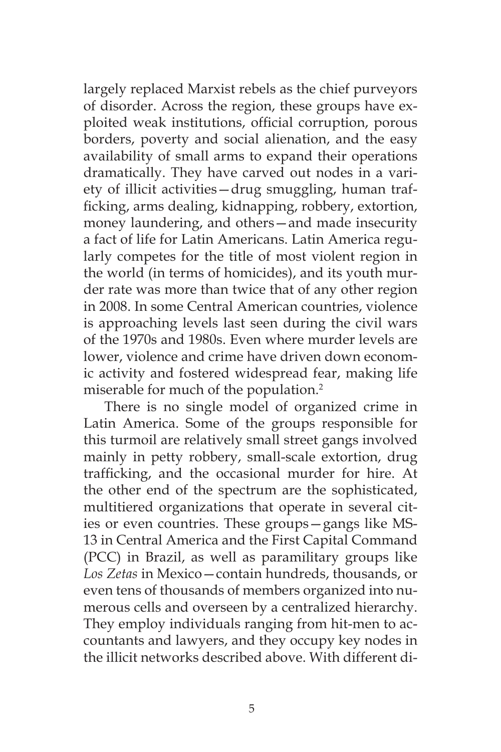largely replaced Marxist rebels as the chief purveyors of disorder. Across the region, these groups have exploited weak institutions, official corruption, porous borders, poverty and social alienation, and the easy availability of small arms to expand their operations dramatically. They have carved out nodes in a variety of illicit activities—drug smuggling, human trafficking, arms dealing, kidnapping, robbery, extortion, money laundering, and others—and made insecurity a fact of life for Latin Americans. Latin America regularly competes for the title of most violent region in the world (in terms of homicides), and its youth murder rate was more than twice that of any other region in 2008. In some Central American countries, violence is approaching levels last seen during the civil wars of the 1970s and 1980s. Even where murder levels are lower, violence and crime have driven down economic activity and fostered widespread fear, making life miserable for much of the population.[2]

There is no single model of organized crime in Latin America. Some of the groups responsible for this turmoil are relatively small street gangs involved mainly in petty robbery, small-scale extortion, drug trafficking, and the occasional murder for hire. At the other end of the spectrum are the sophisticated, multitiered organizations that operate in several cities or even countries. These groups—gangs like MS-13 in Central America and the First Capital Command (PCC) in Brazil, as well as paramilitary groups like *Los Zetas* in Mexico—contain hundreds, thousands, or even tens of thousands of members organized into numerous cells and overseen by a centralized hierarchy. They employ individuals ranging from hit-men to accountants and lawyers, and they occupy key nodes in the illicit networks described above. With different di-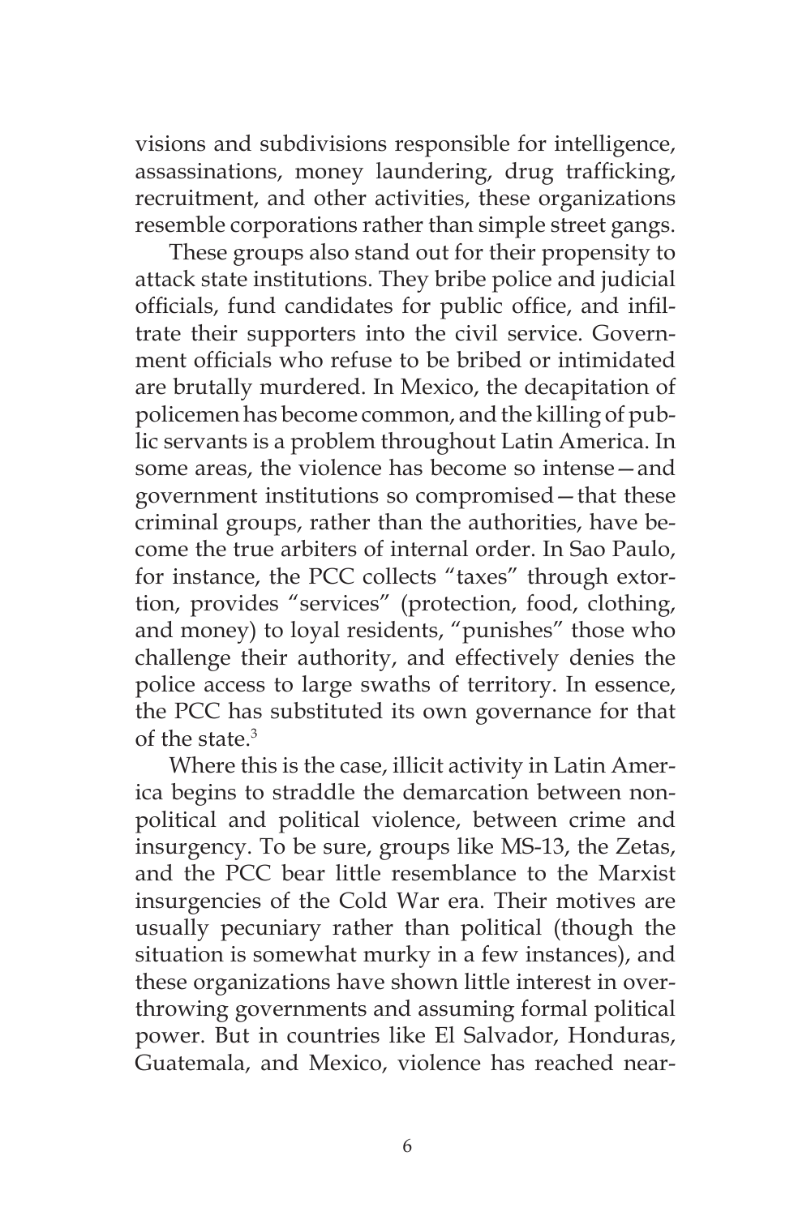visions and subdivisions responsible for intelligence, assassinations, money laundering, drug trafficking, recruitment, and other activities, these organizations resemble corporations rather than simple street gangs.

These groups also stand out for their propensity to attack state institutions. They bribe police and judicial officials, fund candidates for public office, and infiltrate their supporters into the civil service. Government officials who refuse to be bribed or intimidated are brutally murdered. In Mexico, the decapitation of policemen has become common, and the killing of public servants is a problem throughout Latin America. In some areas, the violence has become so intense—and government institutions so compromised—that these criminal groups, rather than the authorities, have become the true arbiters of internal order. In Sao Paulo, for instance, the PCC collects "taxes" through extortion, provides "services" (protection, food, clothing, and money) to loyal residents, "punishes" those who challenge their authority, and effectively denies the police access to large swaths of territory. In essence, the PCC has substituted its own governance for that of the state.[3]

Where this is the case, illicit activity in Latin America begins to straddle the demarcation between nonpolitical and political violence, between crime and insurgency. To be sure, groups like MS-13, the Zetas, and the PCC bear little resemblance to the Marxist insurgencies of the Cold War era. Their motives are usually pecuniary rather than political (though the situation is somewhat murky in a few instances), and these organizations have shown little interest in overthrowing governments and assuming formal political power. But in countries like El Salvador, Honduras, Guatemala, and Mexico, violence has reached near-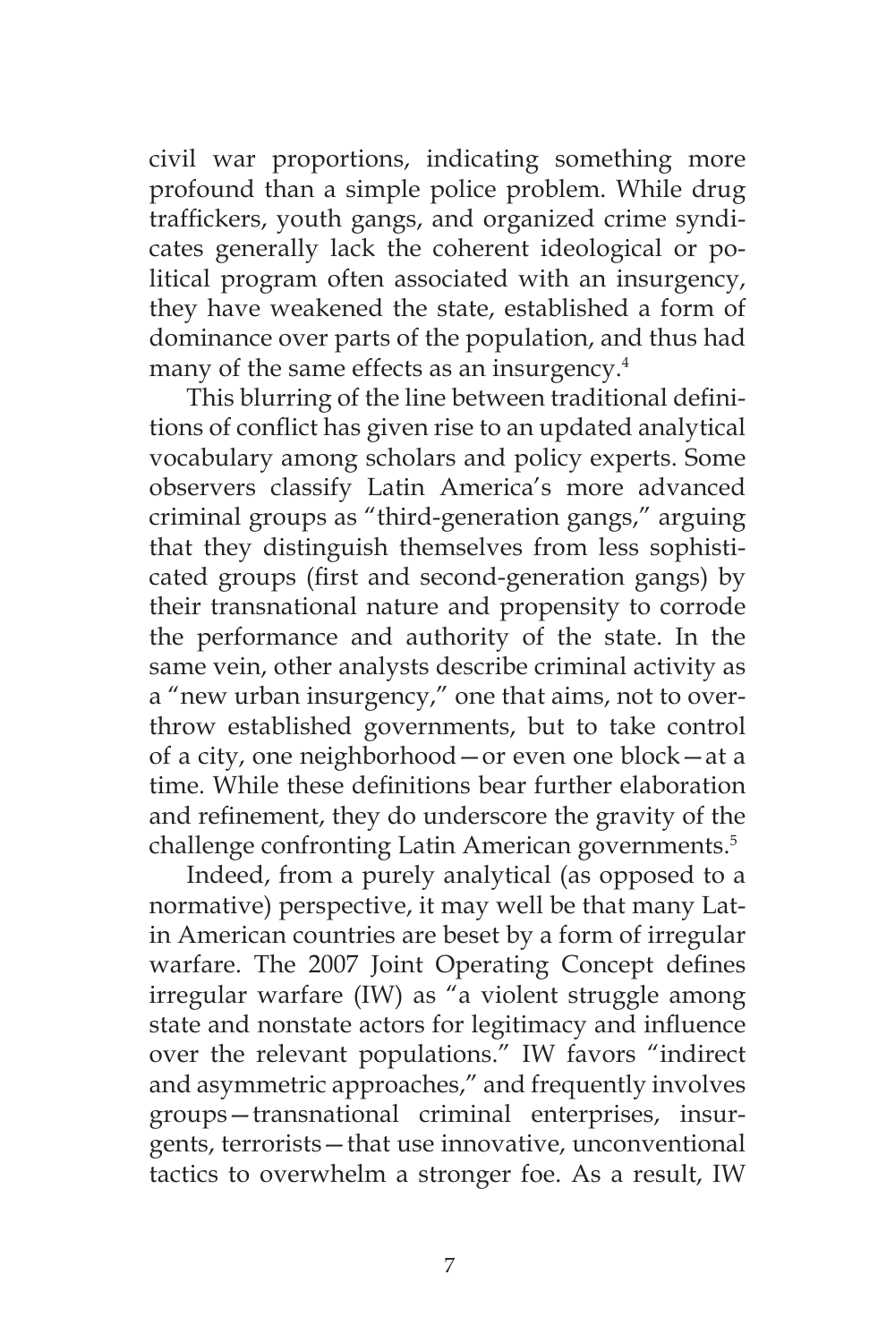civil war proportions, indicating something more profound than a simple police problem. While drug traffickers, youth gangs, and organized crime syndicates generally lack the coherent ideological or political program often associated with an insurgency, they have weakened the state, established a form of dominance over parts of the population, and thus had many of the same effects as an insurgency.[4]

This blurring of the line between traditional definitions of conflict has given rise to an updated analytical vocabulary among scholars and policy experts. Some observers classify Latin America's more advanced criminal groups as "third-generation gangs," arguing that they distinguish themselves from less sophisticated groups (first and second-generation gangs) by their transnational nature and propensity to corrode the performance and authority of the state. In the same vein, other analysts describe criminal activity as a "new urban insurgency," one that aims, not to overthrow established governments, but to take control of a city, one neighborhood—or even one block—at a time. While these definitions bear further elaboration and refinement, they do underscore the gravity of the challenge confronting Latin American governments.[5]

Indeed, from a purely analytical (as opposed to a normative) perspective, it may well be that many Latin American countries are beset by a form of irregular warfare. The 2007 Joint Operating Concept defines irregular warfare (IW) as "a violent struggle among state and nonstate actors for legitimacy and influence over the relevant populations." IW favors "indirect and asymmetric approaches," and frequently involves groups—transnational criminal enterprises, insurgents, terrorists—that use innovative, unconventional tactics to overwhelm a stronger foe. As a result, IW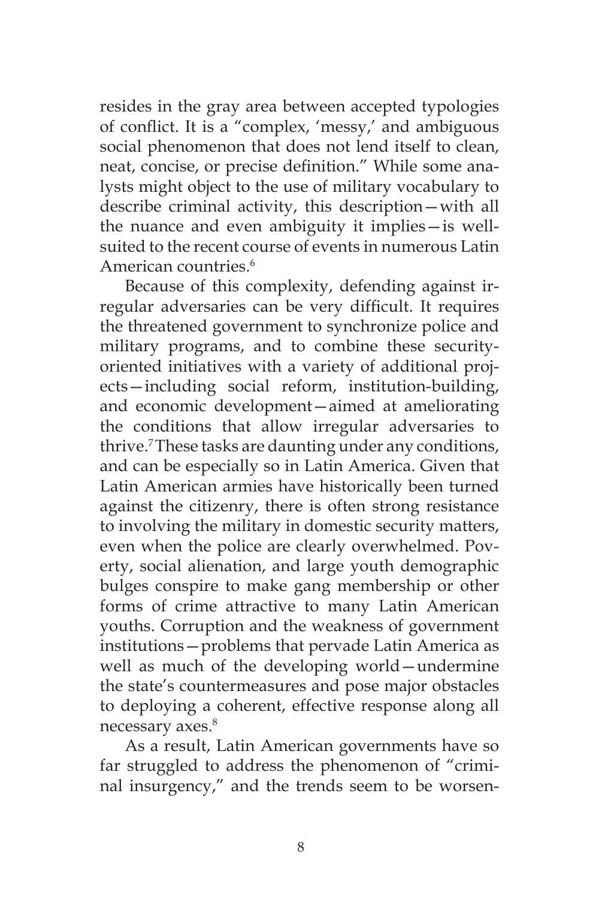resides in the gray area between accepted typologies of conflict. It is a "complex, 'messy,' and ambiguous social phenomenon that does not lend itself to clean, neat, concise, or precise definition." While some analysts might object to the use of military vocabulary to describe criminal activity, this description—with all the nuance and even ambiguity it implies—is well-suited to the recent course of events in numerous Latin American countries.[6]

Because of this complexity, defending against irregular adversaries can be very difficult. It requires the threatened government to synchronize police and military programs, and to combine these security-oriented initiatives with a variety of additional projects—including social reform, institution-building, and economic development—aimed at ameliorating the conditions that allow irregular adversaries to thrive.[7] These tasks are daunting under any conditions, and can be especially so in Latin America. Given that Latin American armies have historically been turned against the citizenry, there is often strong resistance to involving the military in domestic security matters, even when the police are clearly overwhelmed. Poverty, social alienation, and large youth demographic bulges conspire to make gang membership or other forms of crime attractive to many Latin American youths. Corruption and the weakness of government institutions—problems that pervade Latin America as well as much of the developing world—undermine the state's countermeasures and pose major obstacles to deploying a coherent, effective response along all necessary axes.[8]

As a result, Latin American governments have so far struggled to address the phenomenon of "criminal insurgency," and the trends seem to be worsen-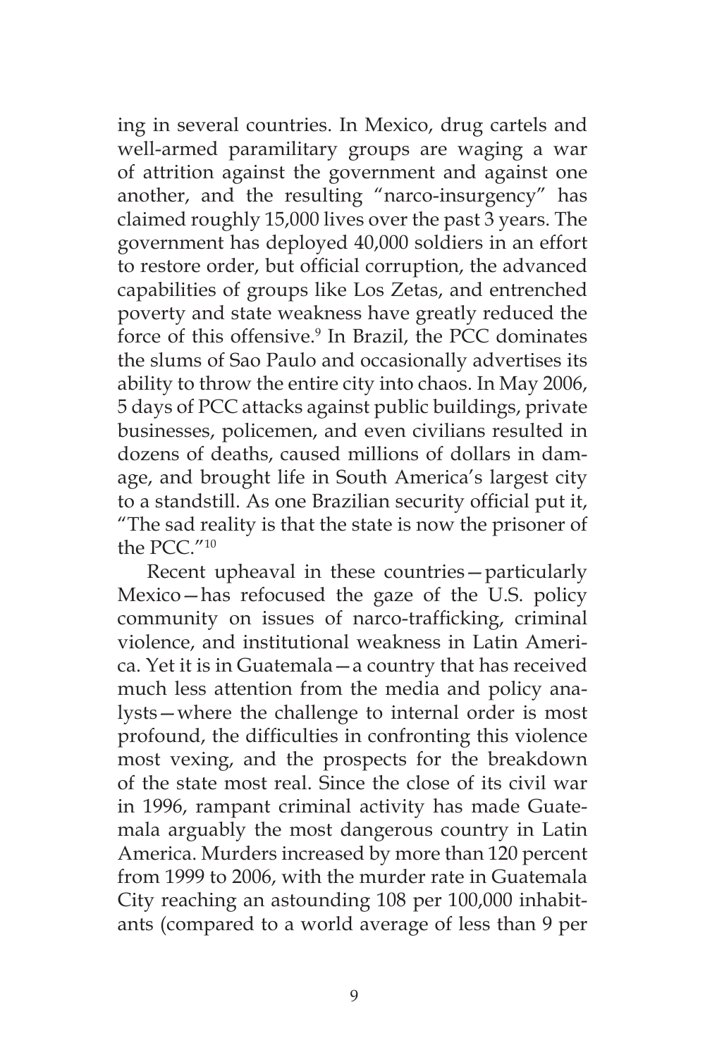ing in several countries. In Mexico, drug cartels and well-armed paramilitary groups are waging a war of attrition against the government and against one another, and the resulting "narco-insurgency" has claimed roughly 15,000 lives over the past 3 years. The government has deployed 40,000 soldiers in an effort to restore order, but official corruption, the advanced capabilities of groups like Los Zetas, and entrenched poverty and state weakness have greatly reduced the force of this offensive.[9] In Brazil, the PCC dominates the slums of Sao Paulo and occasionally advertises its ability to throw the entire city into chaos. In May 2006, 5 days of PCC attacks against public buildings, private businesses, policemen, and even civilians resulted in dozens of deaths, caused millions of dollars in damage, and brought life in South America's largest city to a standstill. As one Brazilian security official put it, "The sad reality is that the state is now the prisoner of the PCC."[10]

Recent upheaval in these countries—particularly Mexico—has refocused the gaze of the U.S. policy community on issues of narco-trafficking, criminal violence, and institutional weakness in Latin America. Yet it is in Guatemala—a country that has received much less attention from the media and policy analysts—where the challenge to internal order is most profound, the difficulties in confronting this violence most vexing, and the prospects for the breakdown of the state most real. Since the close of its civil war in 1996, rampant criminal activity has made Guatemala arguably the most dangerous country in Latin America. Murders increased by more than 120 percent from 1999 to 2006, with the murder rate in Guatemala City reaching an astounding 108 per 100,000 inhabitants (compared to a world average of less than 9 per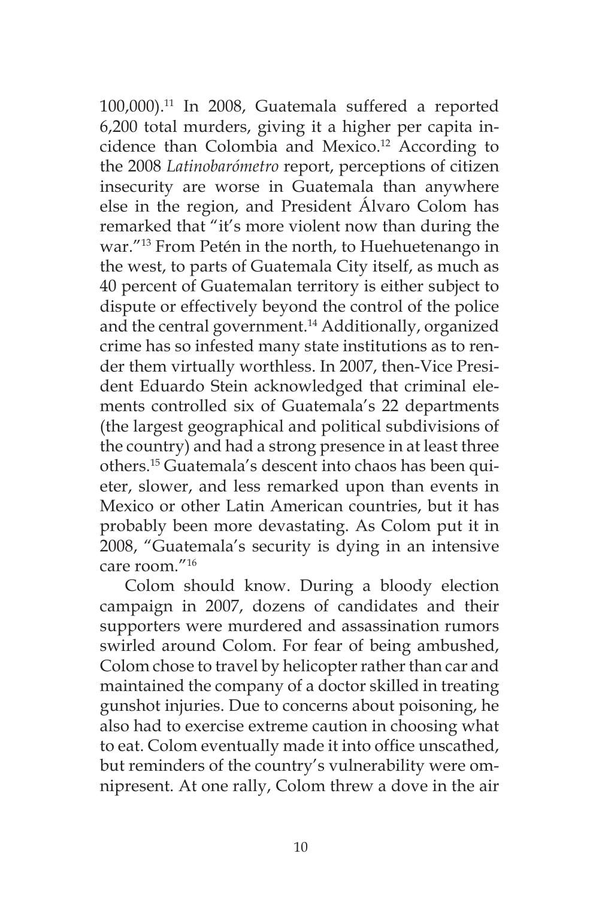100,000).[11] In 2008, Guatemala suffered a reported 6,200 total murders, giving it a higher per capita incidence than Colombia and Mexico.[12] According to the 2008 *Latinobarómetro* report, perceptions of citizen insecurity are worse in Guatemala than anywhere else in the region, and President Álvaro Colom has remarked that "it's more violent now than during the war."[13] From Petén in the north, to Huehuetenango in the west, to parts of Guatemala City itself, as much as 40 percent of Guatemalan territory is either subject to dispute or effectively beyond the control of the police and the central government.[14] Additionally, organized crime has so infested many state institutions as to render them virtually worthless. In 2007, then-Vice President Eduardo Stein acknowledged that criminal elements controlled six of Guatemala's 22 departments (the largest geographical and political subdivisions of the country) and had a strong presence in at least three others.[15] Guatemala's descent into chaos has been quieter, slower, and less remarked upon than events in Mexico or other Latin American countries, but it has probably been more devastating. As Colom put it in 2008, "Guatemala's security is dying in an intensive care room."[16]

Colom should know. During a bloody election campaign in 2007, dozens of candidates and their supporters were murdered and assassination rumors swirled around Colom. For fear of being ambushed, Colom chose to travel by helicopter rather than car and maintained the company of a doctor skilled in treating gunshot injuries. Due to concerns about poisoning, he also had to exercise extreme caution in choosing what to eat. Colom eventually made it into office unscathed, but reminders of the country's vulnerability were omnipresent. At one rally, Colom threw a dove in the air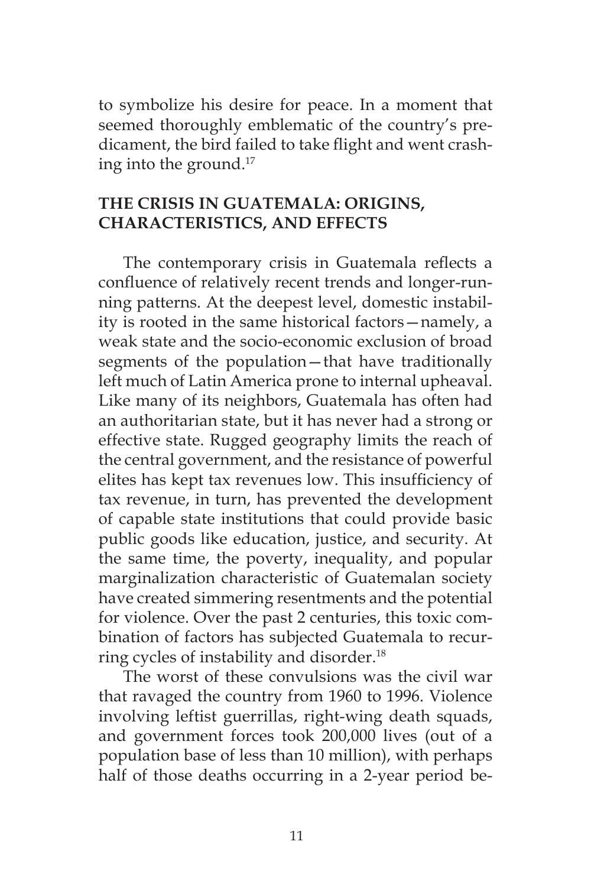to symbolize his desire for peace. In a moment that seemed thoroughly emblematic of the country's predicament, the bird failed to take flight and went crashing into the ground.[17]

## THE CRISIS IN GUATEMALA: ORIGINS, CHARACTERISTICS, AND EFFECTS

The contemporary crisis in Guatemala reflects a confluence of relatively recent trends and longer-running patterns. At the deepest level, domestic instability is rooted in the same historical factors—namely, a weak state and the socio-economic exclusion of broad segments of the population—that have traditionally left much of Latin America prone to internal upheaval. Like many of its neighbors, Guatemala has often had an authoritarian state, but it has never had a strong or effective state. Rugged geography limits the reach of the central government, and the resistance of powerful elites has kept tax revenues low. This insufficiency of tax revenue, in turn, has prevented the development of capable state institutions that could provide basic public goods like education, justice, and security. At the same time, the poverty, inequality, and popular marginalization characteristic of Guatemalan society have created simmering resentments and the potential for violence. Over the past 2 centuries, this toxic combination of factors has subjected Guatemala to recurring cycles of instability and disorder.[18]

The worst of these convulsions was the civil war that ravaged the country from 1960 to 1996. Violence involving leftist guerrillas, right-wing death squads, and government forces took 200,000 lives (out of a population base of less than 10 million), with perhaps half of those deaths occurring in a 2-year period be-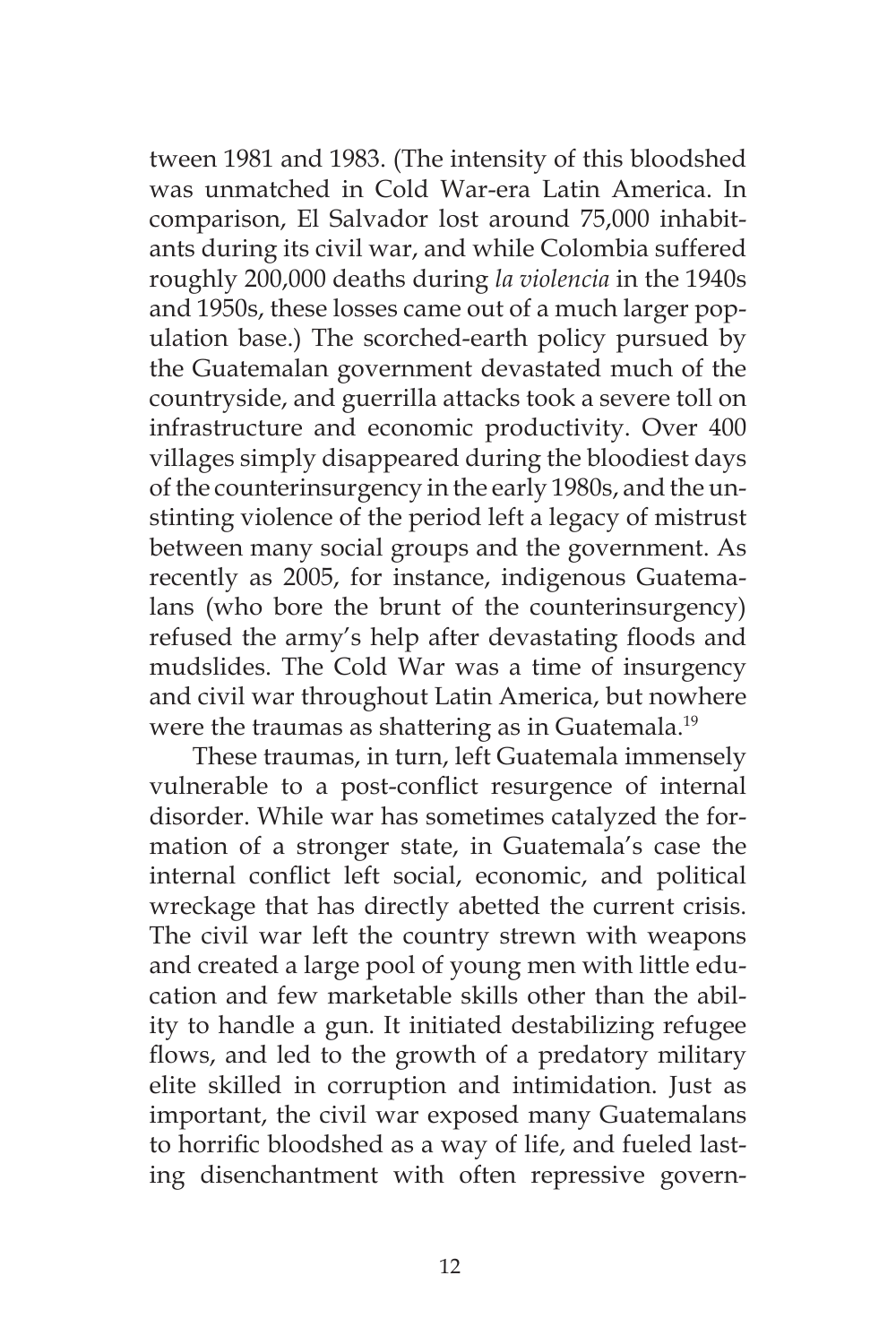tween 1981 and 1983. (The intensity of this bloodshed was unmatched in Cold War-era Latin America. In comparison, El Salvador lost around 75,000 inhabitants during its civil war, and while Colombia suffered roughly 200,000 deaths during *la violencia* in the 1940s and 1950s, these losses came out of a much larger population base.) The scorched-earth policy pursued by the Guatemalan government devastated much of the countryside, and guerrilla attacks took a severe toll on infrastructure and economic productivity. Over 400 villages simply disappeared during the bloodiest days of the counterinsurgency in the early 1980s, and the unstinting violence of the period left a legacy of mistrust between many social groups and the government. As recently as 2005, for instance, indigenous Guatemalans (who bore the brunt of the counterinsurgency) refused the army's help after devastating floods and mudslides. The Cold War was a time of insurgency and civil war throughout Latin America, but nowhere were the traumas as shattering as in Guatemala.[19]

These traumas, in turn, left Guatemala immensely vulnerable to a post-conflict resurgence of internal disorder. While war has sometimes catalyzed the formation of a stronger state, in Guatemala's case the internal conflict left social, economic, and political wreckage that has directly abetted the current crisis. The civil war left the country strewn with weapons and created a large pool of young men with little education and few marketable skills other than the ability to handle a gun. It initiated destabilizing refugee flows, and led to the growth of a predatory military elite skilled in corruption and intimidation. Just as important, the civil war exposed many Guatemalans to horrific bloodshed as a way of life, and fueled lasting disenchantment with often repressive govern-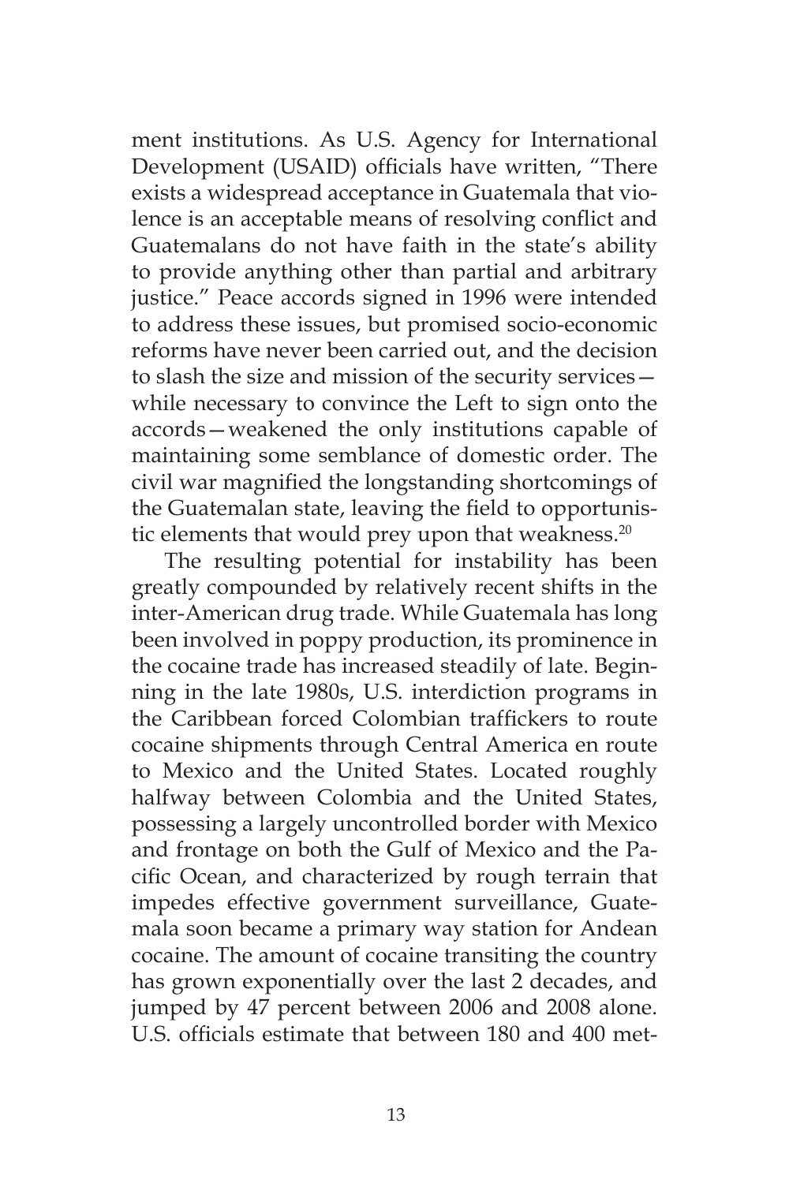ment institutions. As U.S. Agency for International Development (USAID) officials have written, "There exists a widespread acceptance in Guatemala that violence is an acceptable means of resolving conflict and Guatemalans do not have faith in the state's ability to provide anything other than partial and arbitrary justice." Peace accords signed in 1996 were intended to address these issues, but promised socio-economic reforms have never been carried out, and the decision to slash the size and mission of the security services—while necessary to convince the Left to sign onto the accords—weakened the only institutions capable of maintaining some semblance of domestic order. The civil war magnified the longstanding shortcomings of the Guatemalan state, leaving the field to opportunistic elements that would prey upon that weakness.[20]

The resulting potential for instability has been greatly compounded by relatively recent shifts in the inter-American drug trade. While Guatemala has long been involved in poppy production, its prominence in the cocaine trade has increased steadily of late. Beginning in the late 1980s, U.S. interdiction programs in the Caribbean forced Colombian traffickers to route cocaine shipments through Central America en route to Mexico and the United States. Located roughly halfway between Colombia and the United States, possessing a largely uncontrolled border with Mexico and frontage on both the Gulf of Mexico and the Pacific Ocean, and characterized by rough terrain that impedes effective government surveillance, Guatemala soon became a primary way station for Andean cocaine. The amount of cocaine transiting the country has grown exponentially over the last 2 decades, and jumped by 47 percent between 2006 and 2008 alone. U.S. officials estimate that between 180 and 400 met-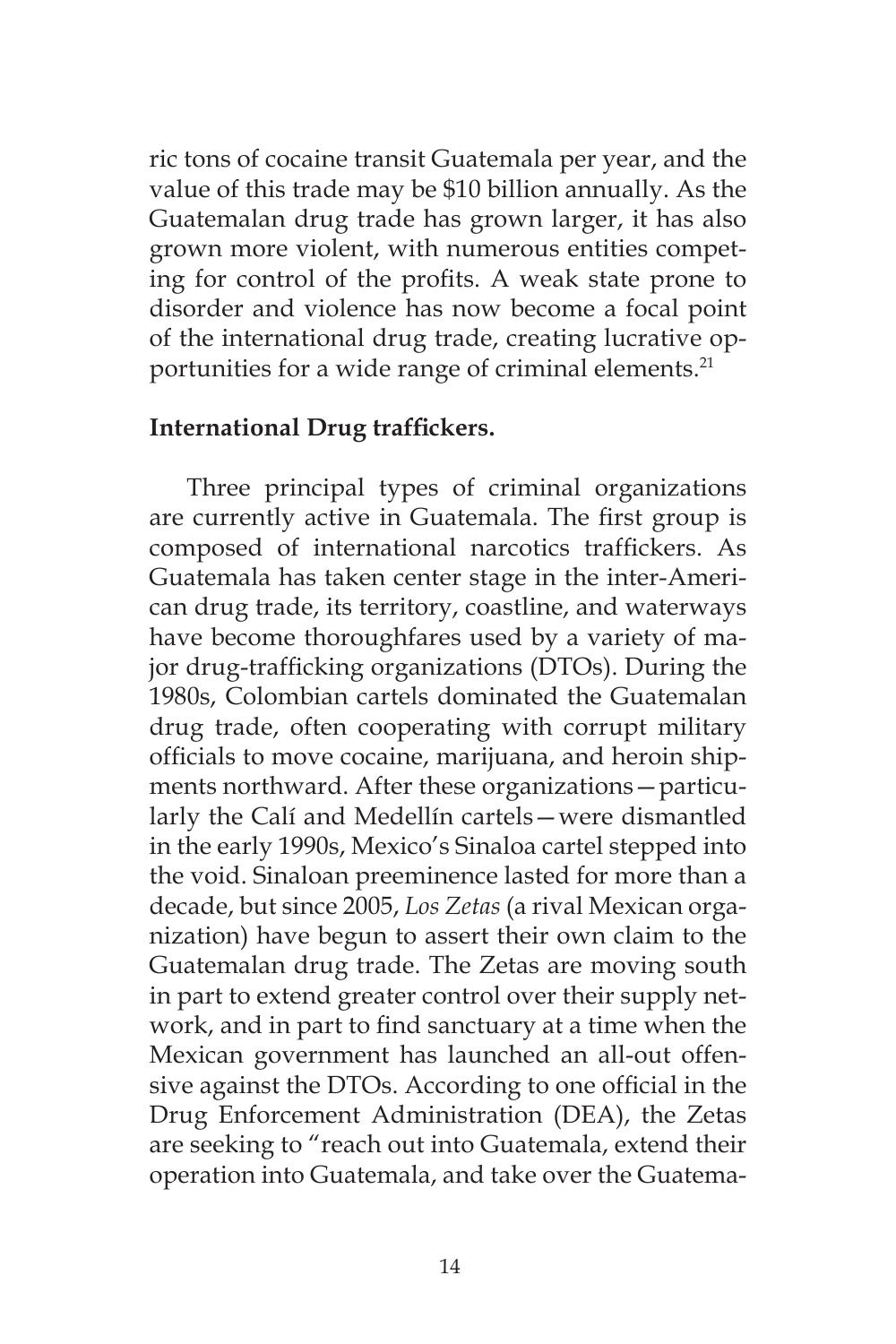ric tons of cocaine transit Guatemala per year, and the value of this trade may be $10 billion annually. As the Guatemalan drug trade has grown larger, it has also grown more violent, with numerous entities competing for control of the profits. A weak state prone to disorder and violence has now become a focal point of the international drug trade, creating lucrative opportunities for a wide range of criminal elements.[21]

**International Drug traffickers.**

Three principal types of criminal organizations are currently active in Guatemala. The first group is composed of international narcotics traffickers. As Guatemala has taken center stage in the inter-American drug trade, its territory, coastline, and waterways have become thoroughfares used by a variety of major drug-trafficking organizations (DTOs). During the 1980s, Colombian cartels dominated the Guatemalan drug trade, often cooperating with corrupt military officials to move cocaine, marijuana, and heroin shipments northward. After these organizations—particularly the Calí and Medellín cartels—were dismantled in the early 1990s, Mexico's Sinaloa cartel stepped into the void. Sinaloan preeminence lasted for more than a decade, but since 2005, *Los Zetas* (a rival Mexican organization) have begun to assert their own claim to the Guatemalan drug trade. The Zetas are moving south in part to extend greater control over their supply network, and in part to find sanctuary at a time when the Mexican government has launched an all-out offensive against the DTOs. According to one official in the Drug Enforcement Administration (DEA), the Zetas are seeking to "reach out into Guatemala, extend their operation into Guatemala, and take over the Guatema-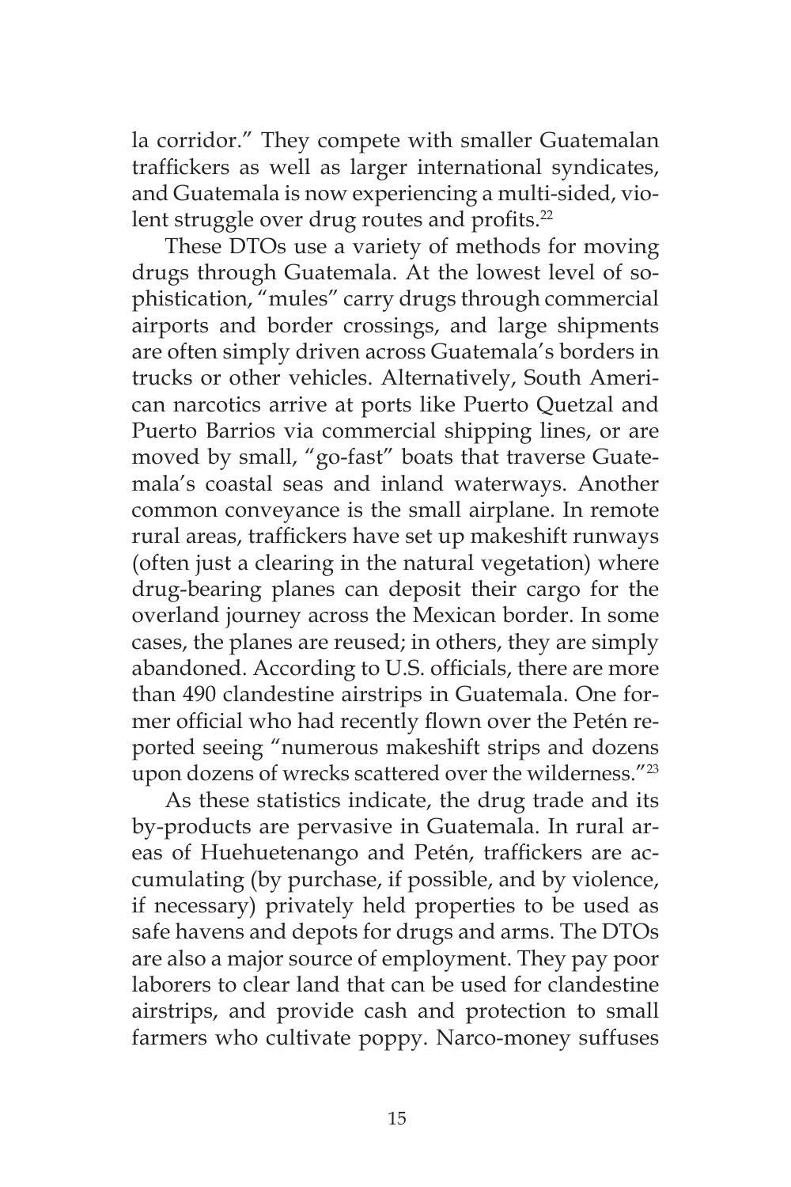la corridor." They compete with smaller Guatemalan traffickers as well as larger international syndicates, and Guatemala is now experiencing a multi-sided, violent struggle over drug routes and profits.[22]

These DTOs use a variety of methods for moving drugs through Guatemala. At the lowest level of sophistication, "mules" carry drugs through commercial airports and border crossings, and large shipments are often simply driven across Guatemala's borders in trucks or other vehicles. Alternatively, South American narcotics arrive at ports like Puerto Quetzal and Puerto Barrios via commercial shipping lines, or are moved by small, "go-fast" boats that traverse Guatemala's coastal seas and inland waterways. Another common conveyance is the small airplane. In remote rural areas, traffickers have set up makeshift runways (often just a clearing in the natural vegetation) where drug-bearing planes can deposit their cargo for the overland journey across the Mexican border. In some cases, the planes are reused; in others, they are simply abandoned. According to U.S. officials, there are more than 490 clandestine airstrips in Guatemala. One former official who had recently flown over the Petén reported seeing "numerous makeshift strips and dozens upon dozens of wrecks scattered over the wilderness."[23]

As these statistics indicate, the drug trade and its by-products are pervasive in Guatemala. In rural areas of Huehuetenango and Petén, traffickers are accumulating (by purchase, if possible, and by violence, if necessary) privately held properties to be used as safe havens and depots for drugs and arms. The DTOs are also a major source of employment. They pay poor laborers to clear land that can be used for clandestine airstrips, and provide cash and protection to small farmers who cultivate poppy. Narco-money suffuses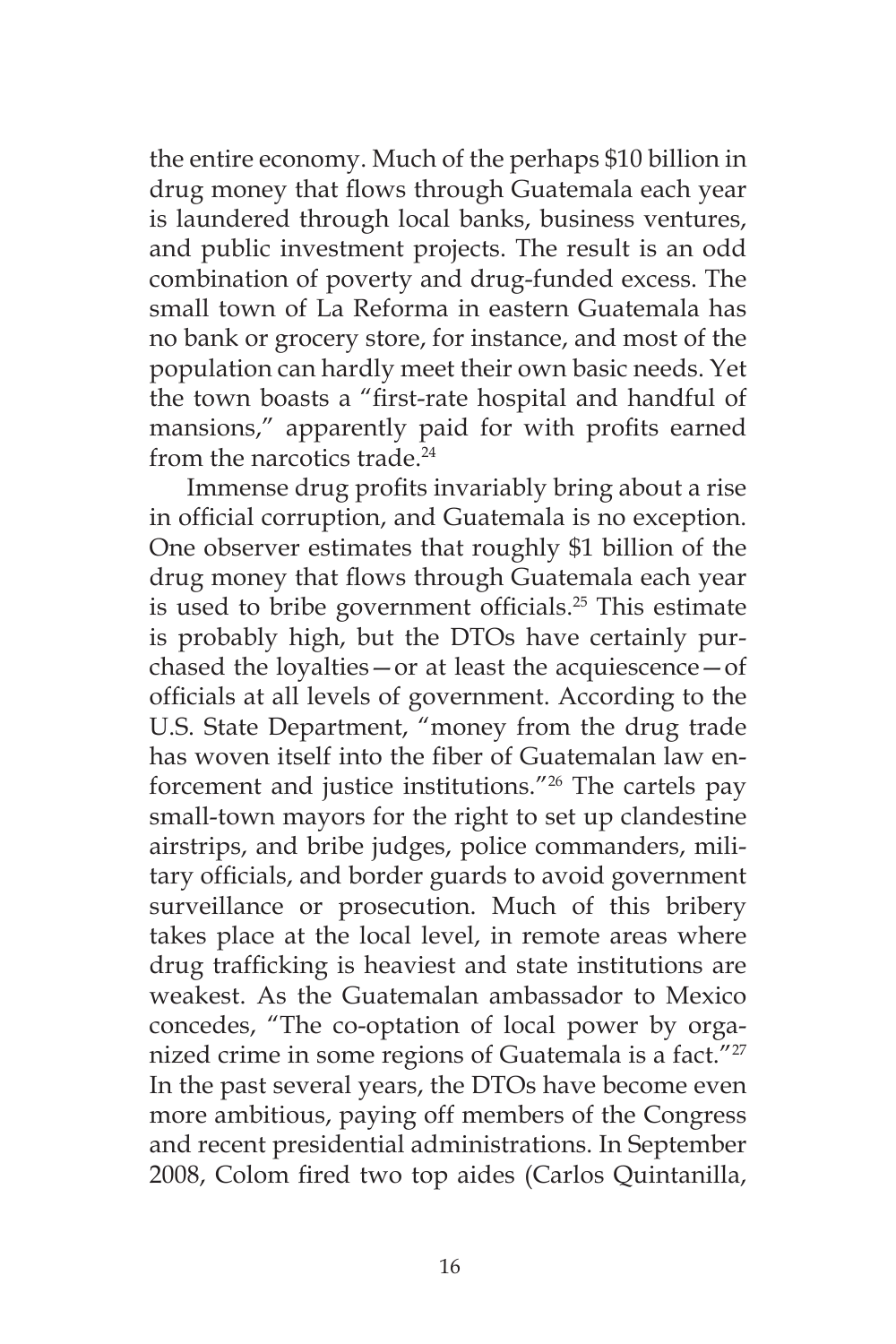the entire economy. Much of the perhaps $10 billion in drug money that flows through Guatemala each year is laundered through local banks, business ventures, and public investment projects. The result is an odd combination of poverty and drug-funded excess. The small town of La Reforma in eastern Guatemala has no bank or grocery store, for instance, and most of the population can hardly meet their own basic needs. Yet the town boasts a "first-rate hospital and handful of mansions," apparently paid for with profits earned from the narcotics trade.[24]

Immense drug profits invariably bring about a rise in official corruption, and Guatemala is no exception. One observer estimates that roughly $1 billion of the drug money that flows through Guatemala each year is used to bribe government officials.[25] This estimate is probably high, but the DTOs have certainly purchased the loyalties—or at least the acquiescence—of officials at all levels of government. According to the U.S. State Department, "money from the drug trade has woven itself into the fiber of Guatemalan law enforcement and justice institutions."[26] The cartels pay small-town mayors for the right to set up clandestine airstrips, and bribe judges, police commanders, military officials, and border guards to avoid government surveillance or prosecution. Much of this bribery takes place at the local level, in remote areas where drug trafficking is heaviest and state institutions are weakest. As the Guatemalan ambassador to Mexico concedes, "The co-optation of local power by organized crime in some regions of Guatemala is a fact."[27] In the past several years, the DTOs have become even more ambitious, paying off members of the Congress and recent presidential administrations. In September 2008, Colom fired two top aides (Carlos Quintanilla,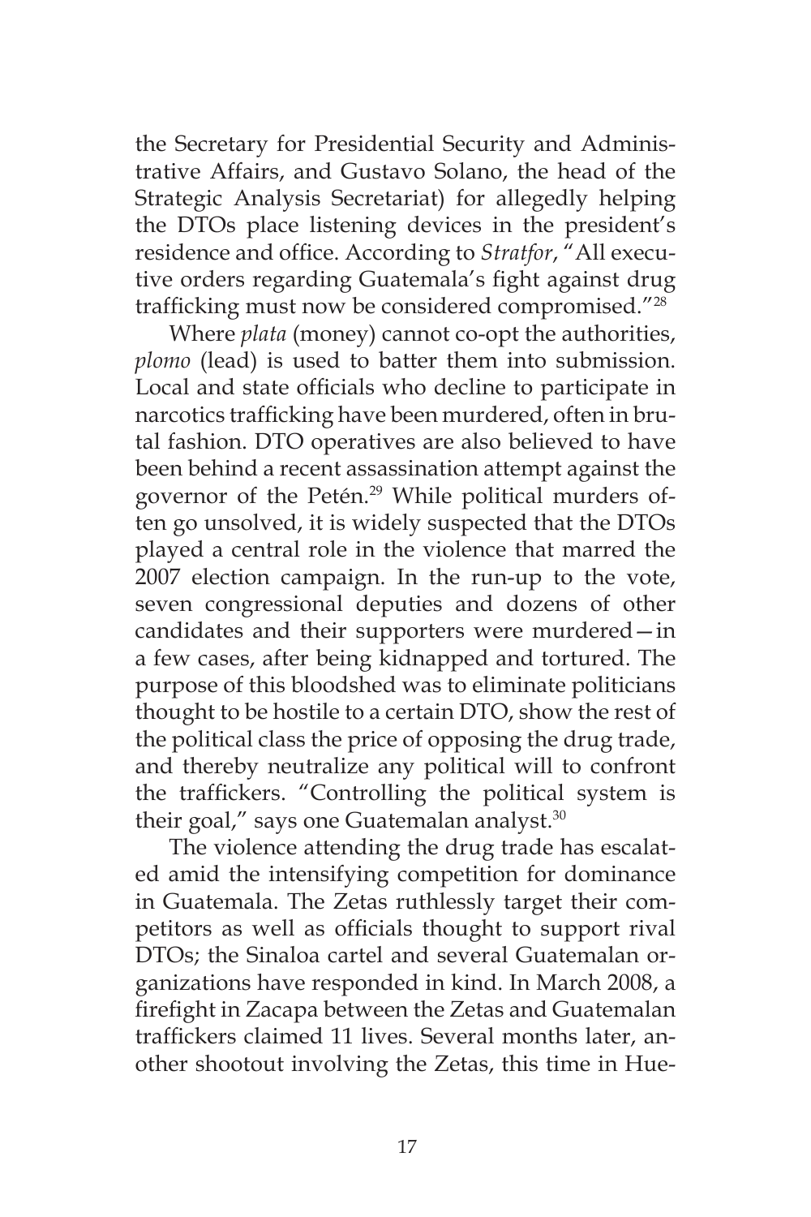the Secretary for Presidential Security and Administrative Affairs, and Gustavo Solano, the head of the Strategic Analysis Secretariat) for allegedly helping the DTOs place listening devices in the president's residence and office. According to *Stratfor*, "All executive orders regarding Guatemala's fight against drug trafficking must now be considered compromised."[28]

Where *plata* (money) cannot co-opt the authorities, *plomo* (lead) is used to batter them into submission. Local and state officials who decline to participate in narcotics trafficking have been murdered, often in brutal fashion. DTO operatives are also believed to have been behind a recent assassination attempt against the governor of the Petén.[29] While political murders often go unsolved, it is widely suspected that the DTOs played a central role in the violence that marred the 2007 election campaign. In the run-up to the vote, seven congressional deputies and dozens of other candidates and their supporters were murdered—in a few cases, after being kidnapped and tortured. The purpose of this bloodshed was to eliminate politicians thought to be hostile to a certain DTO, show the rest of the political class the price of opposing the drug trade, and thereby neutralize any political will to confront the traffickers. "Controlling the political system is their goal," says one Guatemalan analyst.[30]

The violence attending the drug trade has escalated amid the intensifying competition for dominance in Guatemala. The Zetas ruthlessly target their competitors as well as officials thought to support rival DTOs; the Sinaloa cartel and several Guatemalan organizations have responded in kind. In March 2008, a firefight in Zacapa between the Zetas and Guatemalan traffickers claimed 11 lives. Several months later, another shootout involving the Zetas, this time in Hue-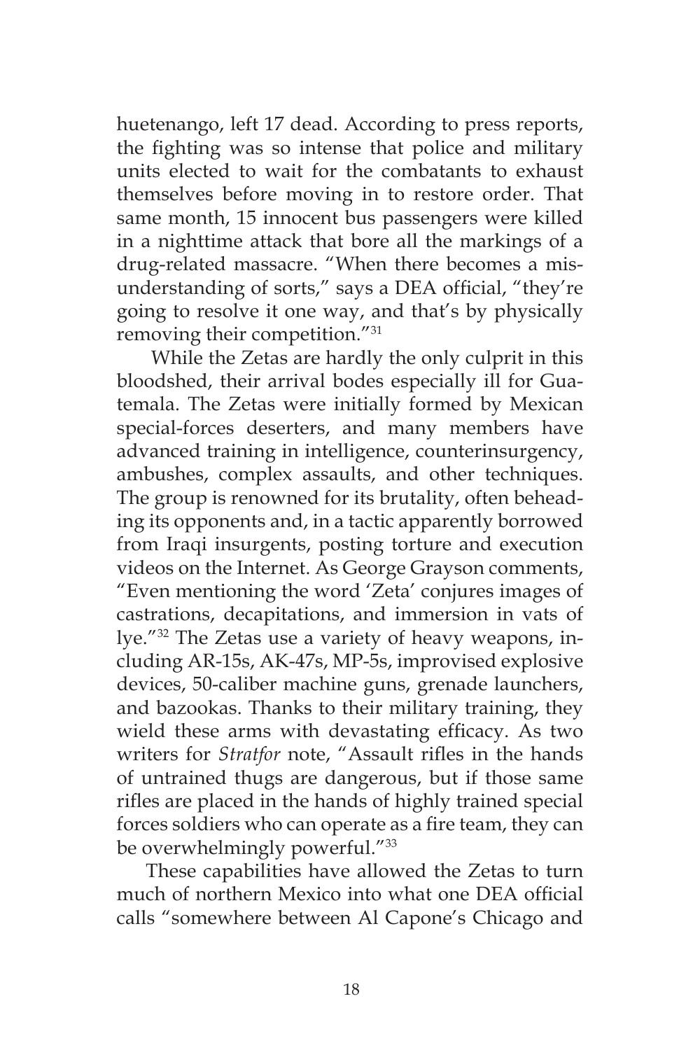huetenango, left 17 dead. According to press reports, the fighting was so intense that police and military units elected to wait for the combatants to exhaust themselves before moving in to restore order. That same month, 15 innocent bus passengers were killed in a nighttime attack that bore all the markings of a drug-related massacre. "When there becomes a misunderstanding of sorts," says a DEA official, "they're going to resolve it one way, and that's by physically removing their competition."[31]

While the Zetas are hardly the only culprit in this bloodshed, their arrival bodes especially ill for Guatemala. The Zetas were initially formed by Mexican special-forces deserters, and many members have advanced training in intelligence, counterinsurgency, ambushes, complex assaults, and other techniques. The group is renowned for its brutality, often beheading its opponents and, in a tactic apparently borrowed from Iraqi insurgents, posting torture and execution videos on the Internet. As George Grayson comments, "Even mentioning the word 'Zeta' conjures images of castrations, decapitations, and immersion in vats of lye."[32] The Zetas use a variety of heavy weapons, including AR-15s, AK-47s, MP-5s, improvised explosive devices, 50-caliber machine guns, grenade launchers, and bazookas. Thanks to their military training, they wield these arms with devastating efficacy. As two writers for *Stratfor* note, "Assault rifles in the hands of untrained thugs are dangerous, but if those same rifles are placed in the hands of highly trained special forces soldiers who can operate as a fire team, they can be overwhelmingly powerful."[33]

These capabilities have allowed the Zetas to turn much of northern Mexico into what one DEA official calls "somewhere between Al Capone's Chicago and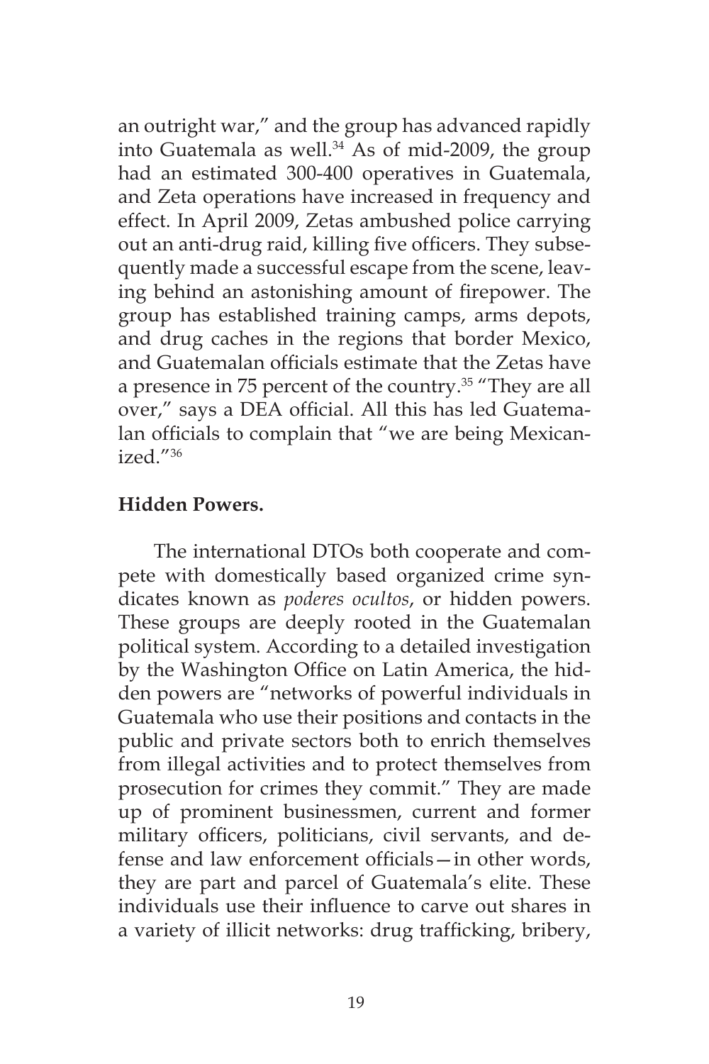an outright war," and the group has advanced rapidly into Guatemala as well.[34] As of mid-2009, the group had an estimated 300-400 operatives in Guatemala, and Zeta operations have increased in frequency and effect. In April 2009, Zetas ambushed police carrying out an anti-drug raid, killing five officers. They subsequently made a successful escape from the scene, leaving behind an astonishing amount of firepower. The group has established training camps, arms depots, and drug caches in the regions that border Mexico, and Guatemalan officials estimate that the Zetas have a presence in 75 percent of the country.[35] "They are all over," says a DEA official. All this has led Guatemalan officials to complain that "we are being Mexicanized."[36]

**Hidden Powers.**

The international DTOs both cooperate and compete with domestically based organized crime syndicates known as *poderes ocultos*, or hidden powers. These groups are deeply rooted in the Guatemalan political system. According to a detailed investigation by the Washington Office on Latin America, the hidden powers are "networks of powerful individuals in Guatemala who use their positions and contacts in the public and private sectors both to enrich themselves from illegal activities and to protect themselves from prosecution for crimes they commit." They are made up of prominent businessmen, current and former military officers, politicians, civil servants, and defense and law enforcement officials—in other words, they are part and parcel of Guatemala's elite. These individuals use their influence to carve out shares in a variety of illicit networks: drug trafficking, bribery,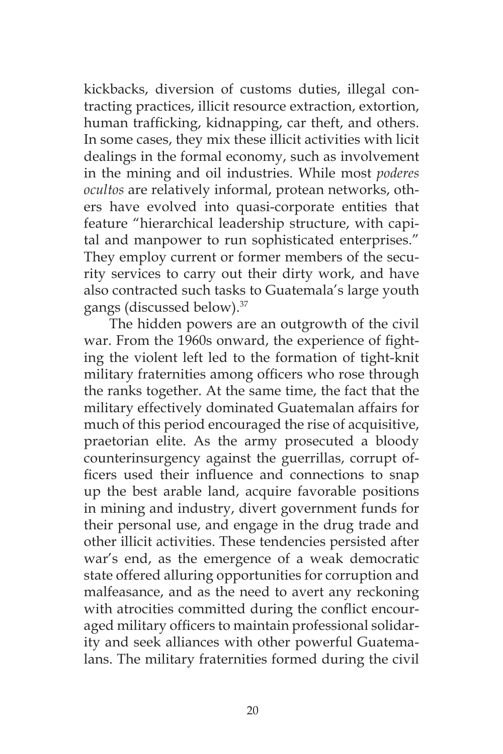kickbacks, diversion of customs duties, illegal contracting practices, illicit resource extraction, extortion, human trafficking, kidnapping, car theft, and others. In some cases, they mix these illicit activities with licit dealings in the formal economy, such as involvement in the mining and oil industries. While most *poderes ocultos* are relatively informal, protean networks, others have evolved into quasi-corporate entities that feature "hierarchical leadership structure, with capital and manpower to run sophisticated enterprises." They employ current or former members of the security services to carry out their dirty work, and have also contracted such tasks to Guatemala's large youth gangs (discussed below).[37]

The hidden powers are an outgrowth of the civil war. From the 1960s onward, the experience of fighting the violent left led to the formation of tight-knit military fraternities among officers who rose through the ranks together. At the same time, the fact that the military effectively dominated Guatemalan affairs for much of this period encouraged the rise of acquisitive, praetorian elite. As the army prosecuted a bloody counterinsurgency against the guerrillas, corrupt officers used their influence and connections to snap up the best arable land, acquire favorable positions in mining and industry, divert government funds for their personal use, and engage in the drug trade and other illicit activities. These tendencies persisted after war's end, as the emergence of a weak democratic state offered alluring opportunities for corruption and malfeasance, and as the need to avert any reckoning with atrocities committed during the conflict encouraged military officers to maintain professional solidarity and seek alliances with other powerful Guatemalans. The military fraternities formed during the civil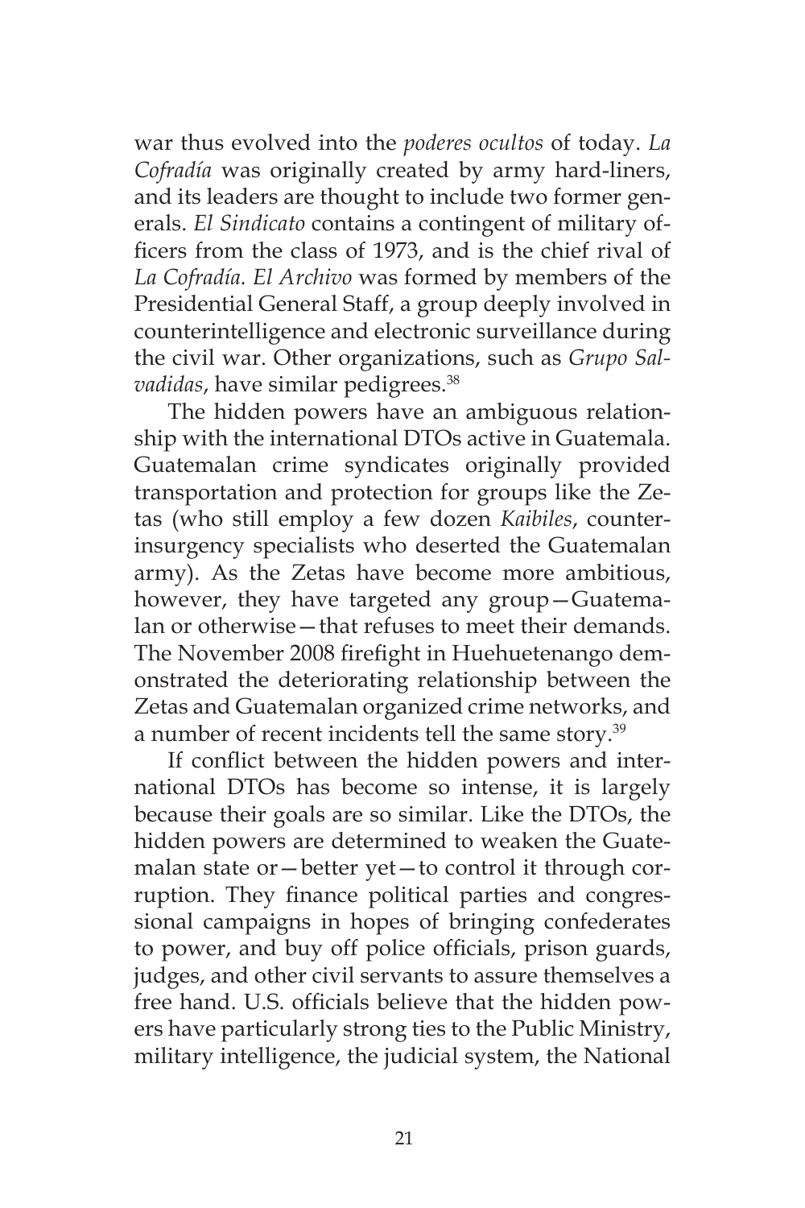war thus evolved into the *poderes ocultos* of today. *La Cofradía* was originally created by army hard-liners, and its leaders are thought to include two former generals. *El Sindicato* contains a contingent of military officers from the class of 1973, and is the chief rival of *La Cofradía. El Archivo* was formed by members of the Presidential General Staff, a group deeply involved in counterintelligence and electronic surveillance during the civil war. Other organizations, such as *Grupo Salvadidas*, have similar pedigrees.[38]

The hidden powers have an ambiguous relationship with the international DTOs active in Guatemala. Guatemalan crime syndicates originally provided transportation and protection for groups like the Zetas (who still employ a few dozen *Kaibiles*, counterinsurgency specialists who deserted the Guatemalan army). As the Zetas have become more ambitious, however, they have targeted any group—Guatemalan or otherwise—that refuses to meet their demands. The November 2008 firefight in Huehuetenango demonstrated the deteriorating relationship between the Zetas and Guatemalan organized crime networks, and a number of recent incidents tell the same story.[39]

If conflict between the hidden powers and international DTOs has become so intense, it is largely because their goals are so similar. Like the DTOs, the hidden powers are determined to weaken the Guatemalan state or—better yet—to control it through corruption. They finance political parties and congressional campaigns in hopes of bringing confederates to power, and buy off police officials, prison guards, judges, and other civil servants to assure themselves a free hand. U.S. officials believe that the hidden powers have particularly strong ties to the Public Ministry, military intelligence, the judicial system, the National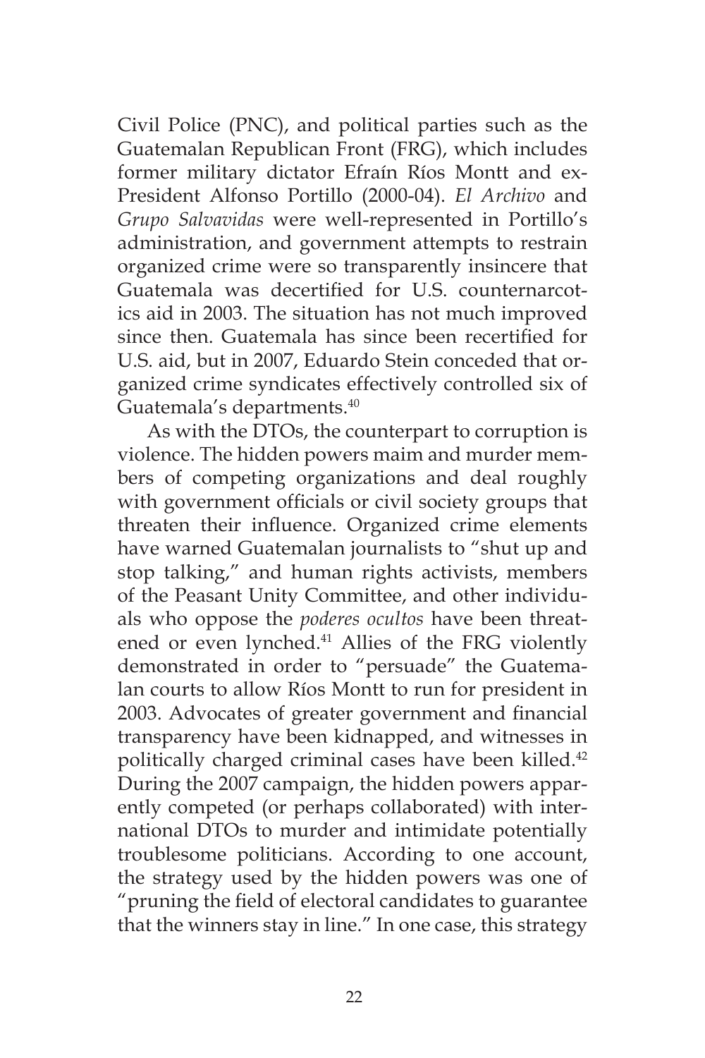Civil Police (PNC), and political parties such as the Guatemalan Republican Front (FRG), which includes former military dictator Efraín Ríos Montt and ex-President Alfonso Portillo (2000-04). *El Archivo* and *Grupo Salvavidas* were well-represented in Portillo's administration, and government attempts to restrain organized crime were so transparently insincere that Guatemala was decertified for U.S. counternarcotics aid in 2003. The situation has not much improved since then. Guatemala has since been recertified for U.S. aid, but in 2007, Eduardo Stein conceded that organized crime syndicates effectively controlled six of Guatemala's departments.[40]

As with the DTOs, the counterpart to corruption is violence. The hidden powers maim and murder members of competing organizations and deal roughly with government officials or civil society groups that threaten their influence. Organized crime elements have warned Guatemalan journalists to "shut up and stop talking," and human rights activists, members of the Peasant Unity Committee, and other individuals who oppose the *poderes ocultos* have been threatened or even lynched.[41] Allies of the FRG violently demonstrated in order to "persuade" the Guatemalan courts to allow Ríos Montt to run for president in 2003. Advocates of greater government and financial transparency have been kidnapped, and witnesses in politically charged criminal cases have been killed.[42] During the 2007 campaign, the hidden powers apparently competed (or perhaps collaborated) with international DTOs to murder and intimidate potentially troublesome politicians. According to one account, the strategy used by the hidden powers was one of "pruning the field of electoral candidates to guarantee that the winners stay in line." In one case, this strategy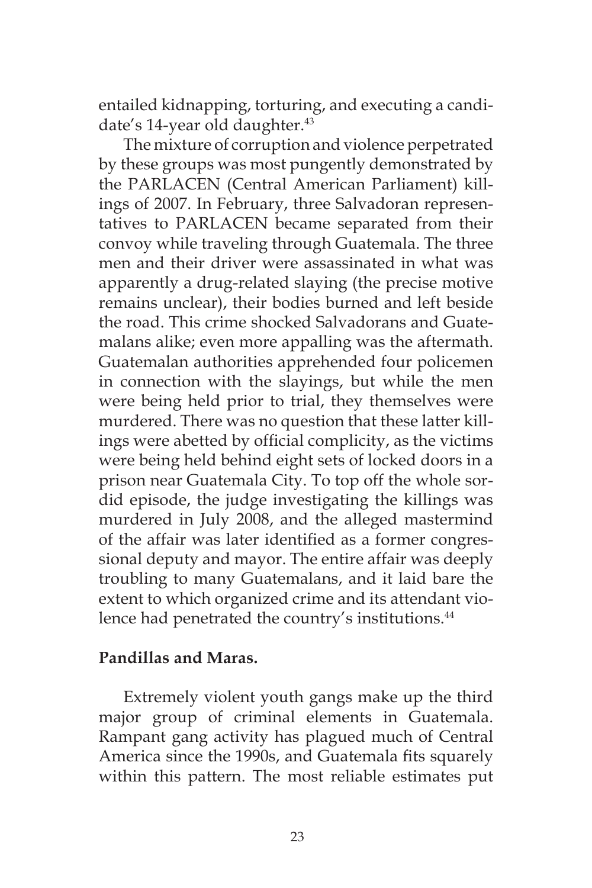entailed kidnapping, torturing, and executing a candidate's 14-year old daughter.[43]

The mixture of corruption and violence perpetrated by these groups was most pungently demonstrated by the PARLACEN (Central American Parliament) killings of 2007. In February, three Salvadoran representatives to PARLACEN became separated from their convoy while traveling through Guatemala. The three men and their driver were assassinated in what was apparently a drug-related slaying (the precise motive remains unclear), their bodies burned and left beside the road. This crime shocked Salvadorans and Guatemalans alike; even more appalling was the aftermath. Guatemalan authorities apprehended four policemen in connection with the slayings, but while the men were being held prior to trial, they themselves were murdered. There was no question that these latter killings were abetted by official complicity, as the victims were being held behind eight sets of locked doors in a prison near Guatemala City. To top off the whole sordid episode, the judge investigating the killings was murdered in July 2008, and the alleged mastermind of the affair was later identified as a former congressional deputy and mayor. The entire affair was deeply troubling to many Guatemalans, and it laid bare the extent to which organized crime and its attendant violence had penetrated the country's institutions.[44]

**Pandillas and Maras.**

Extremely violent youth gangs make up the third major group of criminal elements in Guatemala. Rampant gang activity has plagued much of Central America since the 1990s, and Guatemala fits squarely within this pattern. The most reliable estimates put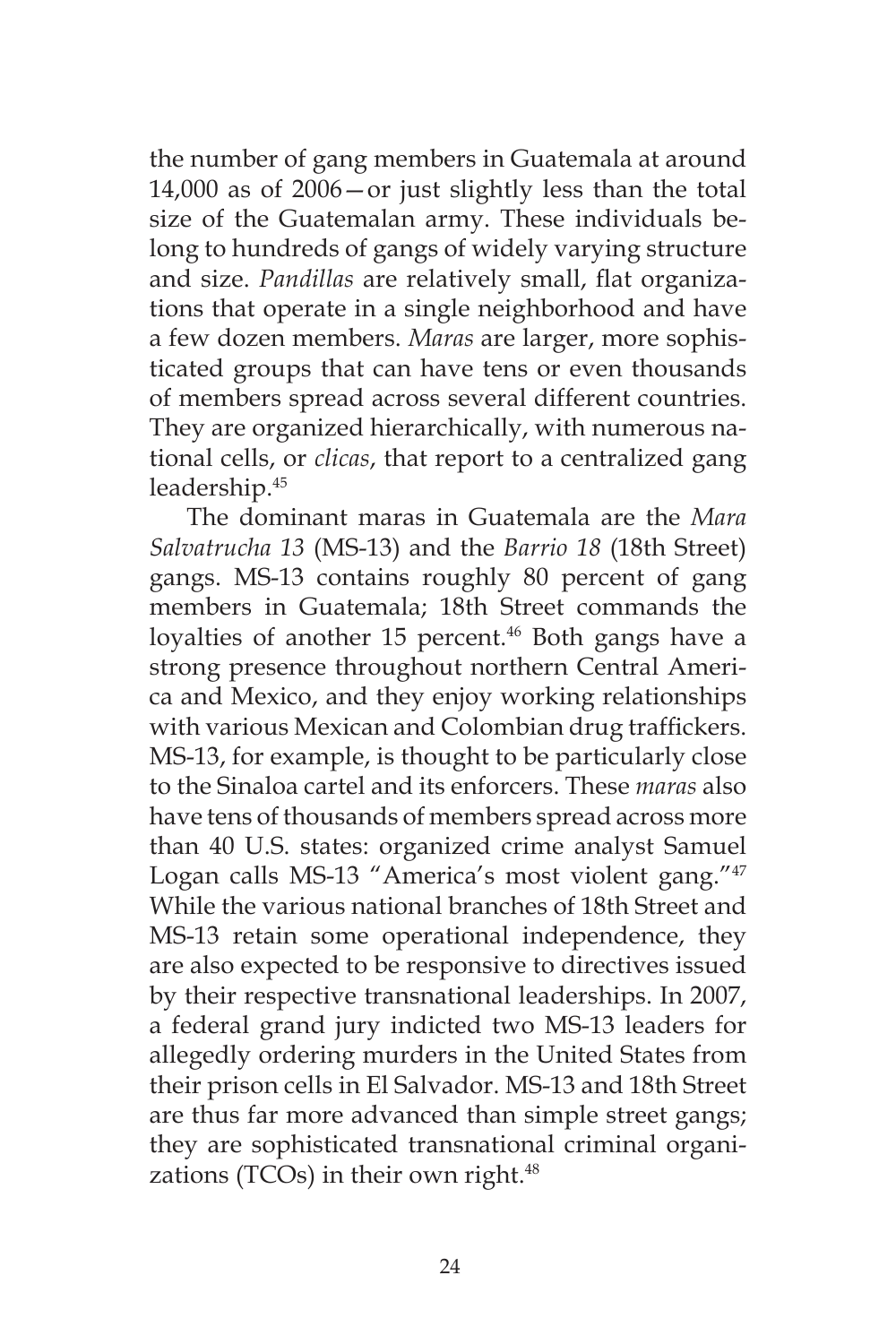the number of gang members in Guatemala at around 14,000 as of 2006—or just slightly less than the total size of the Guatemalan army. These individuals belong to hundreds of gangs of widely varying structure and size. *Pandillas* are relatively small, flat organizations that operate in a single neighborhood and have a few dozen members. *Maras* are larger, more sophisticated groups that can have tens or even thousands of members spread across several different countries. They are organized hierarchically, with numerous national cells, or *clicas*, that report to a centralized gang leadership.[45]

The dominant maras in Guatemala are the *Mara Salvatrucha 13* (MS-13) and the *Barrio 18* (18th Street) gangs. MS-13 contains roughly 80 percent of gang members in Guatemala; 18th Street commands the loyalties of another 15 percent.[46] Both gangs have a strong presence throughout northern Central America and Mexico, and they enjoy working relationships with various Mexican and Colombian drug traffickers. MS-13, for example, is thought to be particularly close to the Sinaloa cartel and its enforcers. These *maras* also have tens of thousands of members spread across more than 40 U.S. states: organized crime analyst Samuel Logan calls MS-13 "America's most violent gang."[47] While the various national branches of 18th Street and MS-13 retain some operational independence, they are also expected to be responsive to directives issued by their respective transnational leaderships. In 2007, a federal grand jury indicted two MS-13 leaders for allegedly ordering murders in the United States from their prison cells in El Salvador. MS-13 and 18th Street are thus far more advanced than simple street gangs; they are sophisticated transnational criminal organizations (TCOs) in their own right.[48]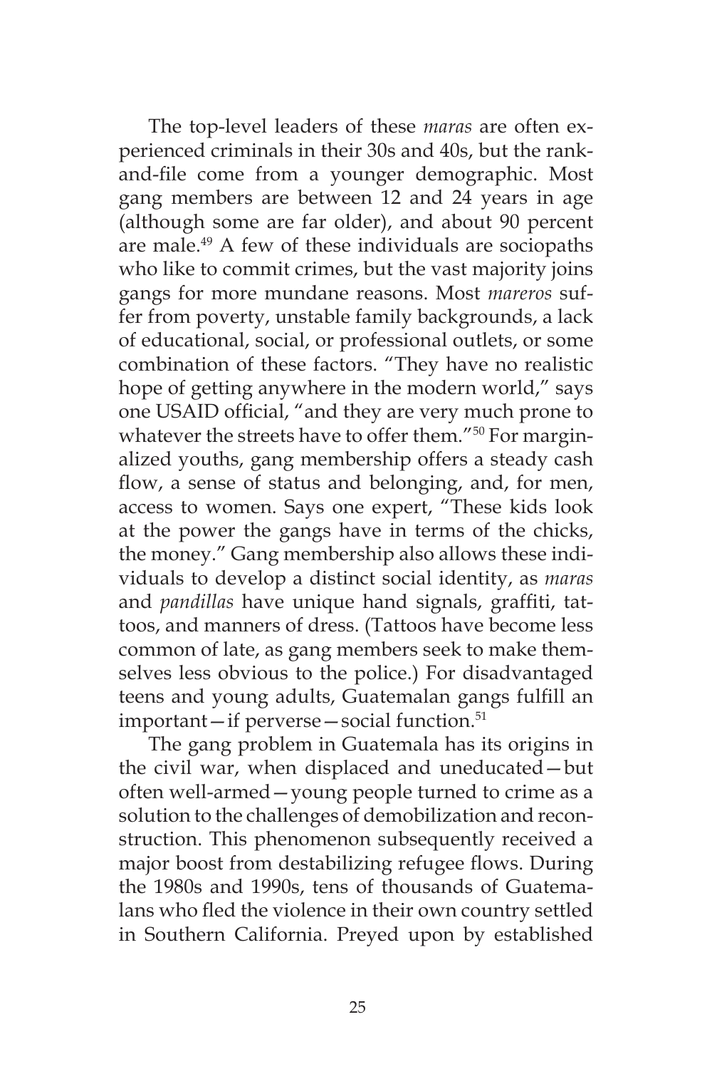The top-level leaders of these *maras* are often experienced criminals in their 30s and 40s, but the rank-and-file come from a younger demographic. Most gang members are between 12 and 24 years in age (although some are far older), and about 90 percent are male.[49] A few of these individuals are sociopaths who like to commit crimes, but the vast majority joins gangs for more mundane reasons. Most *mareros* suffer from poverty, unstable family backgrounds, a lack of educational, social, or professional outlets, or some combination of these factors. "They have no realistic hope of getting anywhere in the modern world," says one USAID official, "and they are very much prone to whatever the streets have to offer them."[50] For marginalized youths, gang membership offers a steady cash flow, a sense of status and belonging, and, for men, access to women. Says one expert, "These kids look at the power the gangs have in terms of the chicks, the money." Gang membership also allows these individuals to develop a distinct social identity, as *maras* and *pandillas* have unique hand signals, graffiti, tattoos, and manners of dress. (Tattoos have become less common of late, as gang members seek to make themselves less obvious to the police.) For disadvantaged teens and young adults, Guatemalan gangs fulfill an important—if perverse—social function.[51]

The gang problem in Guatemala has its origins in the civil war, when displaced and uneducated—but often well-armed—young people turned to crime as a solution to the challenges of demobilization and reconstruction. This phenomenon subsequently received a major boost from destabilizing refugee flows. During the 1980s and 1990s, tens of thousands of Guatemalans who fled the violence in their own country settled in Southern California. Preyed upon by established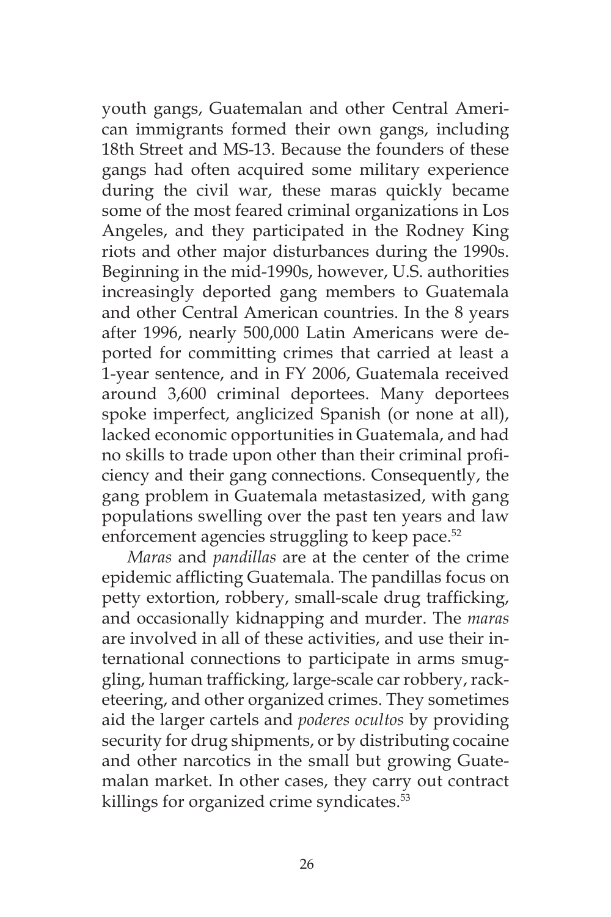youth gangs, Guatemalan and other Central American immigrants formed their own gangs, including 18th Street and MS-13. Because the founders of these gangs had often acquired some military experience during the civil war, these maras quickly became some of the most feared criminal organizations in Los Angeles, and they participated in the Rodney King riots and other major disturbances during the 1990s. Beginning in the mid-1990s, however, U.S. authorities increasingly deported gang members to Guatemala and other Central American countries. In the 8 years after 1996, nearly 500,000 Latin Americans were deported for committing crimes that carried at least a 1-year sentence, and in FY 2006, Guatemala received around 3,600 criminal deportees. Many deportees spoke imperfect, anglicized Spanish (or none at all), lacked economic opportunities in Guatemala, and had no skills to trade upon other than their criminal proficiency and their gang connections. Consequently, the gang problem in Guatemala metastasized, with gang populations swelling over the past ten years and law enforcement agencies struggling to keep pace.[52]

*Maras* and *pandillas* are at the center of the crime epidemic afflicting Guatemala. The pandillas focus on petty extortion, robbery, small-scale drug trafficking, and occasionally kidnapping and murder. The *maras* are involved in all of these activities, and use their international connections to participate in arms smuggling, human trafficking, large-scale car robbery, racketeering, and other organized crimes. They sometimes aid the larger cartels and *poderes ocultos* by providing security for drug shipments, or by distributing cocaine and other narcotics in the small but growing Guatemalan market. In other cases, they carry out contract killings for organized crime syndicates.[53]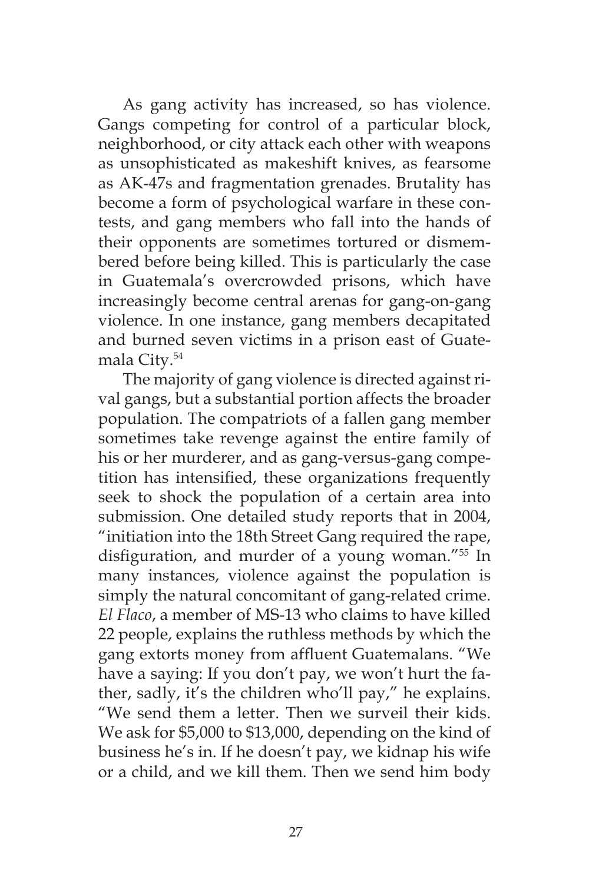As gang activity has increased, so has violence. Gangs competing for control of a particular block, neighborhood, or city attack each other with weapons as unsophisticated as makeshift knives, as fearsome as AK-47s and fragmentation grenades. Brutality has become a form of psychological warfare in these contests, and gang members who fall into the hands of their opponents are sometimes tortured or dismembered before being killed. This is particularly the case in Guatemala's overcrowded prisons, which have increasingly become central arenas for gang-on-gang violence. In one instance, gang members decapitated and burned seven victims in a prison east of Guatemala City.[54]

The majority of gang violence is directed against rival gangs, but a substantial portion affects the broader population. The compatriots of a fallen gang member sometimes take revenge against the entire family of his or her murderer, and as gang-versus-gang competition has intensified, these organizations frequently seek to shock the population of a certain area into submission. One detailed study reports that in 2004, "initiation into the 18th Street Gang required the rape, disfiguration, and murder of a young woman."[55] In many instances, violence against the population is simply the natural concomitant of gang-related crime. *El Flaco*, a member of MS-13 who claims to have killed 22 people, explains the ruthless methods by which the gang extorts money from affluent Guatemalans. "We have a saying: If you don't pay, we won't hurt the father, sadly, it's the children who'll pay," he explains. "We send them a letter. Then we surveil their kids. We ask for $5,000 to $13,000, depending on the kind of business he's in. If he doesn't pay, we kidnap his wife or a child, and we kill them. Then we send him body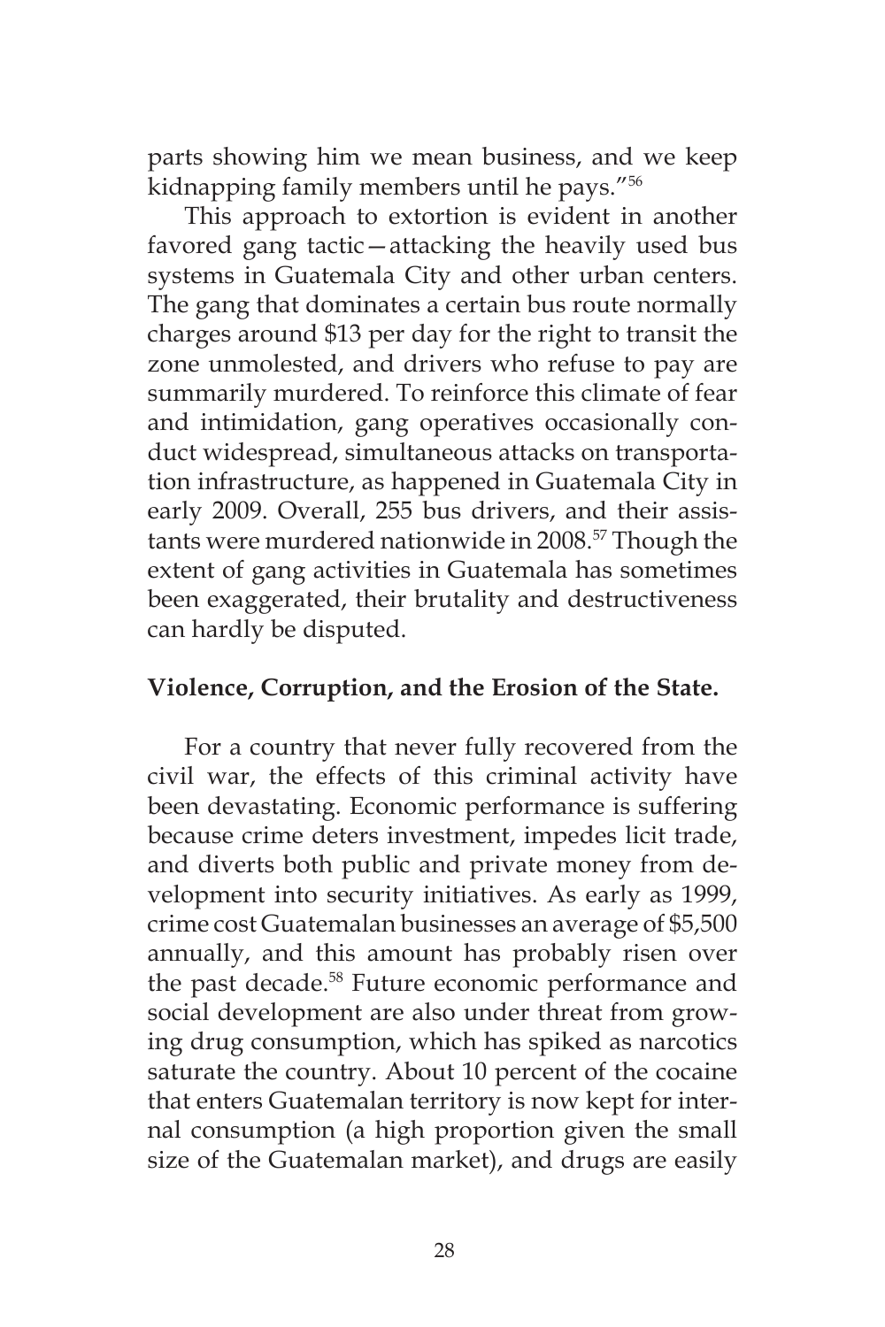parts showing him we mean business, and we keep kidnapping family members until he pays."[56]

This approach to extortion is evident in another favored gang tactic—attacking the heavily used bus systems in Guatemala City and other urban centers. The gang that dominates a certain bus route normally charges around $13 per day for the right to transit the zone unmolested, and drivers who refuse to pay are summarily murdered. To reinforce this climate of fear and intimidation, gang operatives occasionally conduct widespread, simultaneous attacks on transportation infrastructure, as happened in Guatemala City in early 2009. Overall, 255 bus drivers, and their assistants were murdered nationwide in 2008.[57] Though the extent of gang activities in Guatemala has sometimes been exaggerated, their brutality and destructiveness can hardly be disputed.

**Violence, Corruption, and the Erosion of the State.**

For a country that never fully recovered from the civil war, the effects of this criminal activity have been devastating. Economic performance is suffering because crime deters investment, impedes licit trade, and diverts both public and private money from development into security initiatives. As early as 1999, crime cost Guatemalan businesses an average of $5,500 annually, and this amount has probably risen over the past decade.[58] Future economic performance and social development are also under threat from growing drug consumption, which has spiked as narcotics saturate the country. About 10 percent of the cocaine that enters Guatemalan territory is now kept for internal consumption (a high proportion given the small size of the Guatemalan market), and drugs are easily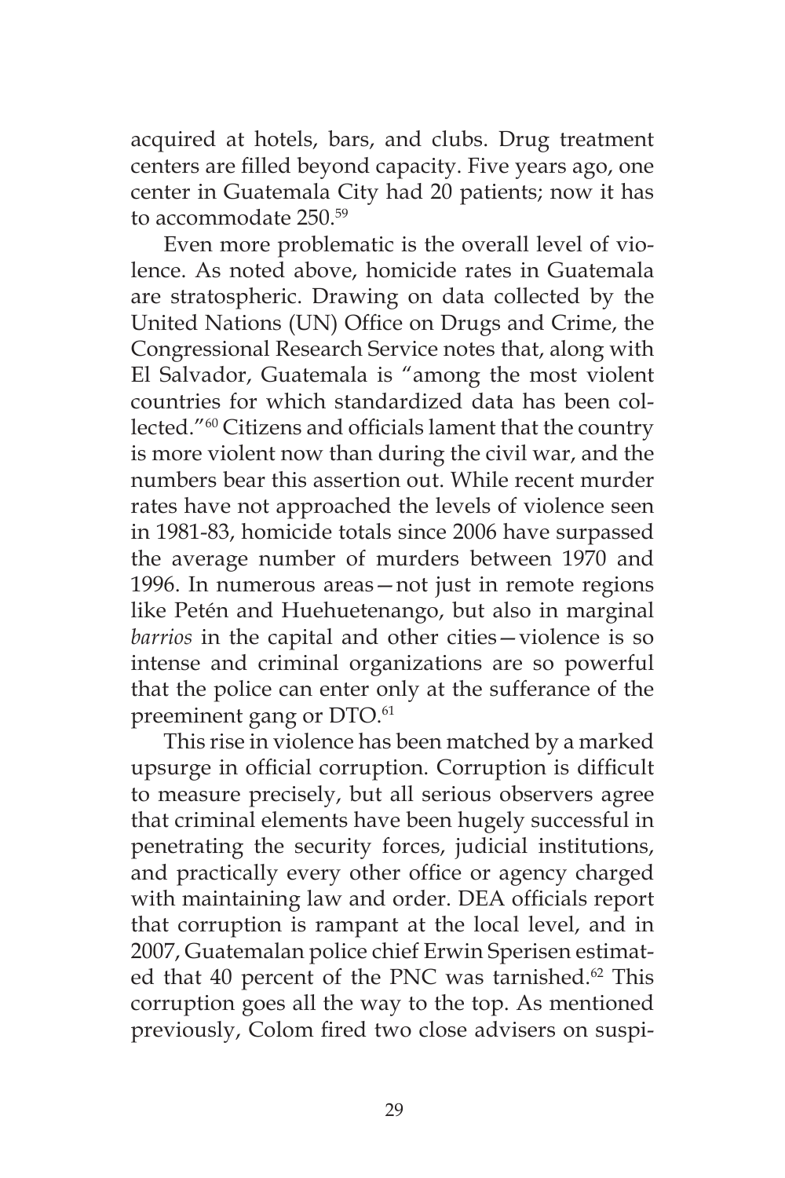acquired at hotels, bars, and clubs. Drug treatment centers are filled beyond capacity. Five years ago, one center in Guatemala City had 20 patients; now it has to accommodate 250.[59]

Even more problematic is the overall level of violence. As noted above, homicide rates in Guatemala are stratospheric. Drawing on data collected by the United Nations (UN) Office on Drugs and Crime, the Congressional Research Service notes that, along with El Salvador, Guatemala is "among the most violent countries for which standardized data has been collected."[60] Citizens and officials lament that the country is more violent now than during the civil war, and the numbers bear this assertion out. While recent murder rates have not approached the levels of violence seen in 1981-83, homicide totals since 2006 have surpassed the average number of murders between 1970 and 1996. In numerous areas—not just in remote regions like Petén and Huehuetenango, but also in marginal *barrios* in the capital and other cities—violence is so intense and criminal organizations are so powerful that the police can enter only at the sufferance of the preeminent gang or DTO.[61]

This rise in violence has been matched by a marked upsurge in official corruption. Corruption is difficult to measure precisely, but all serious observers agree that criminal elements have been hugely successful in penetrating the security forces, judicial institutions, and practically every other office or agency charged with maintaining law and order. DEA officials report that corruption is rampant at the local level, and in 2007, Guatemalan police chief Erwin Sperisen estimated that 40 percent of the PNC was tarnished.[62] This corruption goes all the way to the top. As mentioned previously, Colom fired two close advisers on suspi-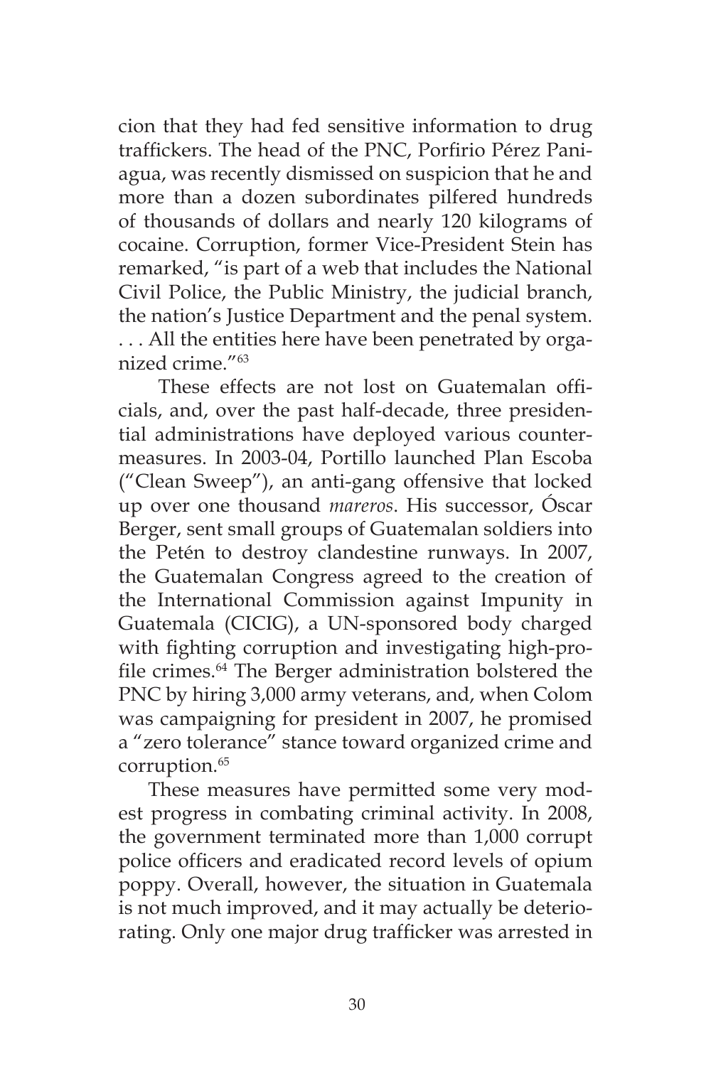cion that they had fed sensitive information to drug traffickers. The head of the PNC, Porfirio Pérez Paniagua, was recently dismissed on suspicion that he and more than a dozen subordinates pilfered hundreds of thousands of dollars and nearly 120 kilograms of cocaine. Corruption, former Vice-President Stein has remarked, "is part of a web that includes the National Civil Police, the Public Ministry, the judicial branch, the nation's Justice Department and the penal system. . . . All the entities here have been penetrated by organized crime."[63]

These effects are not lost on Guatemalan officials, and, over the past half-decade, three presidential administrations have deployed various countermeasures. In 2003-04, Portillo launched Plan Escoba ("Clean Sweep"), an anti-gang offensive that locked up over one thousand *mareros*. His successor, Óscar Berger, sent small groups of Guatemalan soldiers into the Petén to destroy clandestine runways. In 2007, the Guatemalan Congress agreed to the creation of the International Commission against Impunity in Guatemala (CICIG), a UN-sponsored body charged with fighting corruption and investigating high-profile crimes.[64] The Berger administration bolstered the PNC by hiring 3,000 army veterans, and, when Colom was campaigning for president in 2007, he promised a "zero tolerance" stance toward organized crime and corruption.[65]

These measures have permitted some very modest progress in combating criminal activity. In 2008, the government terminated more than 1,000 corrupt police officers and eradicated record levels of opium poppy. Overall, however, the situation in Guatemala is not much improved, and it may actually be deteriorating. Only one major drug trafficker was arrested in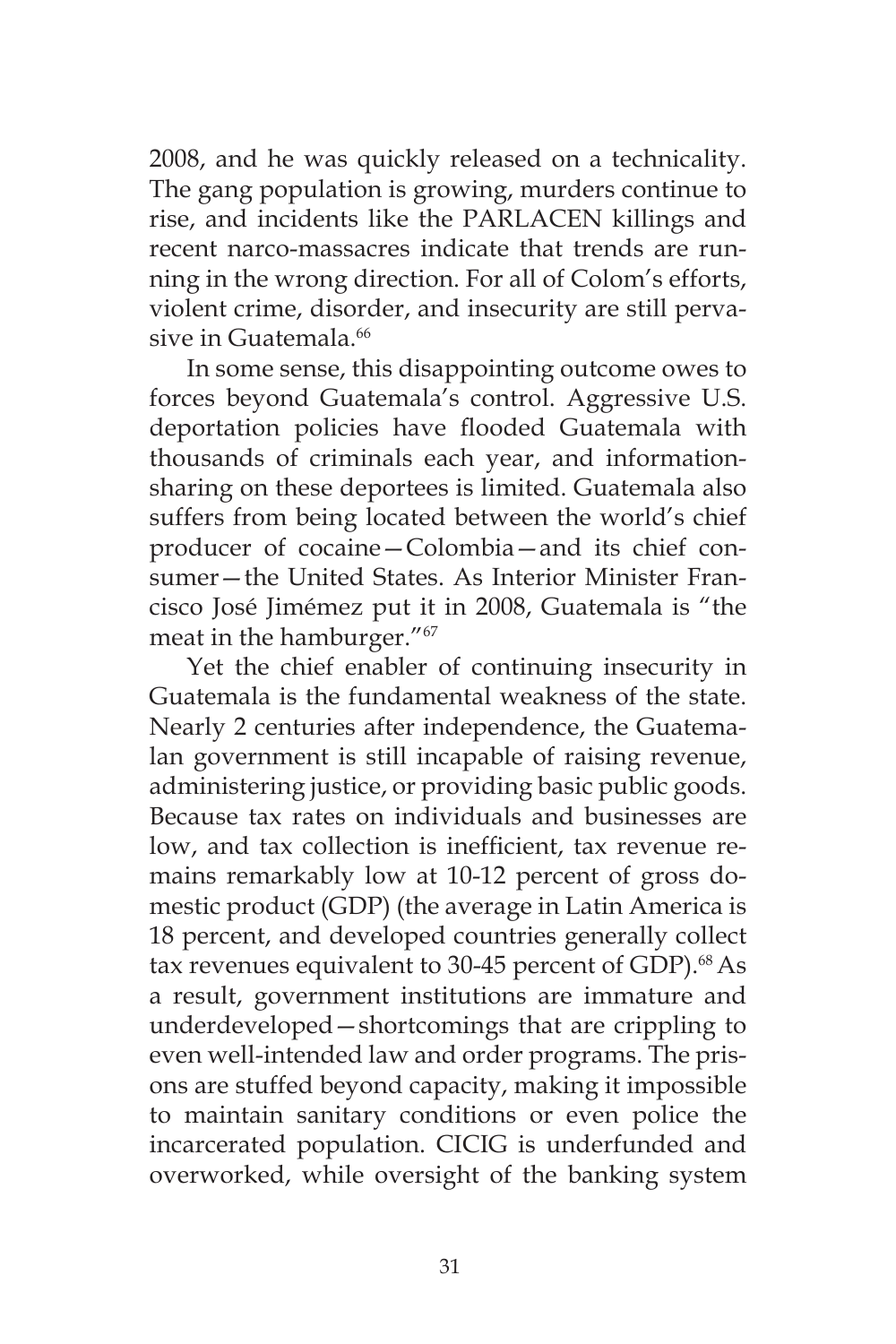2008, and he was quickly released on a technicality. The gang population is growing, murders continue to rise, and incidents like the PARLACEN killings and recent narco-massacres indicate that trends are running in the wrong direction. For all of Colom's efforts, violent crime, disorder, and insecurity are still pervasive in Guatemala.[66]

In some sense, this disappointing outcome owes to forces beyond Guatemala's control. Aggressive U.S. deportation policies have flooded Guatemala with thousands of criminals each year, and information-sharing on these deportees is limited. Guatemala also suffers from being located between the world's chief producer of cocaine—Colombia—and its chief consumer—the United States. As Interior Minister Francisco José Jimémez put it in 2008, Guatemala is "the meat in the hamburger."[67]

Yet the chief enabler of continuing insecurity in Guatemala is the fundamental weakness of the state. Nearly 2 centuries after independence, the Guatemalan government is still incapable of raising revenue, administering justice, or providing basic public goods. Because tax rates on individuals and businesses are low, and tax collection is inefficient, tax revenue remains remarkably low at 10-12 percent of gross domestic product (GDP) (the average in Latin America is 18 percent, and developed countries generally collect tax revenues equivalent to 30-45 percent of GDP).[68] As a result, government institutions are immature and underdeveloped—shortcomings that are crippling to even well-intended law and order programs. The prisons are stuffed beyond capacity, making it impossible to maintain sanitary conditions or even police the incarcerated population. CICIG is underfunded and overworked, while oversight of the banking system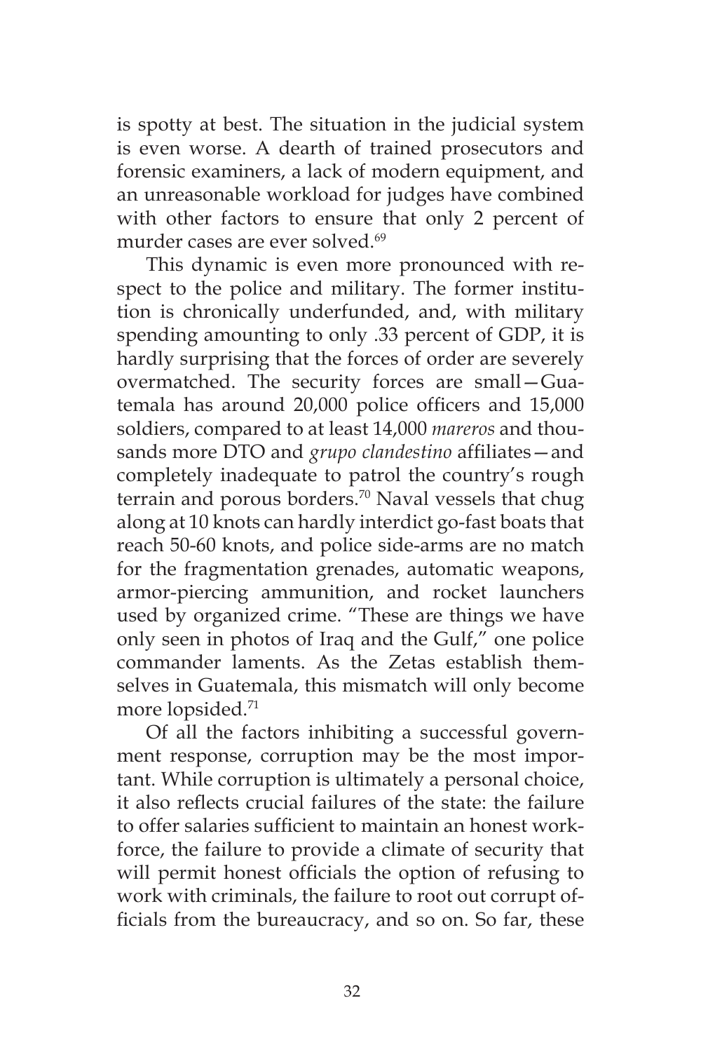is spotty at best. The situation in the judicial system is even worse. A dearth of trained prosecutors and forensic examiners, a lack of modern equipment, and an unreasonable workload for judges have combined with other factors to ensure that only 2 percent of murder cases are ever solved.[69]

This dynamic is even more pronounced with respect to the police and military. The former institution is chronically underfunded, and, with military spending amounting to only .33 percent of GDP, it is hardly surprising that the forces of order are severely overmatched. The security forces are small—Guatemala has around 20,000 police officers and 15,000 soldiers, compared to at least 14,000 *mareros* and thousands more DTO and *grupo clandestino* affiliates—and completely inadequate to patrol the country's rough terrain and porous borders.[70] Naval vessels that chug along at 10 knots can hardly interdict go-fast boats that reach 50-60 knots, and police side-arms are no match for the fragmentation grenades, automatic weapons, armor-piercing ammunition, and rocket launchers used by organized crime. "These are things we have only seen in photos of Iraq and the Gulf," one police commander laments. As the Zetas establish themselves in Guatemala, this mismatch will only become more lopsided.[71]

Of all the factors inhibiting a successful government response, corruption may be the most important. While corruption is ultimately a personal choice, it also reflects crucial failures of the state: the failure to offer salaries sufficient to maintain an honest workforce, the failure to provide a climate of security that will permit honest officials the option of refusing to work with criminals, the failure to root out corrupt officials from the bureaucracy, and so on. So far, these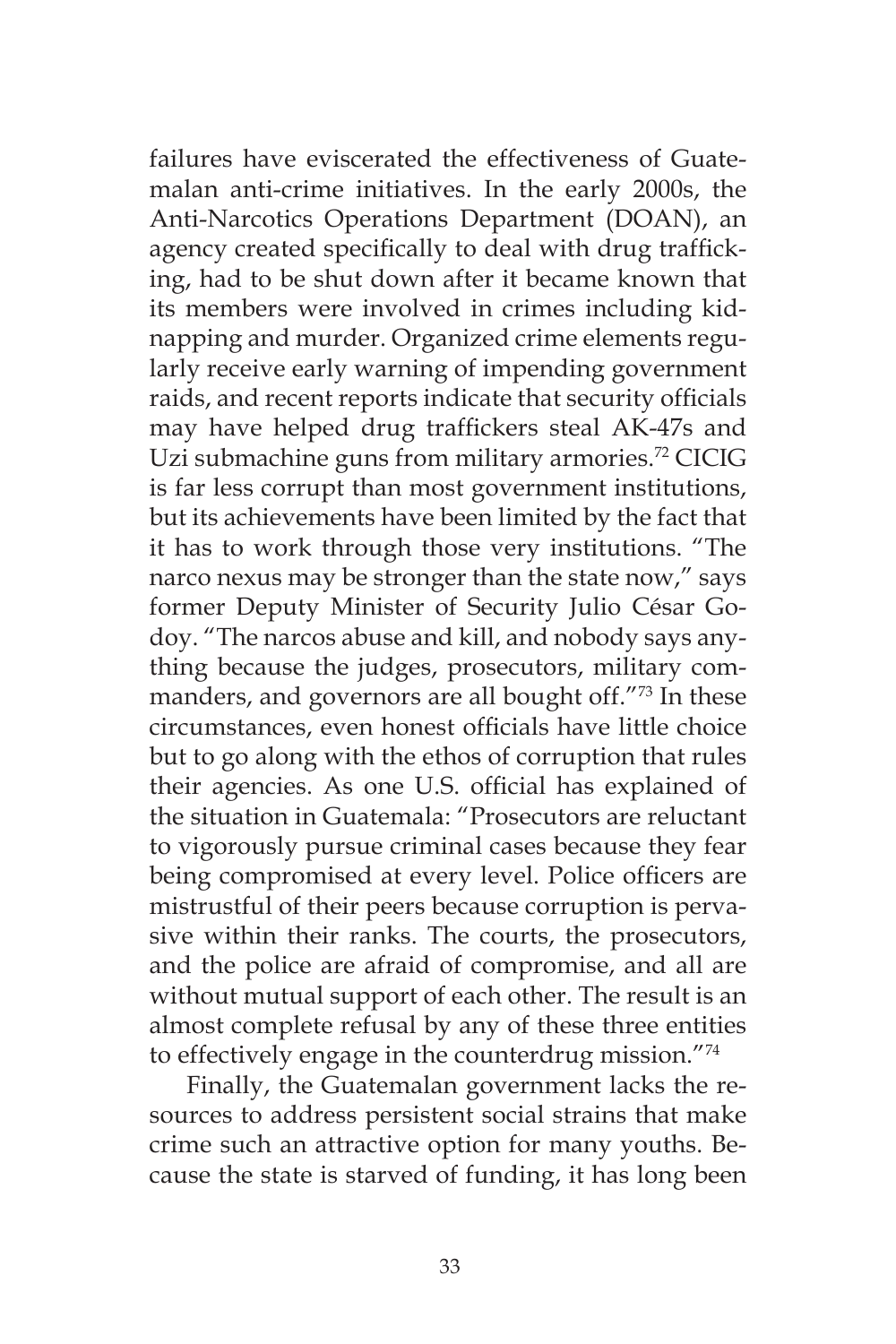failures have eviscerated the effectiveness of Guatemalan anti-crime initiatives. In the early 2000s, the Anti-Narcotics Operations Department (DOAN), an agency created specifically to deal with drug trafficking, had to be shut down after it became known that its members were involved in crimes including kidnapping and murder. Organized crime elements regularly receive early warning of impending government raids, and recent reports indicate that security officials may have helped drug traffickers steal AK-47s and Uzi submachine guns from military armories.[72] CICIG is far less corrupt than most government institutions, but its achievements have been limited by the fact that it has to work through those very institutions. "The narco nexus may be stronger than the state now," says former Deputy Minister of Security Julio César Godoy. "The narcos abuse and kill, and nobody says anything because the judges, prosecutors, military commanders, and governors are all bought off."[73] In these circumstances, even honest officials have little choice but to go along with the ethos of corruption that rules their agencies. As one U.S. official has explained of the situation in Guatemala: "Prosecutors are reluctant to vigorously pursue criminal cases because they fear being compromised at every level. Police officers are mistrustful of their peers because corruption is pervasive within their ranks. The courts, the prosecutors, and the police are afraid of compromise, and all are without mutual support of each other. The result is an almost complete refusal by any of these three entities to effectively engage in the counterdrug mission."[74]

Finally, the Guatemalan government lacks the resources to address persistent social strains that make crime such an attractive option for many youths. Because the state is starved of funding, it has long been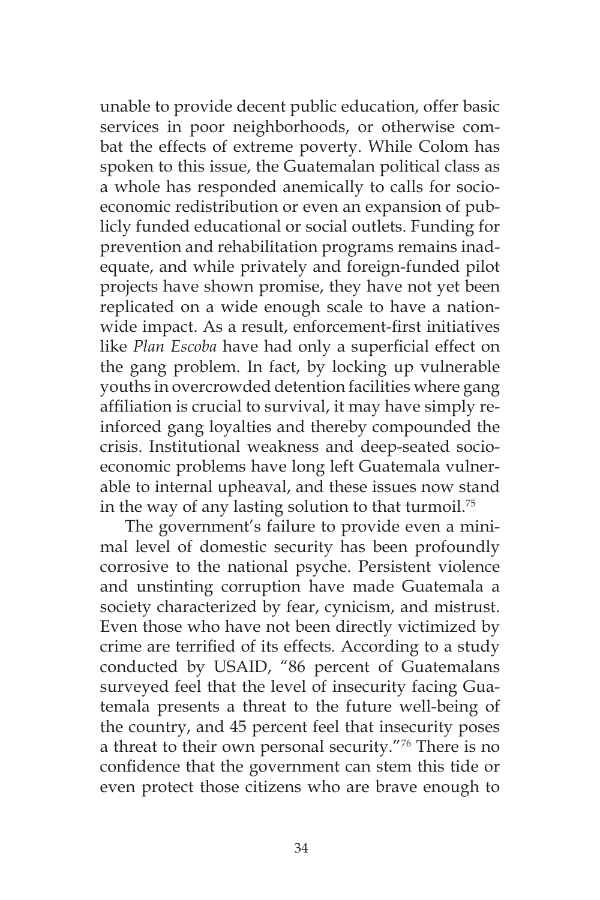unable to provide decent public education, offer basic services in poor neighborhoods, or otherwise combat the effects of extreme poverty. While Colom has spoken to this issue, the Guatemalan political class as a whole has responded anemically to calls for socioeconomic redistribution or even an expansion of publicly funded educational or social outlets. Funding for prevention and rehabilitation programs remains inadequate, and while privately and foreign-funded pilot projects have shown promise, they have not yet been replicated on a wide enough scale to have a nationwide impact. As a result, enforcement-first initiatives like *Plan Escoba* have had only a superficial effect on the gang problem. In fact, by locking up vulnerable youths in overcrowded detention facilities where gang affiliation is crucial to survival, it may have simply reinforced gang loyalties and thereby compounded the crisis. Institutional weakness and deep-seated socioeconomic problems have long left Guatemala vulnerable to internal upheaval, and these issues now stand in the way of any lasting solution to that turmoil.[75]

The government's failure to provide even a minimal level of domestic security has been profoundly corrosive to the national psyche. Persistent violence and unstinting corruption have made Guatemala a society characterized by fear, cynicism, and mistrust. Even those who have not been directly victimized by crime are terrified of its effects. According to a study conducted by USAID, "86 percent of Guatemalans surveyed feel that the level of insecurity facing Guatemala presents a threat to the future well-being of the country, and 45 percent feel that insecurity poses a threat to their own personal security."[76] There is no confidence that the government can stem this tide or even protect those citizens who are brave enough to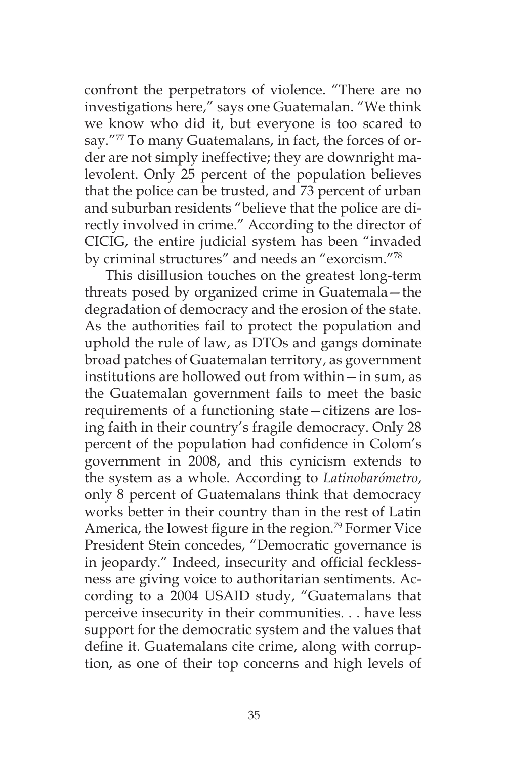confront the perpetrators of violence. "There are no investigations here," says one Guatemalan. "We think we know who did it, but everyone is too scared to say."[77] To many Guatemalans, in fact, the forces of order are not simply ineffective; they are downright malevolent. Only 25 percent of the population believes that the police can be trusted, and 73 percent of urban and suburban residents "believe that the police are directly involved in crime." According to the director of CICIG, the entire judicial system has been "invaded by criminal structures" and needs an "exorcism."[78]

This disillusion touches on the greatest long-term threats posed by organized crime in Guatemala—the degradation of democracy and the erosion of the state. As the authorities fail to protect the population and uphold the rule of law, as DTOs and gangs dominate broad patches of Guatemalan territory, as government institutions are hollowed out from within—in sum, as the Guatemalan government fails to meet the basic requirements of a functioning state—citizens are losing faith in their country's fragile democracy. Only 28 percent of the population had confidence in Colom's government in 2008, and this cynicism extends to the system as a whole. According to *Latinobarómetro*, only 8 percent of Guatemalans think that democracy works better in their country than in the rest of Latin America, the lowest figure in the region.[79] Former Vice President Stein concedes, "Democratic governance is in jeopardy." Indeed, insecurity and official fecklessness are giving voice to authoritarian sentiments. According to a 2004 USAID study, "Guatemalans that perceive insecurity in their communities. . . have less support for the democratic system and the values that define it. Guatemalans cite crime, along with corruption, as one of their top concerns and high levels of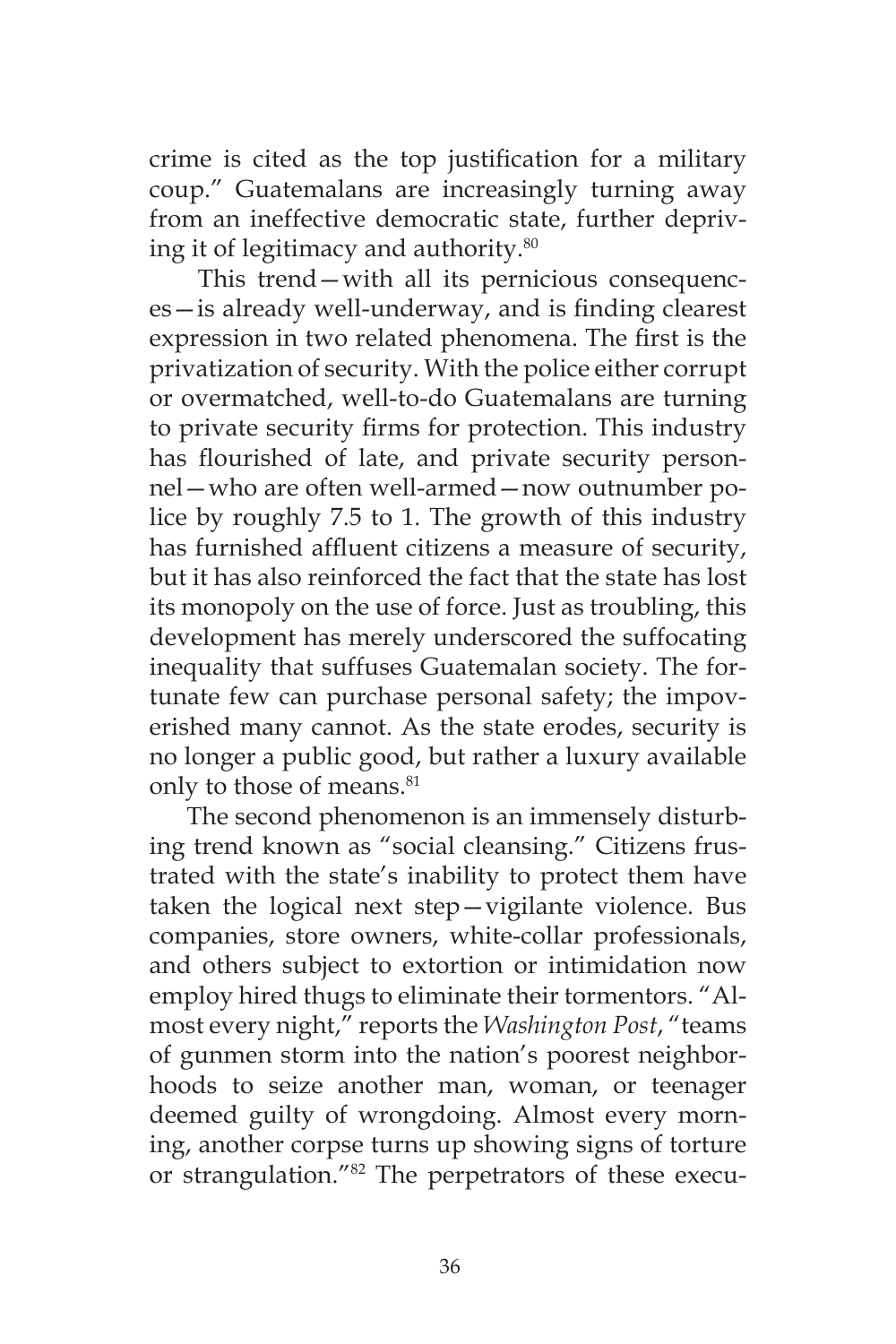crime is cited as the top justification for a military coup." Guatemalans are increasingly turning away from an ineffective democratic state, further depriving it of legitimacy and authority.[80]

This trend—with all its pernicious consequences—is already well-underway, and is finding clearest expression in two related phenomena. The first is the privatization of security. With the police either corrupt or overmatched, well-to-do Guatemalans are turning to private security firms for protection. This industry has flourished of late, and private security personnel—who are often well-armed—now outnumber police by roughly 7.5 to 1. The growth of this industry has furnished affluent citizens a measure of security, but it has also reinforced the fact that the state has lost its monopoly on the use of force. Just as troubling, this development has merely underscored the suffocating inequality that suffuses Guatemalan society. The fortunate few can purchase personal safety; the impoverished many cannot. As the state erodes, security is no longer a public good, but rather a luxury available only to those of means.[81]

The second phenomenon is an immensely disturbing trend known as "social cleansing." Citizens frustrated with the state's inability to protect them have taken the logical next step—vigilante violence. Bus companies, store owners, white-collar professionals, and others subject to extortion or intimidation now employ hired thugs to eliminate their tormentors. "Almost every night," reports the *Washington Post*, "teams of gunmen storm into the nation's poorest neighborhoods to seize another man, woman, or teenager deemed guilty of wrongdoing. Almost every morning, another corpse turns up showing signs of torture or strangulation."[82] The perpetrators of these execu-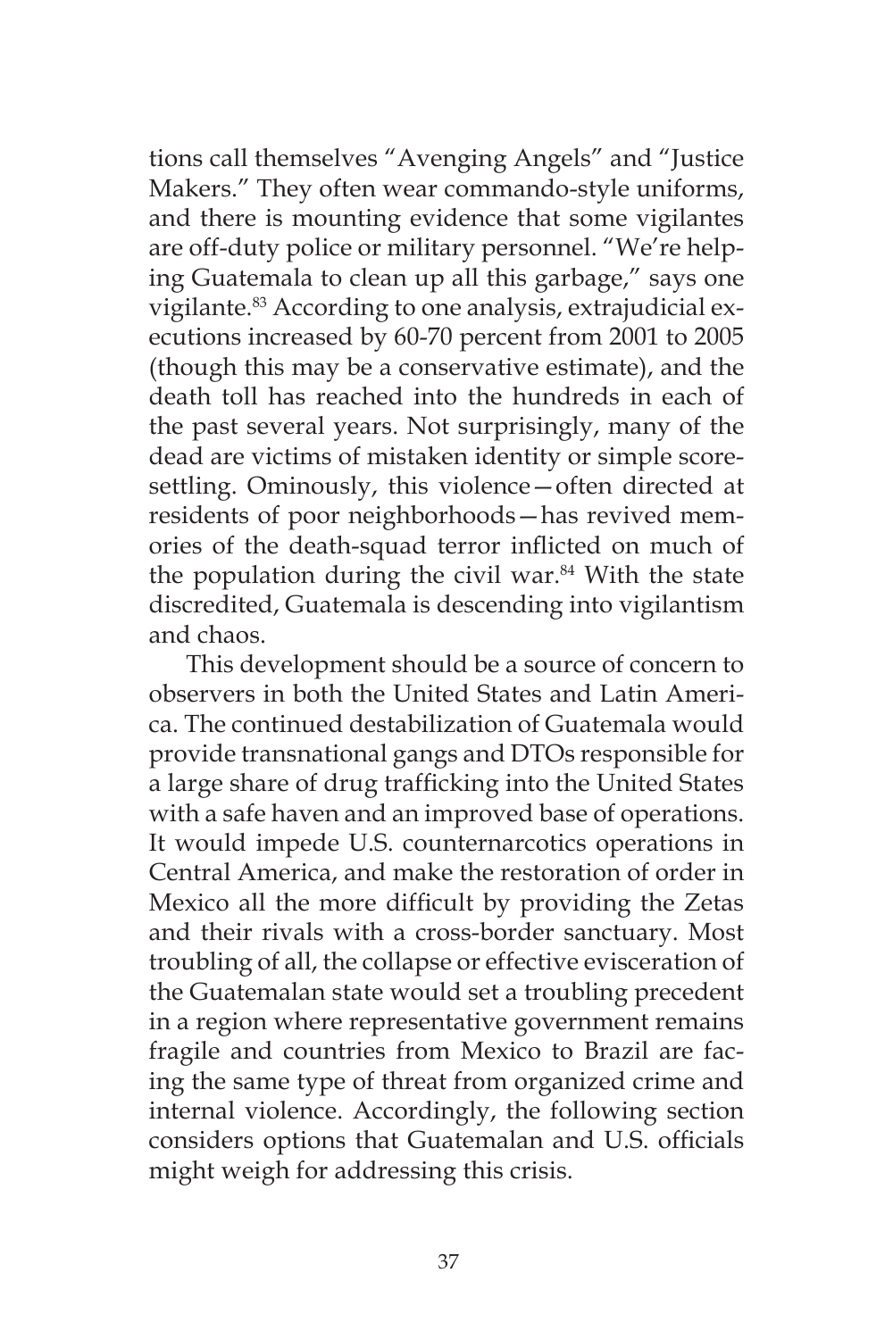tions call themselves "Avenging Angels" and "Justice Makers." They often wear commando-style uniforms, and there is mounting evidence that some vigilantes are off-duty police or military personnel. "We're helping Guatemala to clean up all this garbage," says one vigilante.[83] According to one analysis, extrajudicial executions increased by 60-70 percent from 2001 to 2005 (though this may be a conservative estimate), and the death toll has reached into the hundreds in each of the past several years. Not surprisingly, many of the dead are victims of mistaken identity or simple score-settling. Ominously, this violence—often directed at residents of poor neighborhoods—has revived memories of the death-squad terror inflicted on much of the population during the civil war.[84] With the state discredited, Guatemala is descending into vigilantism and chaos.

This development should be a source of concern to observers in both the United States and Latin America. The continued destabilization of Guatemala would provide transnational gangs and DTOs responsible for a large share of drug trafficking into the United States with a safe haven and an improved base of operations. It would impede U.S. counternarcotics operations in Central America, and make the restoration of order in Mexico all the more difficult by providing the Zetas and their rivals with a cross-border sanctuary. Most troubling of all, the collapse or effective evisceration of the Guatemalan state would set a troubling precedent in a region where representative government remains fragile and countries from Mexico to Brazil are facing the same type of threat from organized crime and internal violence. Accordingly, the following section considers options that Guatemalan and U.S. officials might weigh for addressing this crisis.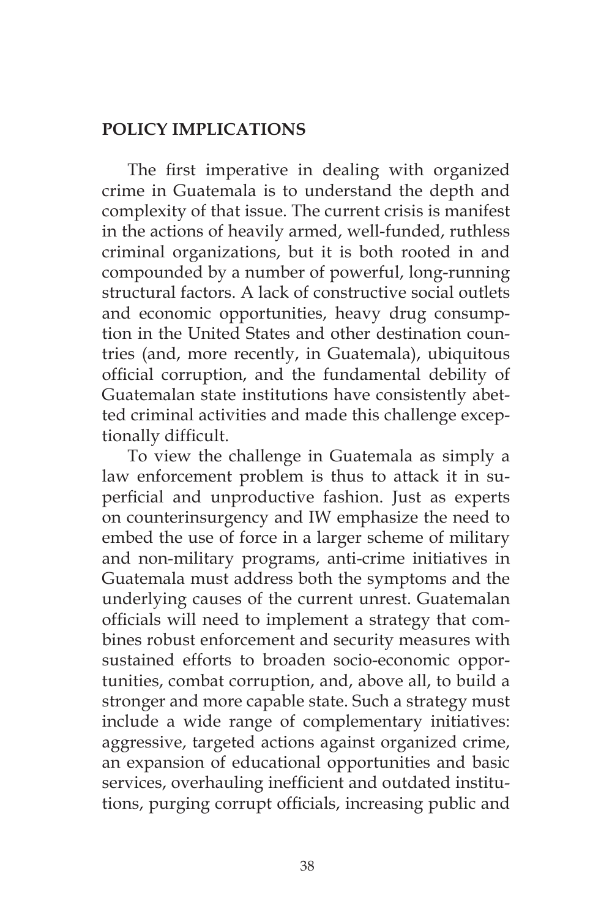## POLICY IMPLICATIONS

The first imperative in dealing with organized crime in Guatemala is to understand the depth and complexity of that issue. The current crisis is manifest in the actions of heavily armed, well-funded, ruthless criminal organizations, but it is both rooted in and compounded by a number of powerful, long-running structural factors. A lack of constructive social outlets and economic opportunities, heavy drug consumption in the United States and other destination countries (and, more recently, in Guatemala), ubiquitous official corruption, and the fundamental debility of Guatemalan state institutions have consistently abetted criminal activities and made this challenge exceptionally difficult.

To view the challenge in Guatemala as simply a law enforcement problem is thus to attack it in superficial and unproductive fashion. Just as experts on counterinsurgency and IW emphasize the need to embed the use of force in a larger scheme of military and non-military programs, anti-crime initiatives in Guatemala must address both the symptoms and the underlying causes of the current unrest. Guatemalan officials will need to implement a strategy that combines robust enforcement and security measures with sustained efforts to broaden socio-economic opportunities, combat corruption, and, above all, to build a stronger and more capable state. Such a strategy must include a wide range of complementary initiatives: aggressive, targeted actions against organized crime, an expansion of educational opportunities and basic services, overhauling inefficient and outdated institutions, purging corrupt officials, increasing public and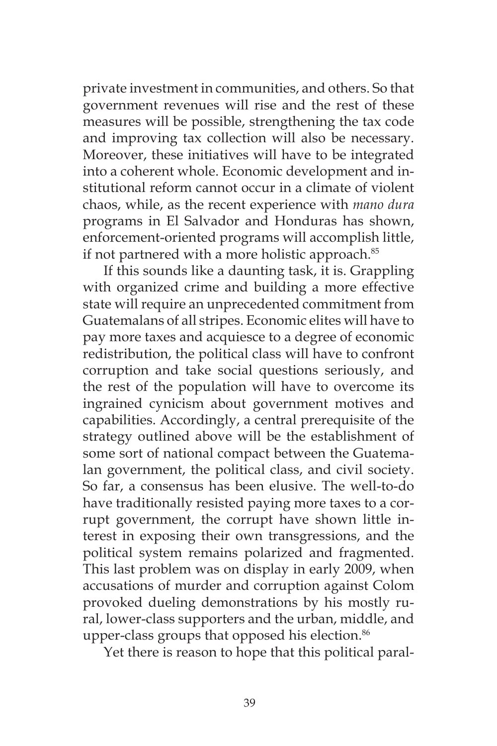private investment in communities, and others. So that government revenues will rise and the rest of these measures will be possible, strengthening the tax code and improving tax collection will also be necessary. Moreover, these initiatives will have to be integrated into a coherent whole. Economic development and institutional reform cannot occur in a climate of violent chaos, while, as the recent experience with *mano dura* programs in El Salvador and Honduras has shown, enforcement-oriented programs will accomplish little, if not partnered with a more holistic approach.[85]

If this sounds like a daunting task, it is. Grappling with organized crime and building a more effective state will require an unprecedented commitment from Guatemalans of all stripes. Economic elites will have to pay more taxes and acquiesce to a degree of economic redistribution, the political class will have to confront corruption and take social questions seriously, and the rest of the population will have to overcome its ingrained cynicism about government motives and capabilities. Accordingly, a central prerequisite of the strategy outlined above will be the establishment of some sort of national compact between the Guatemalan government, the political class, and civil society. So far, a consensus has been elusive. The well-to-do have traditionally resisted paying more taxes to a corrupt government, the corrupt have shown little interest in exposing their own transgressions, and the political system remains polarized and fragmented. This last problem was on display in early 2009, when accusations of murder and corruption against Colom provoked dueling demonstrations by his mostly rural, lower-class supporters and the urban, middle, and upper-class groups that opposed his election.[86]

Yet there is reason to hope that this political paral-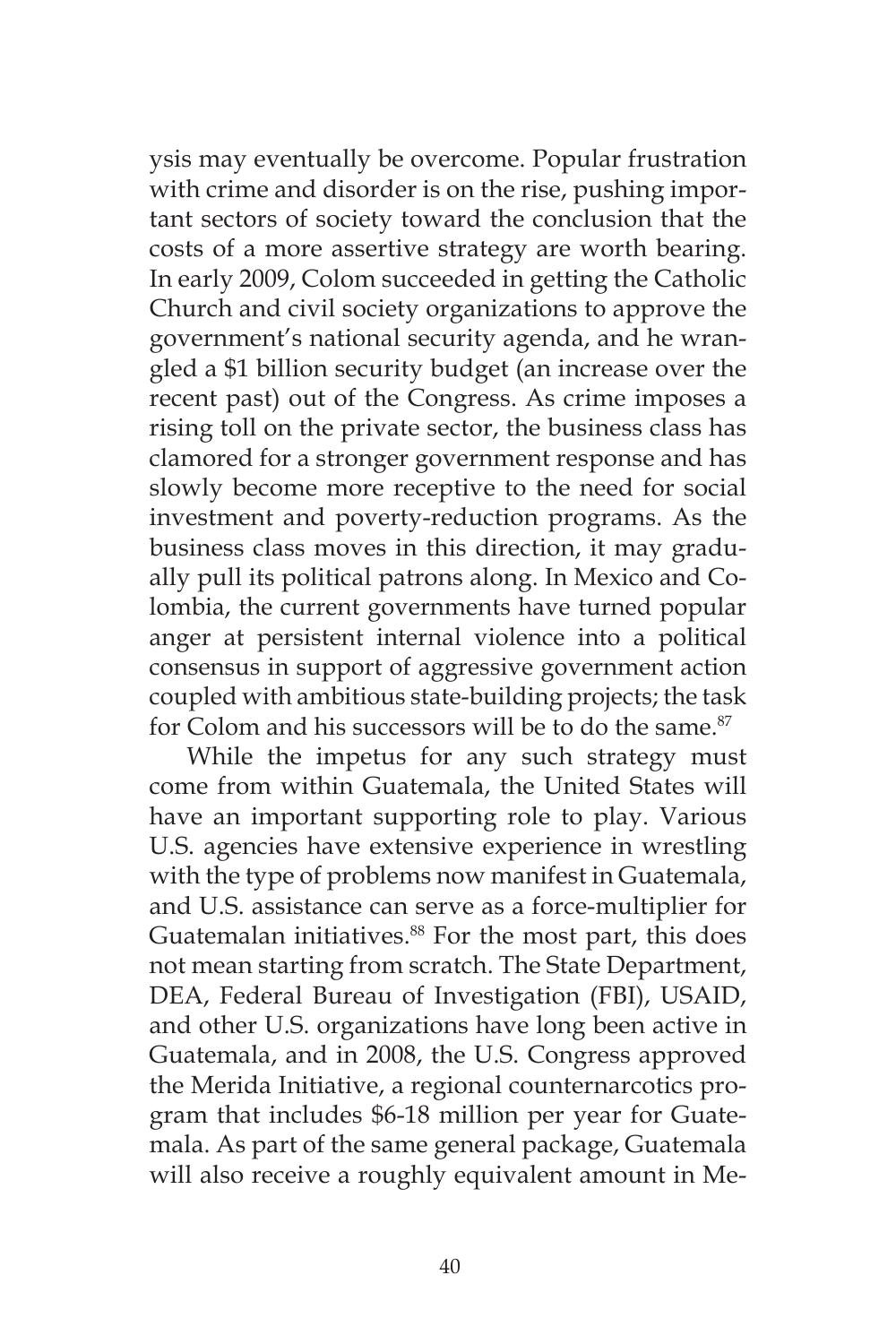ysis may eventually be overcome. Popular frustration with crime and disorder is on the rise, pushing important sectors of society toward the conclusion that the costs of a more assertive strategy are worth bearing. In early 2009, Colom succeeded in getting the Catholic Church and civil society organizations to approve the government's national security agenda, and he wrangled a $1 billion security budget (an increase over the recent past) out of the Congress. As crime imposes a rising toll on the private sector, the business class has clamored for a stronger government response and has slowly become more receptive to the need for social investment and poverty-reduction programs. As the business class moves in this direction, it may gradually pull its political patrons along. In Mexico and Colombia, the current governments have turned popular anger at persistent internal violence into a political consensus in support of aggressive government action coupled with ambitious state-building projects; the task for Colom and his successors will be to do the same.[87]

While the impetus for any such strategy must come from within Guatemala, the United States will have an important supporting role to play. Various U.S. agencies have extensive experience in wrestling with the type of problems now manifest in Guatemala, and U.S. assistance can serve as a force-multiplier for Guatemalan initiatives.[88] For the most part, this does not mean starting from scratch. The State Department, DEA, Federal Bureau of Investigation (FBI), USAID, and other U.S. organizations have long been active in Guatemala, and in 2008, the U.S. Congress approved the Merida Initiative, a regional counternarcotics program that includes $6-18 million per year for Guatemala. As part of the same general package, Guatemala will also receive a roughly equivalent amount in Me-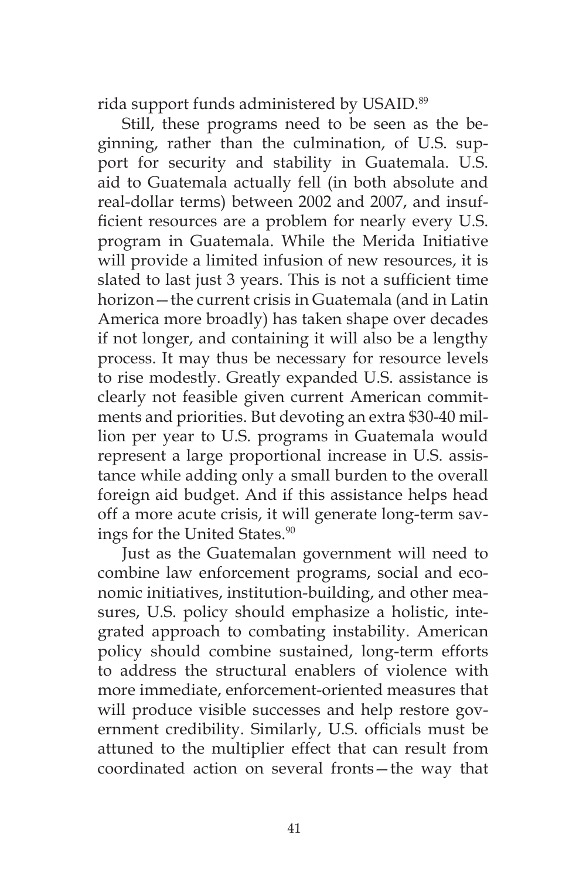rida support funds administered by USAID.[89]

Still, these programs need to be seen as the beginning, rather than the culmination, of U.S. support for security and stability in Guatemala. U.S. aid to Guatemala actually fell (in both absolute and real-dollar terms) between 2002 and 2007, and insufficient resources are a problem for nearly every U.S. program in Guatemala. While the Merida Initiative will provide a limited infusion of new resources, it is slated to last just 3 years. This is not a sufficient time horizon—the current crisis in Guatemala (and in Latin America more broadly) has taken shape over decades if not longer, and containing it will also be a lengthy process. It may thus be necessary for resource levels to rise modestly. Greatly expanded U.S. assistance is clearly not feasible given current American commitments and priorities. But devoting an extra $30-40 million per year to U.S. programs in Guatemala would represent a large proportional increase in U.S. assistance while adding only a small burden to the overall foreign aid budget. And if this assistance helps head off a more acute crisis, it will generate long-term savings for the United States.[90]

Just as the Guatemalan government will need to combine law enforcement programs, social and economic initiatives, institution-building, and other measures, U.S. policy should emphasize a holistic, integrated approach to combating instability. American policy should combine sustained, long-term efforts to address the structural enablers of violence with more immediate, enforcement-oriented measures that will produce visible successes and help restore government credibility. Similarly, U.S. officials must be attuned to the multiplier effect that can result from coordinated action on several fronts—the way that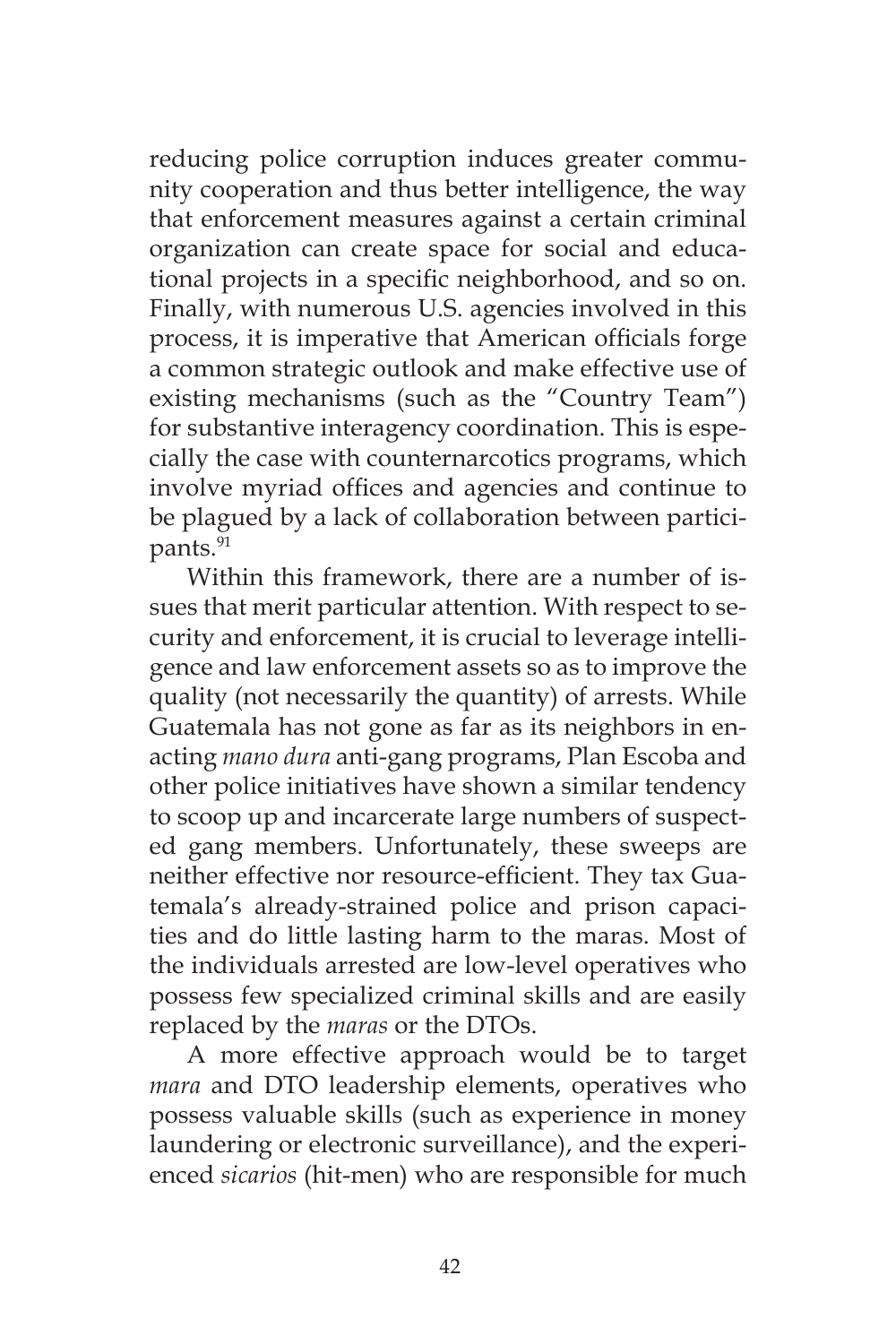reducing police corruption induces greater community cooperation and thus better intelligence, the way that enforcement measures against a certain criminal organization can create space for social and educational projects in a specific neighborhood, and so on. Finally, with numerous U.S. agencies involved in this process, it is imperative that American officials forge a common strategic outlook and make effective use of existing mechanisms (such as the "Country Team") for substantive interagency coordination. This is especially the case with counternarcotics programs, which involve myriad offices and agencies and continue to be plagued by a lack of collaboration between participants.[91]

Within this framework, there are a number of issues that merit particular attention. With respect to security and enforcement, it is crucial to leverage intelligence and law enforcement assets so as to improve the quality (not necessarily the quantity) of arrests. While Guatemala has not gone as far as its neighbors in enacting *mano dura* anti-gang programs, Plan Escoba and other police initiatives have shown a similar tendency to scoop up and incarcerate large numbers of suspected gang members. Unfortunately, these sweeps are neither effective nor resource-efficient. They tax Guatemala's already-strained police and prison capacities and do little lasting harm to the maras. Most of the individuals arrested are low-level operatives who possess few specialized criminal skills and are easily replaced by the *maras* or the DTOs.

A more effective approach would be to target *mara* and DTO leadership elements, operatives who possess valuable skills (such as experience in money laundering or electronic surveillance), and the experienced *sicarios* (hit-men) who are responsible for much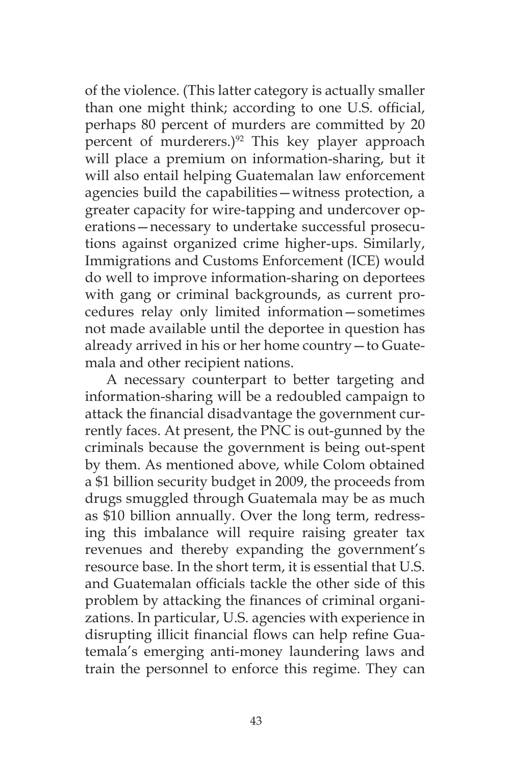of the violence. (This latter category is actually smaller than one might think; according to one U.S. official, perhaps 80 percent of murders are committed by 20 percent of murderers.)[92] This key player approach will place a premium on information-sharing, but it will also entail helping Guatemalan law enforcement agencies build the capabilities—witness protection, a greater capacity for wire-tapping and undercover operations—necessary to undertake successful prosecutions against organized crime higher-ups. Similarly, Immigrations and Customs Enforcement (ICE) would do well to improve information-sharing on deportees with gang or criminal backgrounds, as current procedures relay only limited information—sometimes not made available until the deportee in question has already arrived in his or her home country—to Guatemala and other recipient nations.

A necessary counterpart to better targeting and information-sharing will be a redoubled campaign to attack the financial disadvantage the government currently faces. At present, the PNC is out-gunned by the criminals because the government is being out-spent by them. As mentioned above, while Colom obtained a $1 billion security budget in 2009, the proceeds from drugs smuggled through Guatemala may be as much as $10 billion annually. Over the long term, redressing this imbalance will require raising greater tax revenues and thereby expanding the government's resource base. In the short term, it is essential that U.S. and Guatemalan officials tackle the other side of this problem by attacking the finances of criminal organizations. In particular, U.S. agencies with experience in disrupting illicit financial flows can help refine Guatemala's emerging anti-money laundering laws and train the personnel to enforce this regime. They can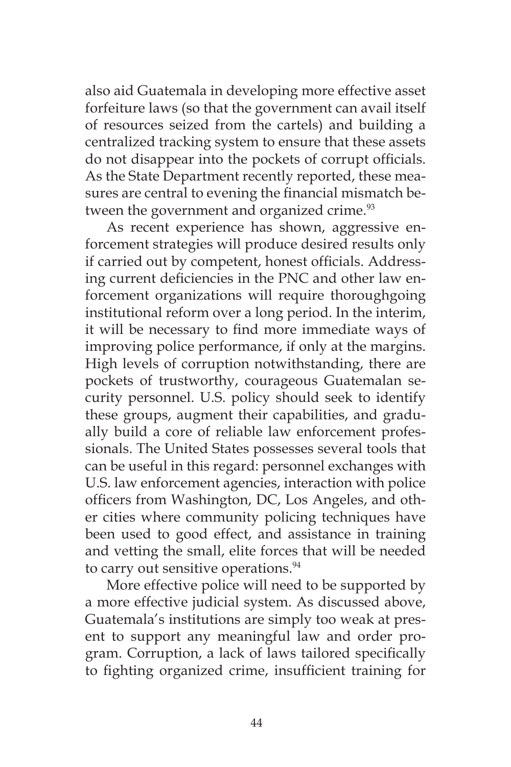also aid Guatemala in developing more effective asset forfeiture laws (so that the government can avail itself of resources seized from the cartels) and building a centralized tracking system to ensure that these assets do not disappear into the pockets of corrupt officials. As the State Department recently reported, these measures are central to evening the financial mismatch between the government and organized crime.[93]

As recent experience has shown, aggressive enforcement strategies will produce desired results only if carried out by competent, honest officials. Addressing current deficiencies in the PNC and other law enforcement organizations will require thoroughgoing institutional reform over a long period. In the interim, it will be necessary to find more immediate ways of improving police performance, if only at the margins. High levels of corruption notwithstanding, there are pockets of trustworthy, courageous Guatemalan security personnel. U.S. policy should seek to identify these groups, augment their capabilities, and gradually build a core of reliable law enforcement professionals. The United States possesses several tools that can be useful in this regard: personnel exchanges with U.S. law enforcement agencies, interaction with police officers from Washington, DC, Los Angeles, and other cities where community policing techniques have been used to good effect, and assistance in training and vetting the small, elite forces that will be needed to carry out sensitive operations.[94]

More effective police will need to be supported by a more effective judicial system. As discussed above, Guatemala's institutions are simply too weak at present to support any meaningful law and order program. Corruption, a lack of laws tailored specifically to fighting organized crime, insufficient training for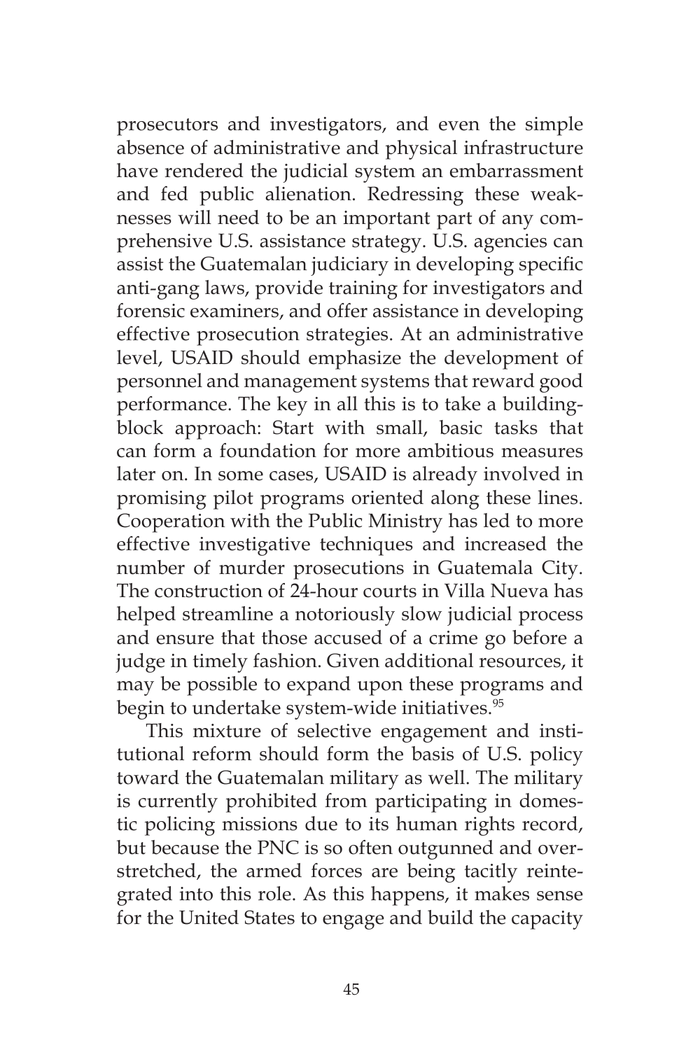prosecutors and investigators, and even the simple absence of administrative and physical infrastructure have rendered the judicial system an embarrassment and fed public alienation. Redressing these weaknesses will need to be an important part of any comprehensive U.S. assistance strategy. U.S. agencies can assist the Guatemalan judiciary in developing specific anti-gang laws, provide training for investigators and forensic examiners, and offer assistance in developing effective prosecution strategies. At an administrative level, USAID should emphasize the development of personnel and management systems that reward good performance. The key in all this is to take a building-block approach: Start with small, basic tasks that can form a foundation for more ambitious measures later on. In some cases, USAID is already involved in promising pilot programs oriented along these lines. Cooperation with the Public Ministry has led to more effective investigative techniques and increased the number of murder prosecutions in Guatemala City. The construction of 24-hour courts in Villa Nueva has helped streamline a notoriously slow judicial process and ensure that those accused of a crime go before a judge in timely fashion. Given additional resources, it may be possible to expand upon these programs and begin to undertake system-wide initiatives.[95]

This mixture of selective engagement and institutional reform should form the basis of U.S. policy toward the Guatemalan military as well. The military is currently prohibited from participating in domestic policing missions due to its human rights record, but because the PNC is so often outgunned and overstretched, the armed forces are being tacitly reintegrated into this role. As this happens, it makes sense for the United States to engage and build the capacity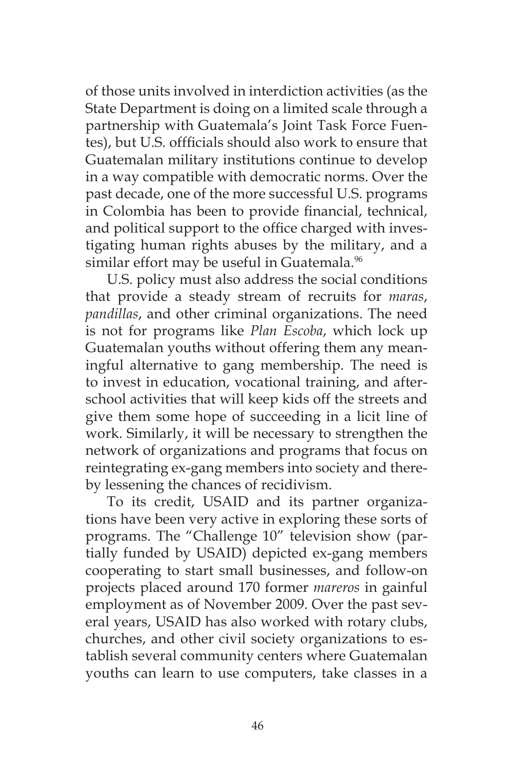of those units involved in interdiction activities (as the State Department is doing on a limited scale through a partnership with Guatemala's Joint Task Force Fuentes), but U.S. offficials should also work to ensure that Guatemalan military institutions continue to develop in a way compatible with democratic norms. Over the past decade, one of the more successful U.S. programs in Colombia has been to provide financial, technical, and political support to the office charged with investigating human rights abuses by the military, and a similar effort may be useful in Guatemala.[96]

U.S. policy must also address the social conditions that provide a steady stream of recruits for *maras*, *pandillas*, and other criminal organizations. The need is not for programs like *Plan Escoba*, which lock up Guatemalan youths without offering them any meaningful alternative to gang membership. The need is to invest in education, vocational training, and after-school activities that will keep kids off the streets and give them some hope of succeeding in a licit line of work. Similarly, it will be necessary to strengthen the network of organizations and programs that focus on reintegrating ex-gang members into society and thereby lessening the chances of recidivism.

To its credit, USAID and its partner organizations have been very active in exploring these sorts of programs. The "Challenge 10" television show (partially funded by USAID) depicted ex-gang members cooperating to start small businesses, and follow-on projects placed around 170 former *mareros* in gainful employment as of November 2009. Over the past several years, USAID has also worked with rotary clubs, churches, and other civil society organizations to establish several community centers where Guatemalan youths can learn to use computers, take classes in a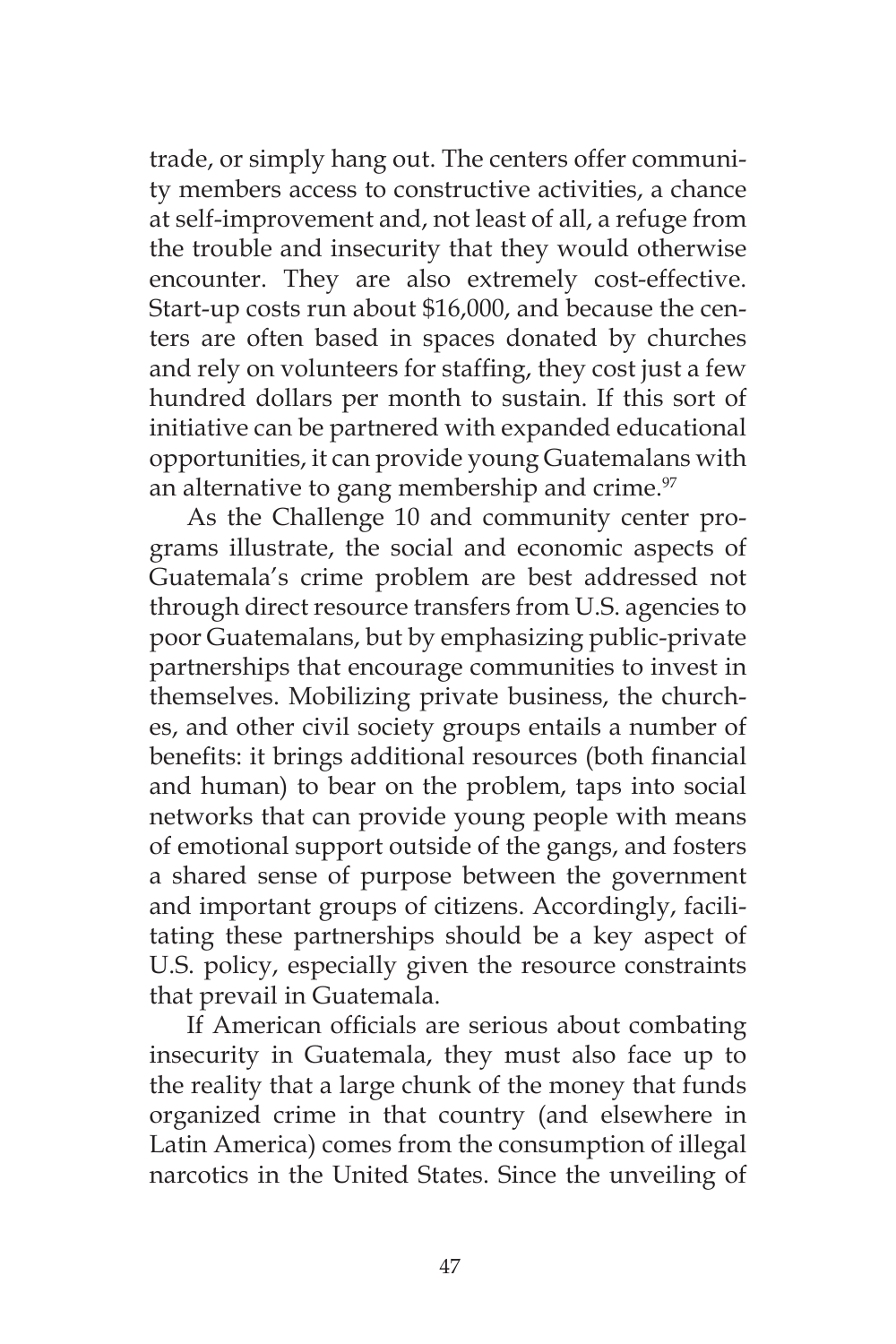trade, or simply hang out. The centers offer community members access to constructive activities, a chance at self-improvement and, not least of all, a refuge from the trouble and insecurity that they would otherwise encounter. They are also extremely cost-effective. Start-up costs run about $16,000, and because the centers are often based in spaces donated by churches and rely on volunteers for staffing, they cost just a few hundred dollars per month to sustain. If this sort of initiative can be partnered with expanded educational opportunities, it can provide young Guatemalans with an alternative to gang membership and crime.[97]

As the Challenge 10 and community center programs illustrate, the social and economic aspects of Guatemala's crime problem are best addressed not through direct resource transfers from U.S. agencies to poor Guatemalans, but by emphasizing public-private partnerships that encourage communities to invest in themselves. Mobilizing private business, the churches, and other civil society groups entails a number of benefits: it brings additional resources (both financial and human) to bear on the problem, taps into social networks that can provide young people with means of emotional support outside of the gangs, and fosters a shared sense of purpose between the government and important groups of citizens. Accordingly, facilitating these partnerships should be a key aspect of U.S. policy, especially given the resource constraints that prevail in Guatemala.

If American officials are serious about combating insecurity in Guatemala, they must also face up to the reality that a large chunk of the money that funds organized crime in that country (and elsewhere in Latin America) comes from the consumption of illegal narcotics in the United States. Since the unveiling of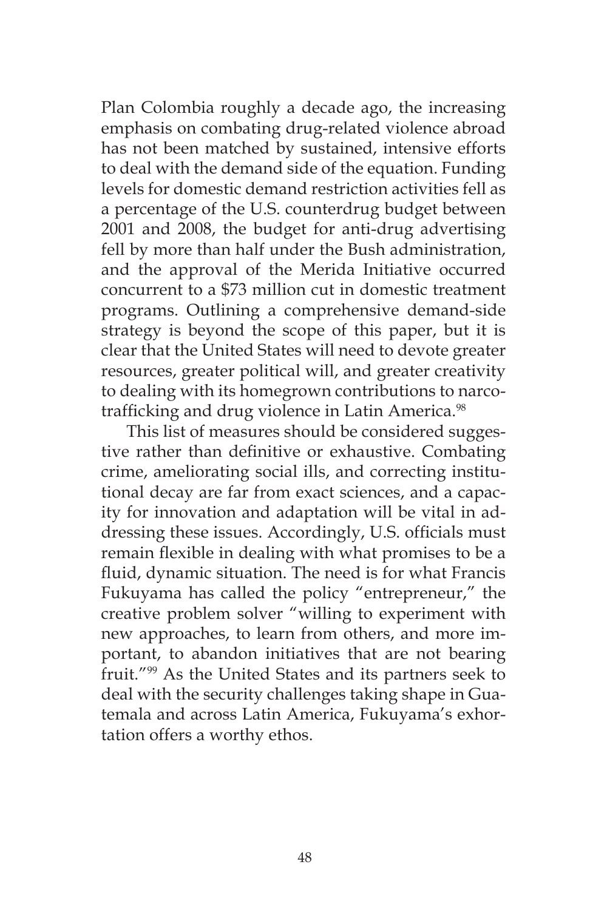Plan Colombia roughly a decade ago, the increasing emphasis on combating drug-related violence abroad has not been matched by sustained, intensive efforts to deal with the demand side of the equation. Funding levels for domestic demand restriction activities fell as a percentage of the U.S. counterdrug budget between 2001 and 2008, the budget for anti-drug advertising fell by more than half under the Bush administration, and the approval of the Merida Initiative occurred concurrent to a $73 million cut in domestic treatment programs. Outlining a comprehensive demand-side strategy is beyond the scope of this paper, but it is clear that the United States will need to devote greater resources, greater political will, and greater creativity to dealing with its homegrown contributions to narcotrafficking and drug violence in Latin America.[98]

This list of measures should be considered suggestive rather than definitive or exhaustive. Combating crime, ameliorating social ills, and correcting institutional decay are far from exact sciences, and a capacity for innovation and adaptation will be vital in addressing these issues. Accordingly, U.S. officials must remain flexible in dealing with what promises to be a fluid, dynamic situation. The need is for what Francis Fukuyama has called the policy "entrepreneur," the creative problem solver "willing to experiment with new approaches, to learn from others, and more important, to abandon initiatives that are not bearing fruit."[99] As the United States and its partners seek to deal with the security challenges taking shape in Guatemala and across Latin America, Fukuyama's exhortation offers a worthy ethos.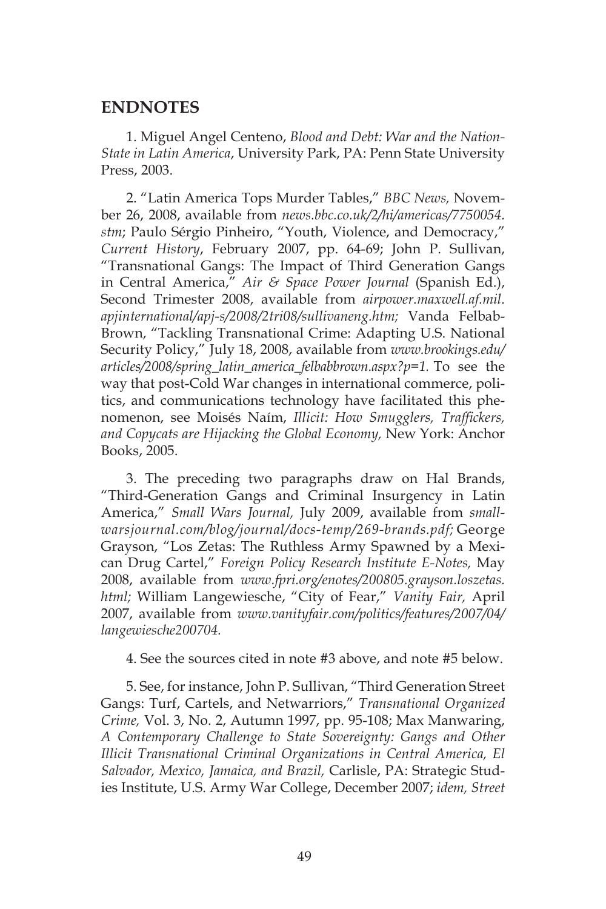## ENDNOTES

1. Miguel Angel Centeno, *Blood and Debt: War and the Nation-State in Latin America*, University Park, PA: Penn State University Press, 2003.

2. "Latin America Tops Murder Tables," *BBC News,* November 26, 2008, available from *news.bbc.co.uk/2/hi/americas/7750054.stm*; Paulo Sérgio Pinheiro, "Youth, Violence, and Democracy," *Current History*, February 2007, pp. 64-69; John P. Sullivan, "Transnational Gangs: The Impact of Third Generation Gangs in Central America," *Air & Space Power Journal* (Spanish Ed.), Second Trimester 2008, available from *airpower.maxwell.af.mil.apjinternational/apj-s/2008/2tri08/sullivaneng.htm;* Vanda Felbab-Brown, "Tackling Transnational Crime: Adapting U.S. National Security Policy," July 18, 2008, available from *www.brookings.edu/articles/2008/spring_latin_america_felbabbrown.aspx?p=1.* To see the way that post-Cold War changes in international commerce, politics, and communications technology have facilitated this phenomenon, see Moisés Naím, *Illicit: How Smugglers, Traffickers, and Copycats are Hijacking the Global Economy,* New York: Anchor Books, 2005.

3. The preceding two paragraphs draw on Hal Brands, "Third-Generation Gangs and Criminal Insurgency in Latin America," *Small Wars Journal,* July 2009, available from *smallwarsjournal.com/blog/journal/docs-temp/269-brands.pdf;* George Grayson, "Los Zetas: The Ruthless Army Spawned by a Mexican Drug Cartel," *Foreign Policy Research Institute E-Notes,* May 2008, available from *www.fpri.org/enotes/200805.grayson.loszetas.html;* William Langewiesche, "City of Fear," *Vanity Fair,* April 2007, available from *www.vanityfair.com/politics/features/2007/04/langewiesche200704.*

4. See the sources cited in note #3 above, and note #5 below.

5. See, for instance, John P. Sullivan, "Third Generation Street Gangs: Turf, Cartels, and Netwarriors," *Transnational Organized Crime,* Vol. 3, No. 2, Autumn 1997, pp. 95-108; Max Manwaring, *A Contemporary Challenge to State Sovereignty: Gangs and Other Illicit Transnational Criminal Organizations in Central America, El Salvador, Mexico, Jamaica, and Brazil,* Carlisle, PA: Strategic Studies Institute, U.S. Army War College, December 2007; *idem, Street*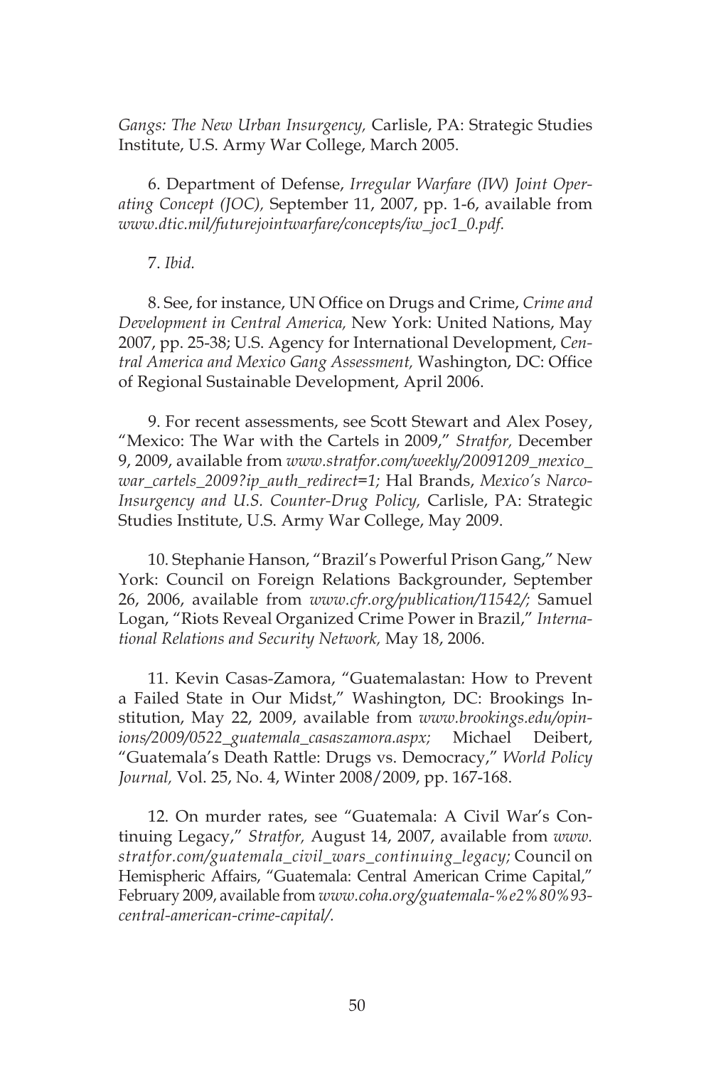*Gangs: The New Urban Insurgency,* Carlisle, PA: Strategic Studies Institute, U.S. Army War College, March 2005.

6. Department of Defense, *Irregular Warfare (IW) Joint Operating Concept (JOC),* September 11, 2007, pp. 1-6, available from *www.dtic.mil/futurejointwarfare/concepts/iw_joc1_0.pdf.*

7. *Ibid.*

8. See, for instance, UN Office on Drugs and Crime, *Crime and Development in Central America,* New York: United Nations, May 2007, pp. 25-38; U.S. Agency for International Development, *Central America and Mexico Gang Assessment,* Washington, DC: Office of Regional Sustainable Development, April 2006.

9. For recent assessments, see Scott Stewart and Alex Posey, "Mexico: The War with the Cartels in 2009," *Stratfor,* December 9, 2009, available from *www.stratfor.com/weekly/20091209_mexico_war_cartels_2009?ip_auth_redirect=1;* Hal Brands, *Mexico's Narco-Insurgency and U.S. Counter-Drug Policy,* Carlisle, PA: Strategic Studies Institute, U.S. Army War College, May 2009.

10. Stephanie Hanson, "Brazil's Powerful Prison Gang," New York: Council on Foreign Relations Backgrounder, September 26, 2006, available from *www.cfr.org/publication/11542/;* Samuel Logan, "Riots Reveal Organized Crime Power in Brazil," *International Relations and Security Network,* May 18, 2006.

11. Kevin Casas-Zamora, "Guatemalastan: How to Prevent a Failed State in Our Midst," Washington, DC: Brookings Institution, May 22, 2009, available from *www.brookings.edu/opinions/2009/0522_guatemala_casaszamora.aspx;* Michael Deibert, "Guatemala's Death Rattle: Drugs vs. Democracy," *World Policy Journal,* Vol. 25, No. 4, Winter 2008/2009, pp. 167-168.

12. On murder rates, see "Guatemala: A Civil War's Continuing Legacy," *Stratfor,* August 14, 2007, available from *www.stratfor.com/guatemala_civil_wars_continuing_legacy;* Council on Hemispheric Affairs, "Guatemala: Central American Crime Capital," February 2009, available from *www.coha.org/guatemala-%e2%80%93-central-american-crime-capital/.*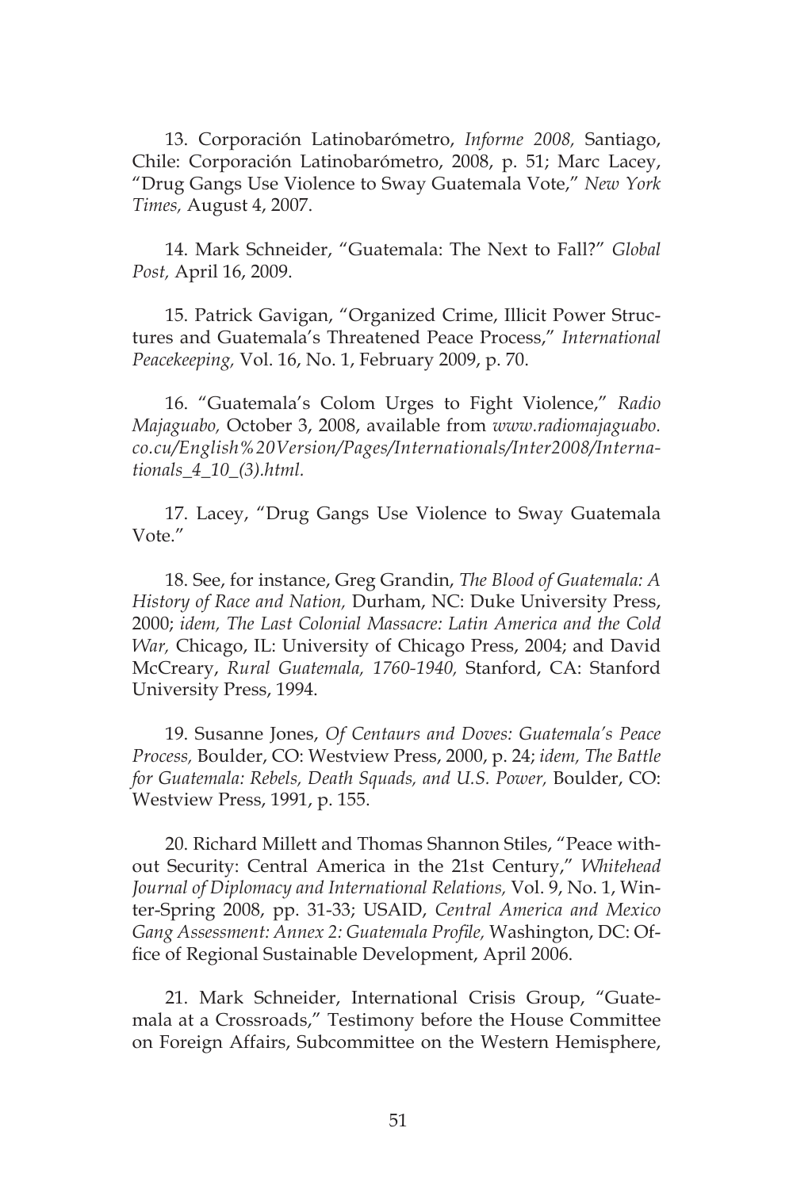13. Corporación Latinobarómetro, *Informe 2008,* Santiago, Chile: Corporación Latinobarómetro, 2008, p. 51; Marc Lacey, "Drug Gangs Use Violence to Sway Guatemala Vote," *New York Times,* August 4, 2007.

14. Mark Schneider, "Guatemala: The Next to Fall?" *Global Post,* April 16, 2009.

15. Patrick Gavigan, "Organized Crime, Illicit Power Structures and Guatemala's Threatened Peace Process," *International Peacekeeping,* Vol. 16, No. 1, February 2009, p. 70.

16. "Guatemala's Colom Urges to Fight Violence," *Radio Majaguabo,* October 3, 2008, available from *www.radiomajaguabo.co.cu/English%20Version/Pages/Internationals/Inter2008/Internationals_4_10_(3).html.*

17. Lacey, "Drug Gangs Use Violence to Sway Guatemala Vote."

18. See, for instance, Greg Grandin, *The Blood of Guatemala: A History of Race and Nation,* Durham, NC: Duke University Press, 2000; *idem, The Last Colonial Massacre: Latin America and the Cold War,* Chicago, IL: University of Chicago Press, 2004; and David McCreary, *Rural Guatemala, 1760-1940,* Stanford, CA: Stanford University Press, 1994.

19. Susanne Jones, *Of Centaurs and Doves: Guatemala's Peace Process,* Boulder, CO: Westview Press, 2000, p. 24; *idem, The Battle for Guatemala: Rebels, Death Squads, and U.S. Power,* Boulder, CO: Westview Press, 1991, p. 155.

20. Richard Millett and Thomas Shannon Stiles, "Peace without Security: Central America in the 21st Century," *Whitehead Journal of Diplomacy and International Relations,* Vol. 9, No. 1, Winter-Spring 2008, pp. 31-33; USAID, *Central America and Mexico Gang Assessment: Annex 2: Guatemala Profile,* Washington, DC: Office of Regional Sustainable Development, April 2006.

21. Mark Schneider, International Crisis Group, "Guatemala at a Crossroads," Testimony before the House Committee on Foreign Affairs, Subcommittee on the Western Hemisphere,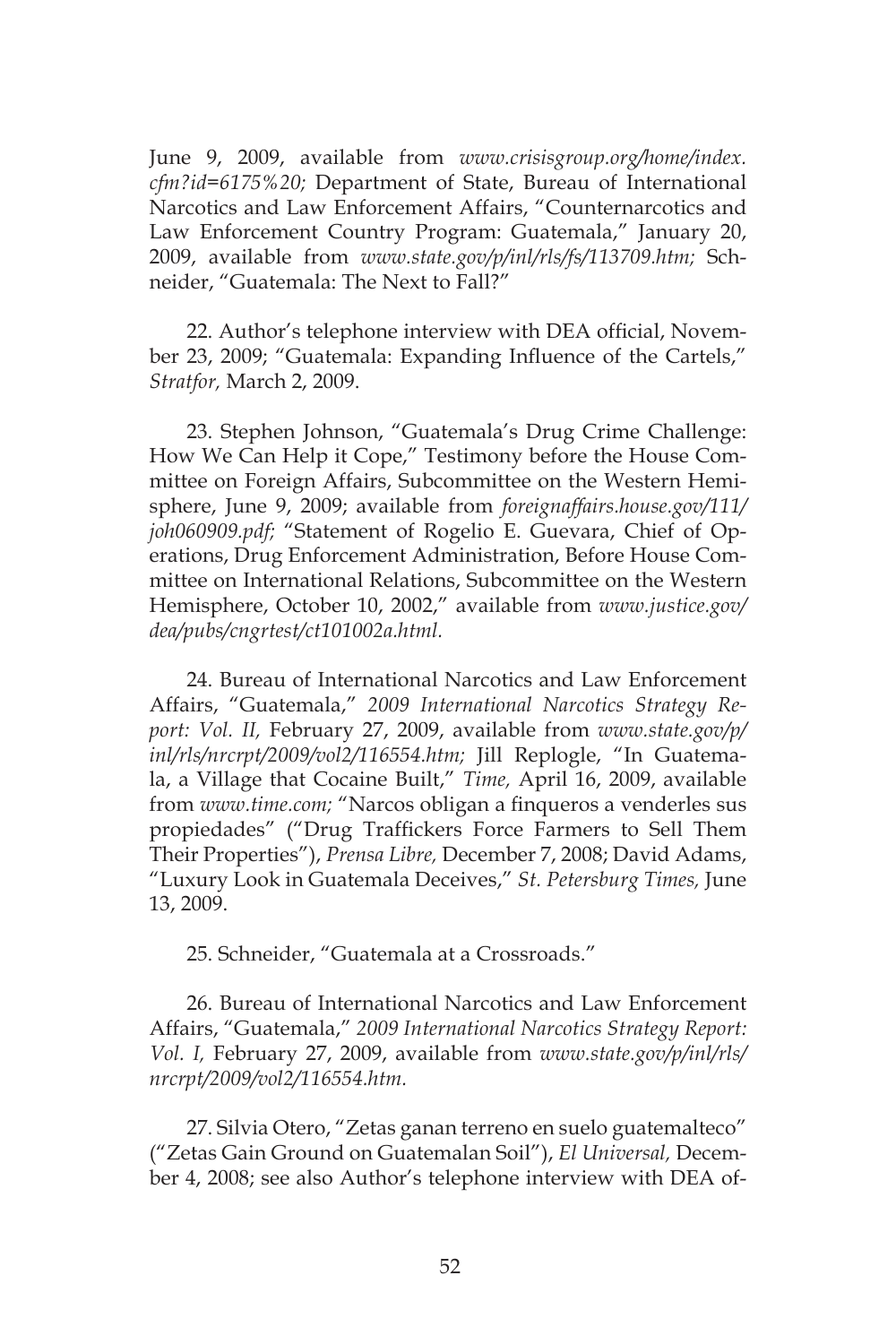June 9, 2009, available from *www.crisisgroup.org/home/index.cfm?id=6175%20;* Department of State, Bureau of International Narcotics and Law Enforcement Affairs, "Counternarcotics and Law Enforcement Country Program: Guatemala," January 20, 2009, available from *www.state.gov/p/inl/rls/fs/113709.htm;* Schneider, "Guatemala: The Next to Fall?"

22. Author's telephone interview with DEA official, November 23, 2009; "Guatemala: Expanding Influence of the Cartels," *Stratfor,* March 2, 2009.

23. Stephen Johnson, "Guatemala's Drug Crime Challenge: How We Can Help it Cope," Testimony before the House Committee on Foreign Affairs, Subcommittee on the Western Hemisphere, June 9, 2009; available from *foreignaffairs.house.gov/111/joh060909.pdf;* "Statement of Rogelio E. Guevara, Chief of Operations, Drug Enforcement Administration, Before House Committee on International Relations, Subcommittee on the Western Hemisphere, October 10, 2002," available from *www.justice.gov/dea/pubs/cngrtest/ct101002a.html.*

24. Bureau of International Narcotics and Law Enforcement Affairs, "Guatemala," *2009 International Narcotics Strategy Report: Vol. II,* February 27, 2009, available from *www.state.gov/p/inl/rls/nrcrpt/2009/vol2/116554.htm;* Jill Replogle, "In Guatemala, a Village that Cocaine Built," *Time,* April 16, 2009, available from *www.time.com;* "Narcos obligan a finqueros a venderles sus propiedades" ("Drug Traffickers Force Farmers to Sell Them Their Properties"), *Prensa Libre,* December 7, 2008; David Adams, "Luxury Look in Guatemala Deceives," *St. Petersburg Times,* June 13, 2009.

25. Schneider, "Guatemala at a Crossroads."

26. Bureau of International Narcotics and Law Enforcement Affairs, "Guatemala," *2009 International Narcotics Strategy Report: Vol. I,* February 27, 2009, available from *www.state.gov/p/inl/rls/nrcrpt/2009/vol2/116554.htm.*

27. Silvia Otero, "Zetas ganan terreno en suelo guatemalteco" ("Zetas Gain Ground on Guatemalan Soil"), *El Universal,* December 4, 2008; see also Author's telephone interview with DEA of-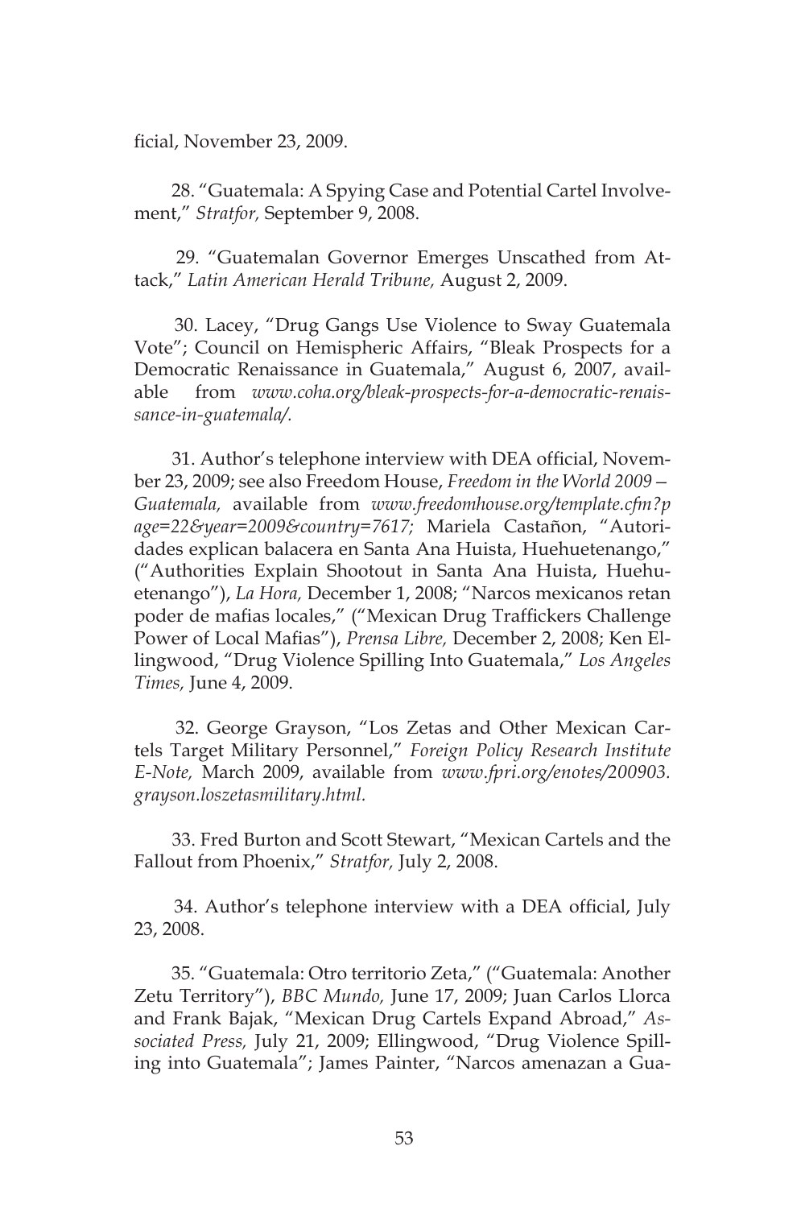ficial, November 23, 2009.

28. "Guatemala: A Spying Case and Potential Cartel Involvement," *Stratfor,* September 9, 2008.

29. "Guatemalan Governor Emerges Unscathed from Attack," *Latin American Herald Tribune,* August 2, 2009.

30. Lacey, "Drug Gangs Use Violence to Sway Guatemala Vote"; Council on Hemispheric Affairs, "Bleak Prospects for a Democratic Renaissance in Guatemala," August 6, 2007, available from *www.coha.org/bleak-prospects-for-a-democratic-renaissance-in-guatemala/.*

31. Author's telephone interview with DEA official, November 23, 2009; see also Freedom House, *Freedom in the World 2009—Guatemala,* available from *www.freedomhouse.org/template.cfm?page=22&year=2009&country=7617;* Mariela Castañon, "Autoridades explican balacera en Santa Ana Huista, Huehuetenango," ("Authorities Explain Shootout in Santa Ana Huista, Huehuetenango"), *La Hora,* December 1, 2008; "Narcos mexicanos retan poder de mafias locales," ("Mexican Drug Traffickers Challenge Power of Local Mafias"), *Prensa Libre,* December 2, 2008; Ken Ellingwood, "Drug Violence Spilling Into Guatemala," *Los Angeles Times,* June 4, 2009.

32. George Grayson, "Los Zetas and Other Mexican Cartels Target Military Personnel," *Foreign Policy Research Institute E-Note,* March 2009, available from *www.fpri.org/enotes/200903.grayson.loszetasmilitary.html.*

33. Fred Burton and Scott Stewart, "Mexican Cartels and the Fallout from Phoenix," *Stratfor,* July 2, 2008.

34. Author's telephone interview with a DEA official, July 23, 2008.

35. "Guatemala: Otro territorio Zeta," ("Guatemala: Another Zetu Territory"), *BBC Mundo,* June 17, 2009; Juan Carlos Llorca and Frank Bajak, "Mexican Drug Cartels Expand Abroad," *Associated Press,* July 21, 2009; Ellingwood, "Drug Violence Spilling into Guatemala"; James Painter, "Narcos amenazan a Gua-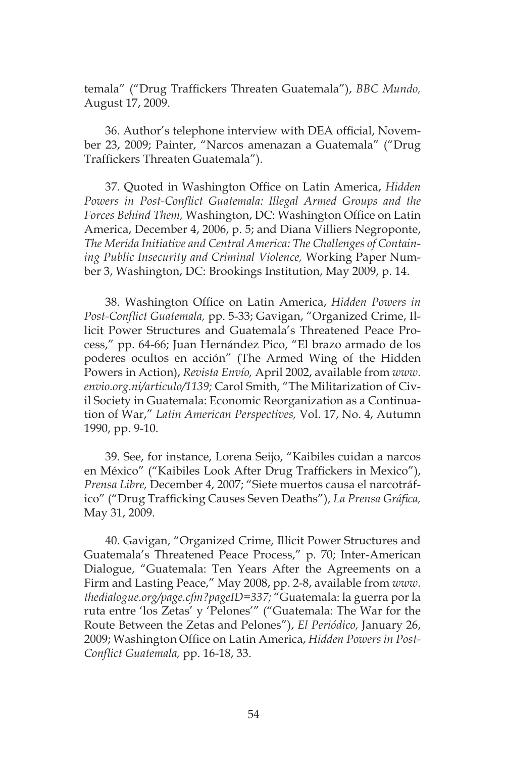temala" ("Drug Traffickers Threaten Guatemala"), *BBC Mundo,* August 17, 2009.

36. Author's telephone interview with DEA official, November 23, 2009; Painter, "Narcos amenazan a Guatemala" ("Drug Traffickers Threaten Guatemala").

37. Quoted in Washington Office on Latin America, *Hidden Powers in Post-Conflict Guatemala: Illegal Armed Groups and the Forces Behind Them,* Washington, DC: Washington Office on Latin America, December 4, 2006, p. 5; and Diana Villiers Negroponte, *The Merida Initiative and Central America: The Challenges of Containing Public Insecurity and Criminal Violence,* Working Paper Number 3, Washington, DC: Brookings Institution, May 2009, p. 14.

38. Washington Office on Latin America, *Hidden Powers in Post-Conflict Guatemala,* pp. 5-33; Gavigan, "Organized Crime, Illicit Power Structures and Guatemala's Threatened Peace Process," pp. 64-66; Juan Hernández Pico, "El brazo armado de los poderes ocultos en acción" (The Armed Wing of the Hidden Powers in Action), *Revista Envío,* April 2002, available from *www.envio.org.ni/articulo/1139;* Carol Smith, "The Militarization of Civil Society in Guatemala: Economic Reorganization as a Continuation of War," *Latin American Perspectives,* Vol. 17, No. 4, Autumn 1990, pp. 9-10.

39. See, for instance, Lorena Seijo, "Kaibiles cuidan a narcos en México" ("Kaibiles Look After Drug Traffickers in Mexico"), *Prensa Libre,* December 4, 2007; "Siete muertos causa el narcotráfico" ("Drug Trafficking Causes Seven Deaths"), *La Prensa Gráfica,* May 31, 2009.

40. Gavigan, "Organized Crime, Illicit Power Structures and Guatemala's Threatened Peace Process," p. 70; Inter-American Dialogue, "Guatemala: Ten Years After the Agreements on a Firm and Lasting Peace," May 2008, pp. 2-8, available from *www.thedialogue.org/page.cfm?pageID=337;* "Guatemala: la guerra por la ruta entre 'los Zetas' y 'Pelones'" ("Guatemala: The War for the Route Between the Zetas and Pelones"), *El Periódico,* January 26, 2009; Washington Office on Latin America, *Hidden Powers in Post-Conflict Guatemala,* pp. 16-18, 33.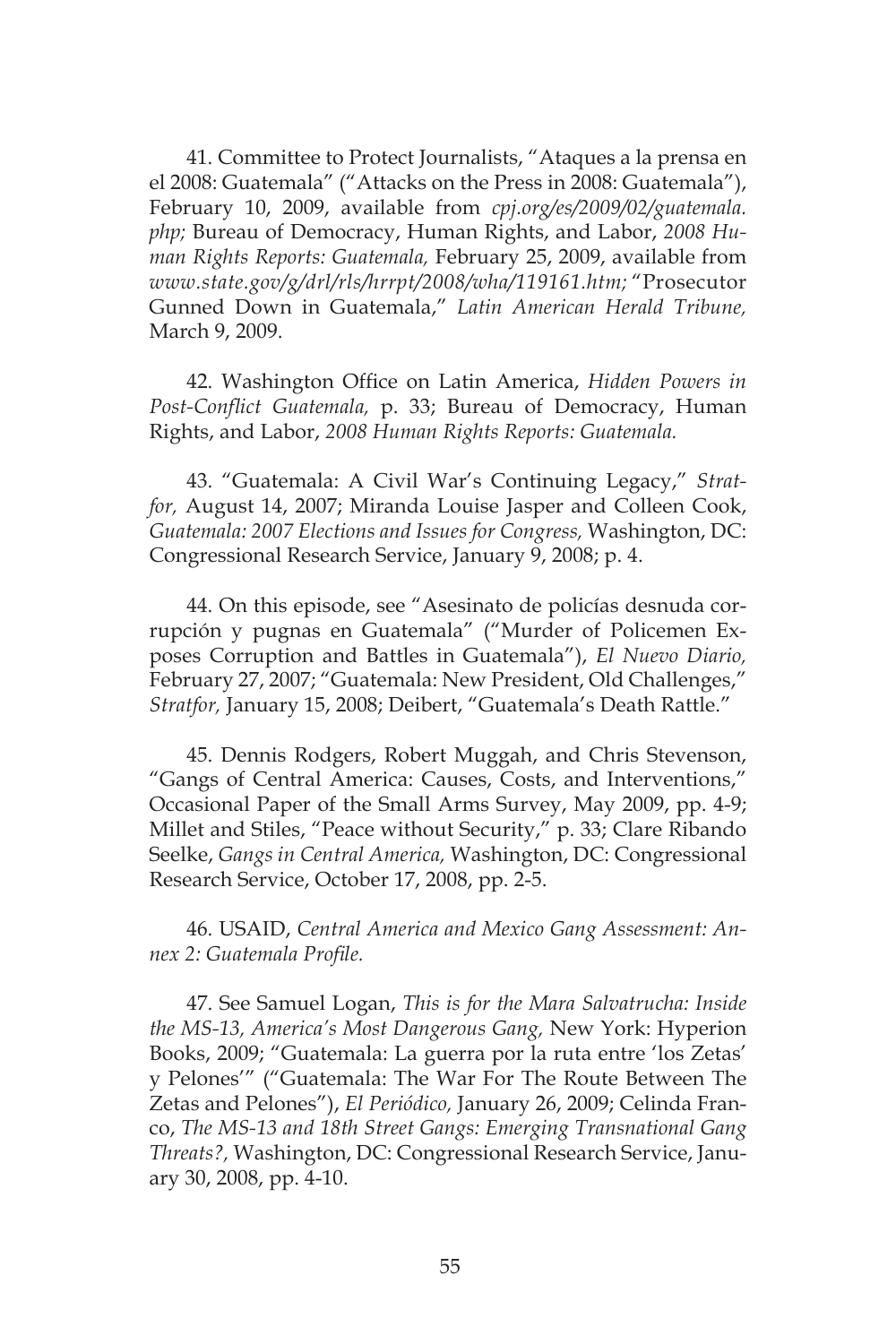41. Committee to Protect Journalists, "Ataques a la prensa en el 2008: Guatemala" ("Attacks on the Press in 2008: Guatemala"), February 10, 2009, available from *cpj.org/es/2009/02/guatemala.php;* Bureau of Democracy, Human Rights, and Labor, *2008 Human Rights Reports: Guatemala,* February 25, 2009, available from *www.state.gov/g/drl/rls/hrrpt/2008/wha/119161.htm;* "Prosecutor Gunned Down in Guatemala," *Latin American Herald Tribune,* March 9, 2009.

42. Washington Office on Latin America, *Hidden Powers in Post-Conflict Guatemala,* p. 33; Bureau of Democracy, Human Rights, and Labor, *2008 Human Rights Reports: Guatemala.*

43. "Guatemala: A Civil War's Continuing Legacy," *Stratfor,* August 14, 2007; Miranda Louise Jasper and Colleen Cook, *Guatemala: 2007 Elections and Issues for Congress,* Washington, DC: Congressional Research Service, January 9, 2008; p. 4.

44. On this episode, see "Asesinato de policías desnuda corrupción y pugnas en Guatemala" ("Murder of Policemen Exposes Corruption and Battles in Guatemala"), *El Nuevo Diario,* February 27, 2007; "Guatemala: New President, Old Challenges," *Stratfor,* January 15, 2008; Deibert, "Guatemala's Death Rattle."

45. Dennis Rodgers, Robert Muggah, and Chris Stevenson, "Gangs of Central America: Causes, Costs, and Interventions," Occasional Paper of the Small Arms Survey, May 2009, pp. 4-9; Millet and Stiles, "Peace without Security," p. 33; Clare Ribando Seelke, *Gangs in Central America,* Washington, DC: Congressional Research Service, October 17, 2008, pp. 2-5.

46. USAID, *Central America and Mexico Gang Assessment: Annex 2: Guatemala Profile.*

47. See Samuel Logan, *This is for the Mara Salvatrucha: Inside the MS-13, America's Most Dangerous Gang,* New York: Hyperion Books, 2009; "Guatemala: La guerra por la ruta entre 'los Zetas' y Pelones'" ("Guatemala: The War For The Route Between The Zetas and Pelones"), *El Periódico,* January 26, 2009; Celinda Franco, *The MS-13 and 18th Street Gangs: Emerging Transnational Gang Threats?,* Washington, DC: Congressional Research Service, January 30, 2008, pp. 4-10.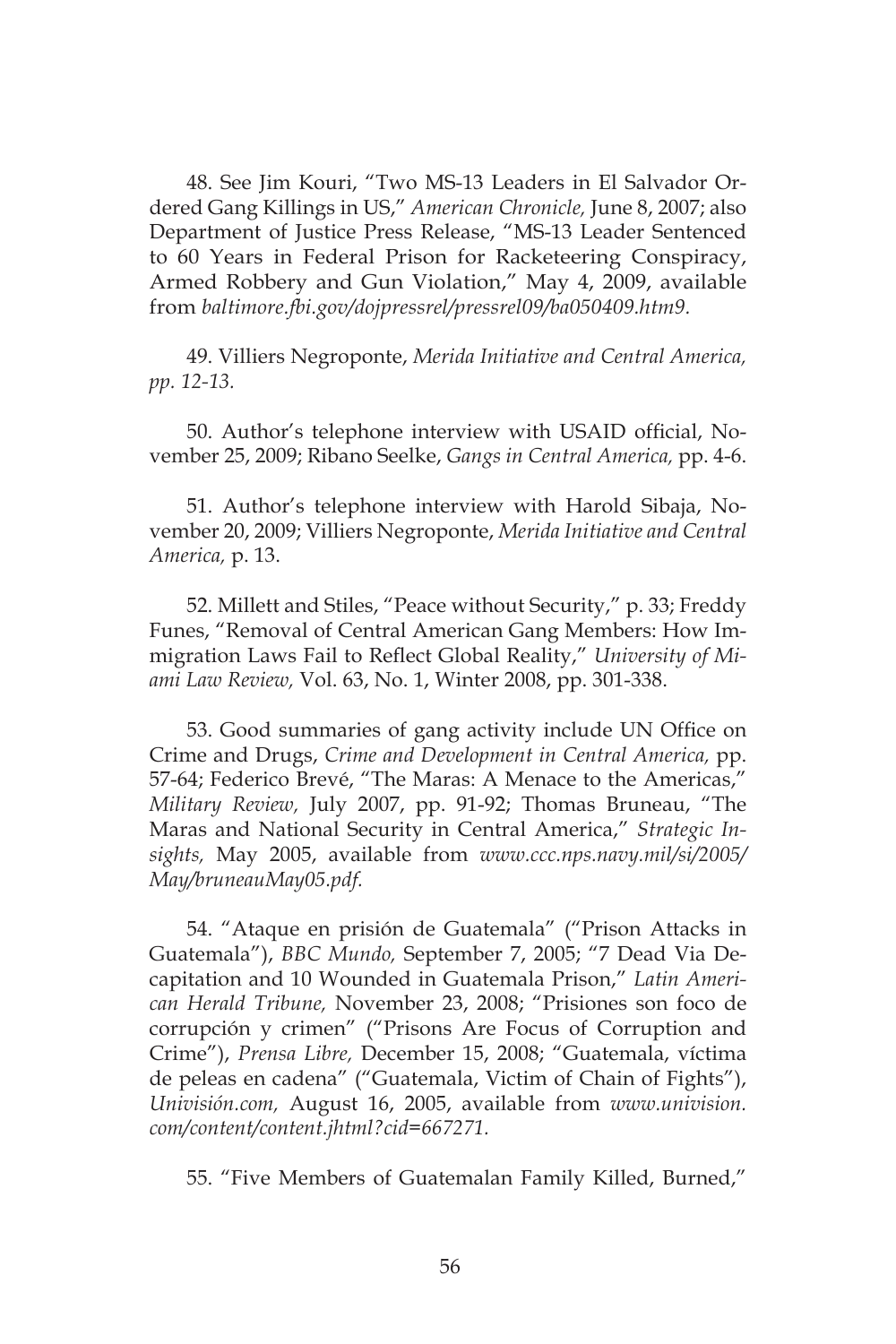48. See Jim Kouri, "Two MS-13 Leaders in El Salvador Ordered Gang Killings in US," *American Chronicle,* June 8, 2007; also Department of Justice Press Release, "MS-13 Leader Sentenced to 60 Years in Federal Prison for Racketeering Conspiracy, Armed Robbery and Gun Violation," May 4, 2009, available from *baltimore.fbi.gov/dojpressrel/pressrel09/ba050409.htm9.*

49. Villiers Negroponte, *Merida Initiative and Central America, pp. 12-13.*

50. Author's telephone interview with USAID official, November 25, 2009; Ribano Seelke, *Gangs in Central America,* pp. 4-6.

51. Author's telephone interview with Harold Sibaja, November 20, 2009; Villiers Negroponte, *Merida Initiative and Central America,* p. 13.

52. Millett and Stiles, "Peace without Security," p. 33; Freddy Funes, "Removal of Central American Gang Members: How Immigration Laws Fail to Reflect Global Reality," *University of Miami Law Review,* Vol. 63, No. 1, Winter 2008, pp. 301-338.

53. Good summaries of gang activity include UN Office on Crime and Drugs, *Crime and Development in Central America,* pp. 57-64; Federico Brevé, "The Maras: A Menace to the Americas," *Military Review,* July 2007, pp. 91-92; Thomas Bruneau, "The Maras and National Security in Central America," *Strategic Insights,* May 2005, available from *www.ccc.nps.navy.mil/si/2005/May/bruneauMay05.pdf.*

54. "Ataque en prisión de Guatemala" ("Prison Attacks in Guatemala"), *BBC Mundo,* September 7, 2005; "7 Dead Via Decapitation and 10 Wounded in Guatemala Prison," *Latin American Herald Tribune,* November 23, 2008; "Prisiones son foco de corrupción y crimen" ("Prisons Are Focus of Corruption and Crime"), *Prensa Libre,* December 15, 2008; "Guatemala, víctima de peleas en cadena" ("Guatemala, Victim of Chain of Fights"), *Univisión.com,* August 16, 2005, available from *www.univision.com/content/content.jhtml?cid=667271.*

55. "Five Members of Guatemalan Family Killed, Burned,"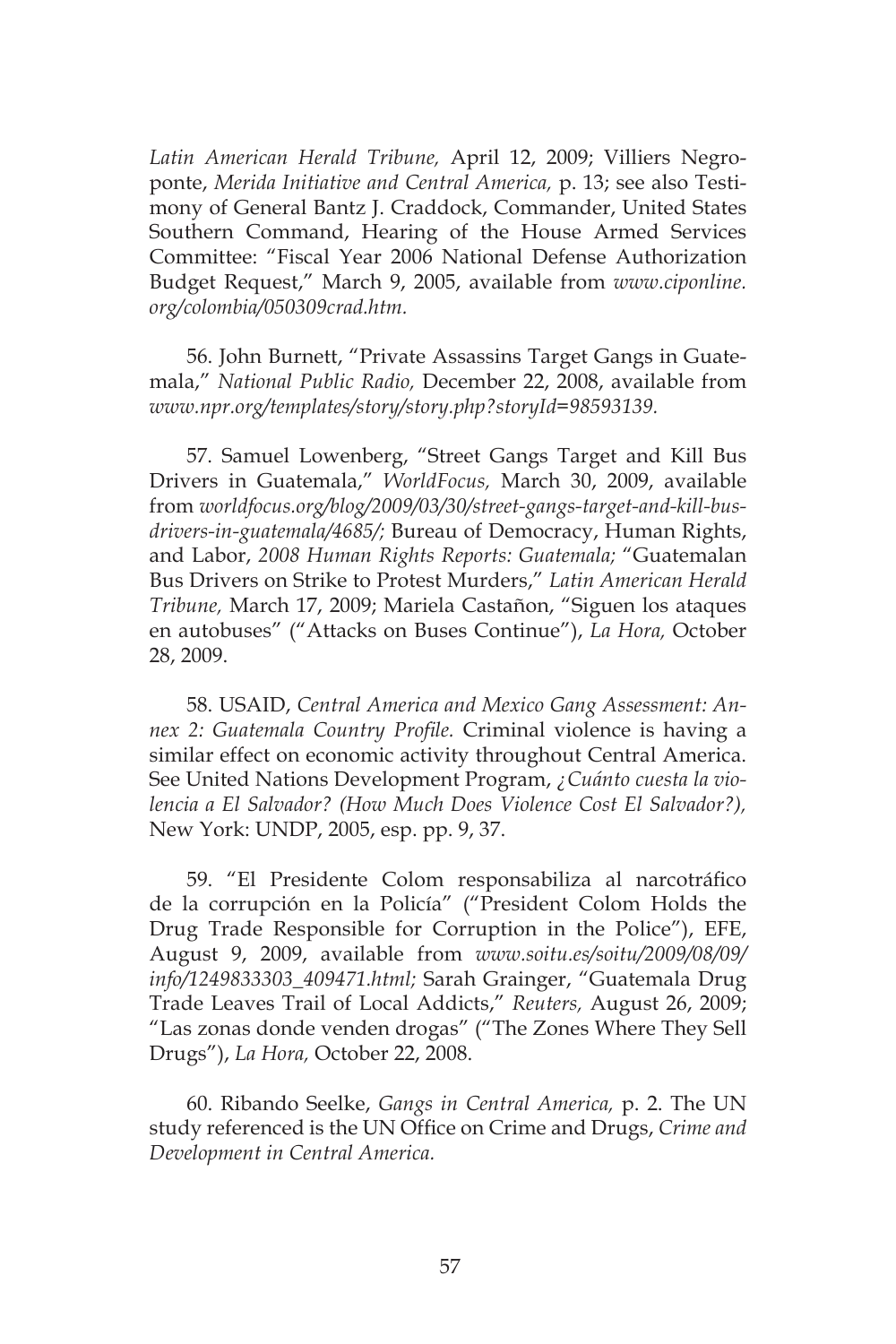*Latin American Herald Tribune,* April 12, 2009; Villiers Negroponte, *Merida Initiative and Central America,* p. 13; see also Testimony of General Bantz J. Craddock, Commander, United States Southern Command, Hearing of the House Armed Services Committee: "Fiscal Year 2006 National Defense Authorization Budget Request," March 9, 2005, available from *www.ciponline.org/colombia/050309crad.htm.*

56. John Burnett, "Private Assassins Target Gangs in Guatemala," *National Public Radio,* December 22, 2008, available from *www.npr.org/templates/story/story.php?storyId=98593139.*

57. Samuel Lowenberg, "Street Gangs Target and Kill Bus Drivers in Guatemala," *WorldFocus,* March 30, 2009, available from *worldfocus.org/blog/2009/03/30/street-gangs-target-and-kill-bus-drivers-in-guatemala/4685/;* Bureau of Democracy, Human Rights, and Labor, *2008 Human Rights Reports: Guatemala;* "Guatemalan Bus Drivers on Strike to Protest Murders," *Latin American Herald Tribune,* March 17, 2009; Mariela Castañon, "Siguen los ataques en autobuses" ("Attacks on Buses Continue"), *La Hora,* October 28, 2009.

58. USAID, *Central America and Mexico Gang Assessment: Annex 2: Guatemala Country Profile.* Criminal violence is having a similar effect on economic activity throughout Central America. See United Nations Development Program, *¿Cuánto cuesta la violencia a El Salvador? (How Much Does Violence Cost El Salvador?),* New York: UNDP, 2005, esp. pp. 9, 37.

59. "El Presidente Colom responsabiliza al narcotráfico de la corrupción en la Policía" ("President Colom Holds the Drug Trade Responsible for Corruption in the Police"), EFE, August 9, 2009, available from *www.soitu.es/soitu/2009/08/09/info/1249833303_409471.html;* Sarah Grainger, "Guatemala Drug Trade Leaves Trail of Local Addicts," *Reuters,* August 26, 2009; "Las zonas donde venden drogas" ("The Zones Where They Sell Drugs"), *La Hora,* October 22, 2008.

60. Ribando Seelke, *Gangs in Central America,* p. 2. The UN study referenced is the UN Office on Crime and Drugs, *Crime and Development in Central America.*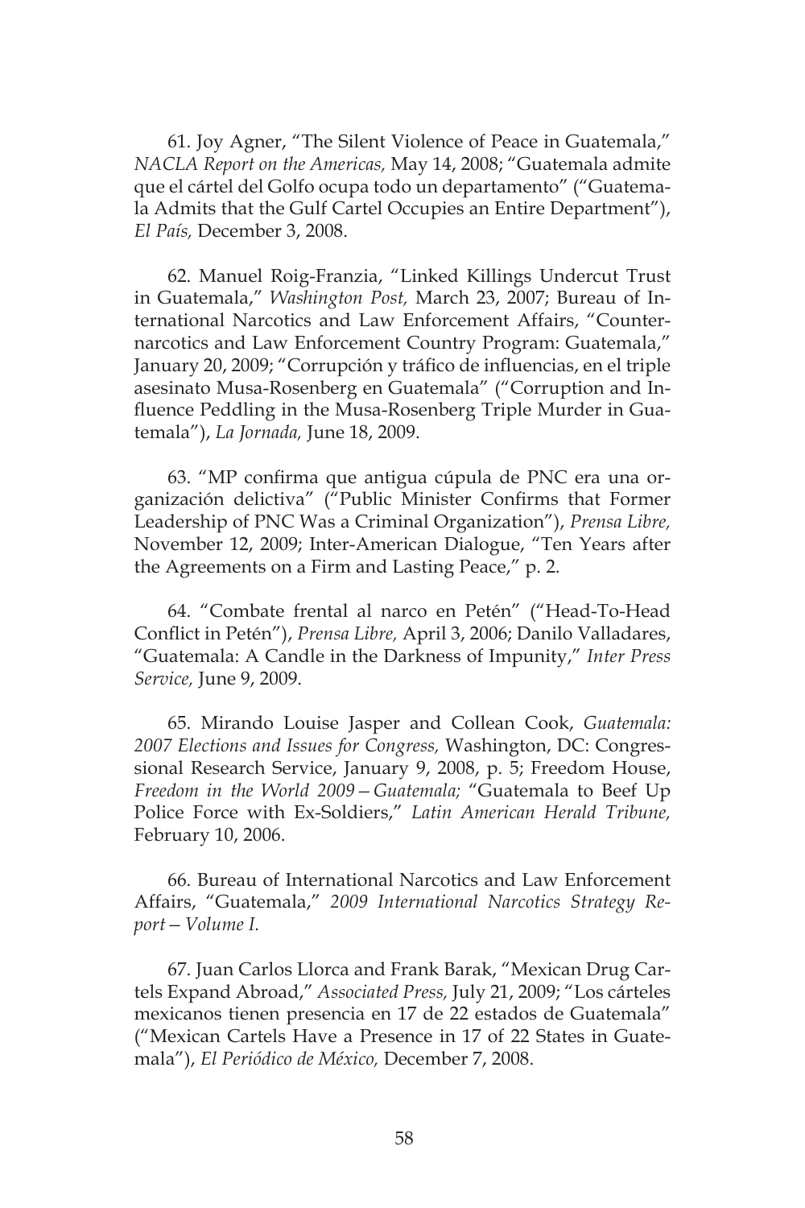61. Joy Agner, "The Silent Violence of Peace in Guatemala," *NACLA Report on the Americas,* May 14, 2008; "Guatemala admite que el cártel del Golfo ocupa todo un departamento" ("Guatemala Admits that the Gulf Cartel Occupies an Entire Department"), *El País,* December 3, 2008.

62. Manuel Roig-Franzia, "Linked Killings Undercut Trust in Guatemala," *Washington Post,* March 23, 2007; Bureau of International Narcotics and Law Enforcement Affairs, "Counternarcotics and Law Enforcement Country Program: Guatemala," January 20, 2009; "Corrupción y tráfico de influencias, en el triple asesinato Musa-Rosenberg en Guatemala" ("Corruption and Influence Peddling in the Musa-Rosenberg Triple Murder in Guatemala"), *La Jornada,* June 18, 2009.

63. "MP confirma que antigua cúpula de PNC era una organización delictiva" ("Public Minister Confirms that Former Leadership of PNC Was a Criminal Organization"), *Prensa Libre,* November 12, 2009; Inter-American Dialogue, "Ten Years after the Agreements on a Firm and Lasting Peace," p. 2.

64. "Combate frental al narco en Petén" ("Head-To-Head Conflict in Petén"), *Prensa Libre,* April 3, 2006; Danilo Valladares, "Guatemala: A Candle in the Darkness of Impunity," *Inter Press Service,* June 9, 2009.

65. Mirando Louise Jasper and Collean Cook, *Guatemala: 2007 Elections and Issues for Congress,* Washington, DC: Congressional Research Service, January 9, 2008, p. 5; Freedom House, *Freedom in the World 2009—Guatemala;* "Guatemala to Beef Up Police Force with Ex-Soldiers," *Latin American Herald Tribune,* February 10, 2006.

66. Bureau of International Narcotics and Law Enforcement Affairs, "Guatemala," *2009 International Narcotics Strategy Report—Volume I.*

67. Juan Carlos Llorca and Frank Barak, "Mexican Drug Cartels Expand Abroad," *Associated Press,* July 21, 2009; "Los cárteles mexicanos tienen presencia en 17 de 22 estados de Guatemala" ("Mexican Cartels Have a Presence in 17 of 22 States in Guatemala"), *El Periódico de México,* December 7, 2008.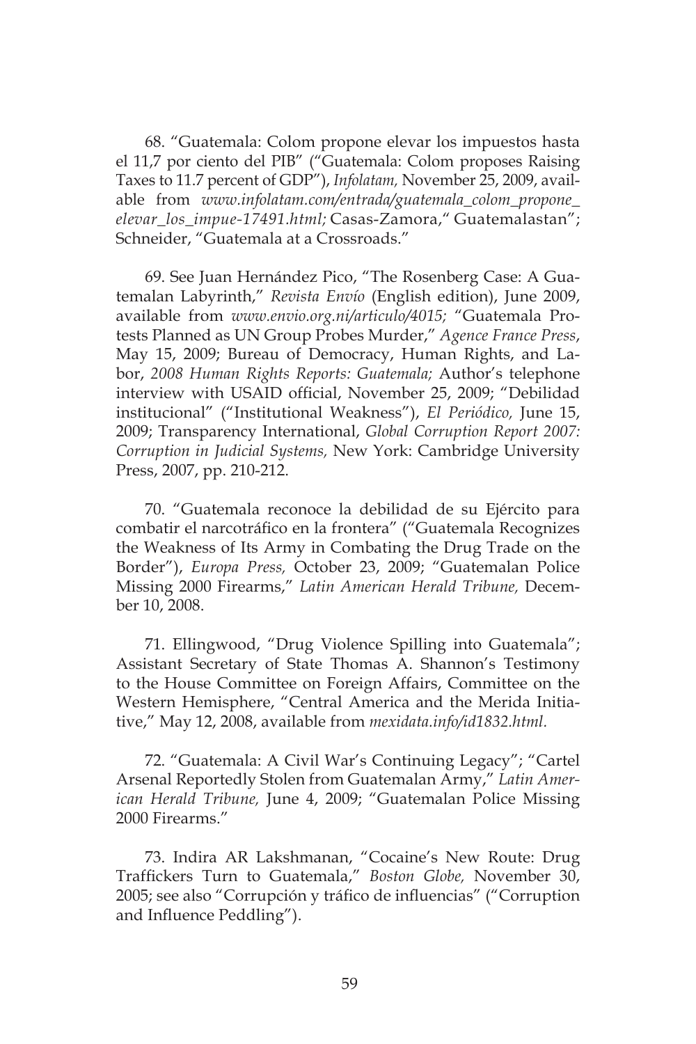68. "Guatemala: Colom propone elevar los impuestos hasta el 11,7 por ciento del PIB" ("Guatemala: Colom proposes Raising Taxes to 11.7 percent of GDP"), *Infolatam,* November 25, 2009, available from *www.infolatam.com/entrada/guatemala_colom_propone_elevar_los_impue-17491.html;* Casas-Zamora," Guatemalastan"; Schneider, "Guatemala at a Crossroads."

69. See Juan Hernández Pico, "The Rosenberg Case: A Guatemalan Labyrinth," *Revista Envío* (English edition), June 2009, available from *www.envio.org.ni/articulo/4015;* "Guatemala Protests Planned as UN Group Probes Murder," *Agence France Press*, May 15, 2009; Bureau of Democracy, Human Rights, and Labor, *2008 Human Rights Reports: Guatemala;* Author's telephone interview with USAID official, November 25, 2009; "Debilidad institucional" ("Institutional Weakness"), *El Periódico,* June 15, 2009; Transparency International, *Global Corruption Report 2007: Corruption in Judicial Systems,* New York: Cambridge University Press, 2007, pp. 210-212.

70. "Guatemala reconoce la debilidad de su Ejército para combatir el narcotráfico en la frontera" ("Guatemala Recognizes the Weakness of Its Army in Combating the Drug Trade on the Border"), *Europa Press,* October 23, 2009; "Guatemalan Police Missing 2000 Firearms," *Latin American Herald Tribune,* December 10, 2008.

71. Ellingwood, "Drug Violence Spilling into Guatemala"; Assistant Secretary of State Thomas A. Shannon's Testimony to the House Committee on Foreign Affairs, Committee on the Western Hemisphere, "Central America and the Merida Initiative," May 12, 2008, available from *mexidata.info/id1832.html.*

72. "Guatemala: A Civil War's Continuing Legacy"; "Cartel Arsenal Reportedly Stolen from Guatemalan Army," *Latin American Herald Tribune,* June 4, 2009; "Guatemalan Police Missing 2000 Firearms."

73. Indira AR Lakshmanan, "Cocaine's New Route: Drug Traffickers Turn to Guatemala," *Boston Globe,* November 30, 2005; see also "Corrupción y tráfico de influencias" ("Corruption and Influence Peddling").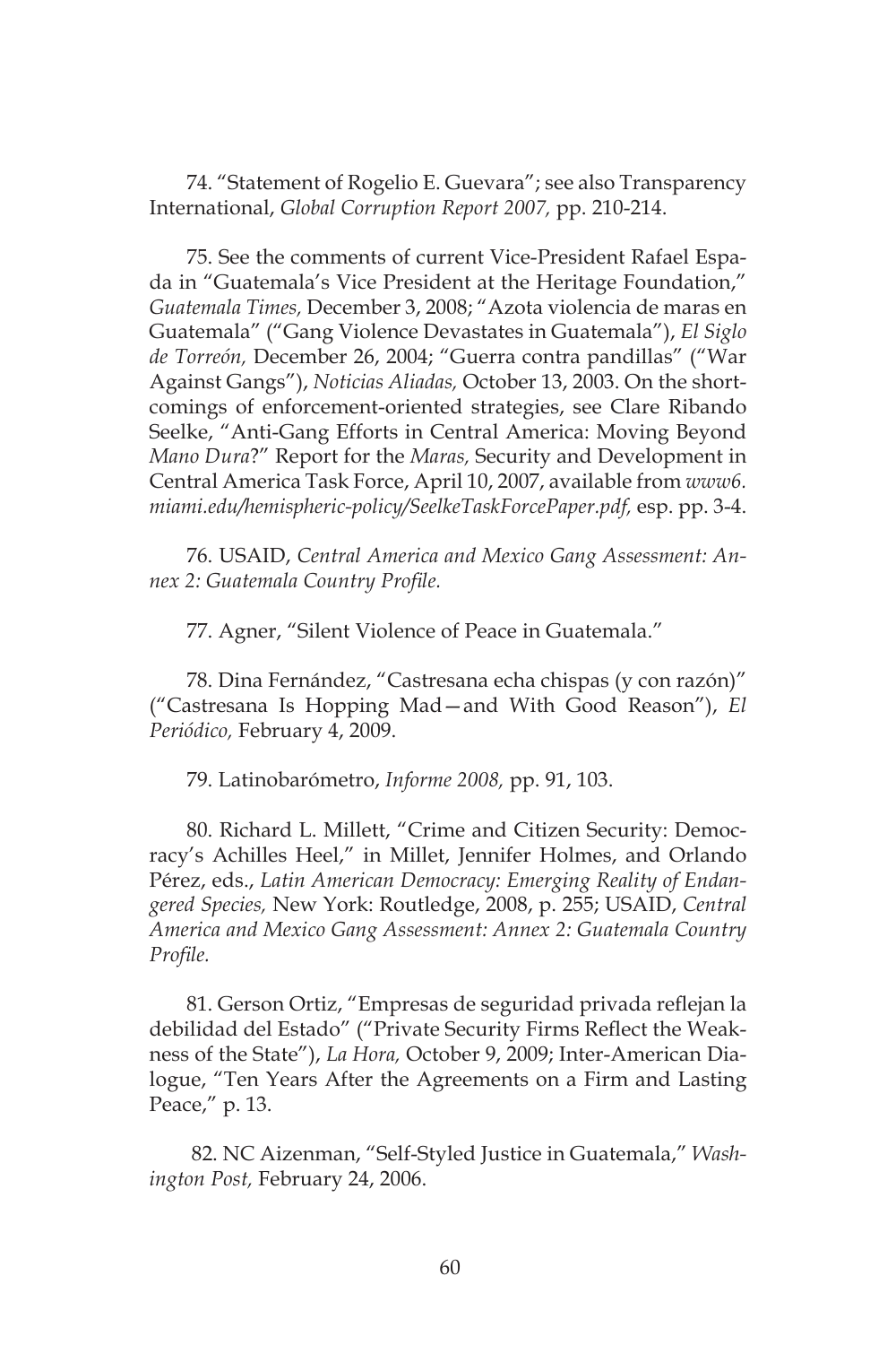74. "Statement of Rogelio E. Guevara"; see also Transparency International, *Global Corruption Report 2007,* pp. 210-214.

75. See the comments of current Vice-President Rafael Espada in "Guatemala's Vice President at the Heritage Foundation," *Guatemala Times,* December 3, 2008; "Azota violencia de maras en Guatemala" ("Gang Violence Devastates in Guatemala"), *El Siglo de Torreón,* December 26, 2004; "Guerra contra pandillas" ("War Against Gangs"), *Noticias Aliadas,* October 13, 2003. On the shortcomings of enforcement-oriented strategies, see Clare Ribando Seelke, "Anti-Gang Efforts in Central America: Moving Beyond *Mano Dura*?" Report for the *Maras,* Security and Development in Central America Task Force, April 10, 2007, available from *www6.miami.edu/hemispheric-policy/SeelkeTaskForcePaper.pdf,* esp. pp. 3-4.

76. USAID, *Central America and Mexico Gang Assessment: Annex 2: Guatemala Country Profile.*

77. Agner, "Silent Violence of Peace in Guatemala."

78. Dina Fernández, "Castresana echa chispas (y con razón)" ("Castresana Is Hopping Mad—and With Good Reason"), *El Periódico,* February 4, 2009.

79. Latinobarómetro, *Informe 2008,* pp. 91, 103.

80. Richard L. Millett, "Crime and Citizen Security: Democracy's Achilles Heel," in Millet, Jennifer Holmes, and Orlando Pérez, eds., *Latin American Democracy: Emerging Reality of Endangered Species,* New York: Routledge, 2008, p. 255; USAID, *Central America and Mexico Gang Assessment: Annex 2: Guatemala Country Profile.*

81. Gerson Ortiz, "Empresas de seguridad privada reflejan la debilidad del Estado" ("Private Security Firms Reflect the Weakness of the State"), *La Hora,* October 9, 2009; Inter-American Dialogue, "Ten Years After the Agreements on a Firm and Lasting Peace," p. 13.

82. NC Aizenman, "Self-Styled Justice in Guatemala," *Washington Post,* February 24, 2006.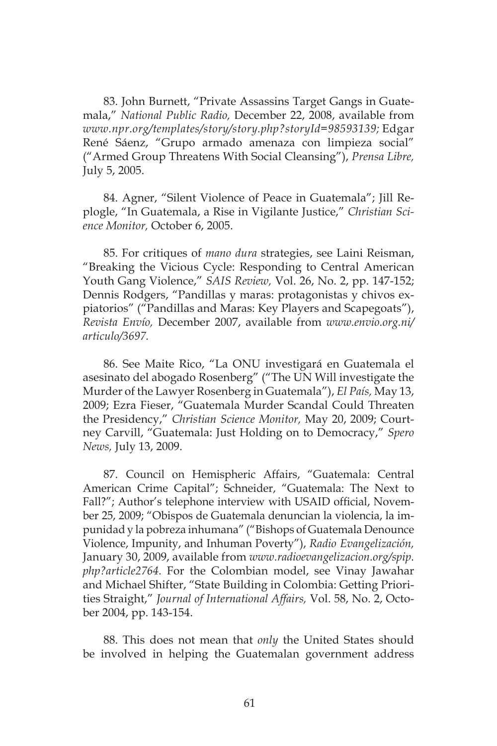83. John Burnett, "Private Assassins Target Gangs in Guatemala," *National Public Radio,* December 22, 2008, available from *www.npr.org/templates/story/story.php?storyId=98593139;* Edgar René Sáenz, "Grupo armado amenaza con limpieza social" ("Armed Group Threatens With Social Cleansing"), *Prensa Libre,* July 5, 2005.

84. Agner, "Silent Violence of Peace in Guatemala"; Jill Replogle, "In Guatemala, a Rise in Vigilante Justice," *Christian Science Monitor,* October 6, 2005.

85. For critiques of *mano dura* strategies, see Laini Reisman, "Breaking the Vicious Cycle: Responding to Central American Youth Gang Violence," *SAIS Review,* Vol. 26, No. 2, pp. 147-152; Dennis Rodgers, "Pandillas y maras: protagonistas y chivos expiatorios" ("Pandillas and Maras: Key Players and Scapegoats"), *Revista Envío,* December 2007, available from *www.envio.org.ni/articulo/3697.*

86. See Maite Rico, "La ONU investigará en Guatemala el asesinato del abogado Rosenberg" ("The UN Will investigate the Murder of the Lawyer Rosenberg in Guatemala"), *El País,* May 13, 2009; Ezra Fieser, "Guatemala Murder Scandal Could Threaten the Presidency," *Christian Science Monitor,* May 20, 2009; Courtney Carvill, "Guatemala: Just Holding on to Democracy," *Spero News,* July 13, 2009.

87. Council on Hemispheric Affairs, "Guatemala: Central American Crime Capital"; Schneider, "Guatemala: The Next to Fall?"; Author's telephone interview with USAID official, November 25, 2009; "Obispos de Guatemala denuncian la violencia, la impunidad y la pobreza inhumana" ("Bishops of Guatemala Denounce Violence, Impunity, and Inhuman Poverty"), *Radio Evangelización,* January 30, 2009, available from *www.radioevangelizacion.org/spip.php?article2764.* For the Colombian model, see Vinay Jawahar and Michael Shifter, "State Building in Colombia: Getting Priorities Straight," *Journal of International Affairs,* Vol. 58, No. 2, October 2004, pp. 143-154.

88. This does not mean that *only* the United States should be involved in helping the Guatemalan government address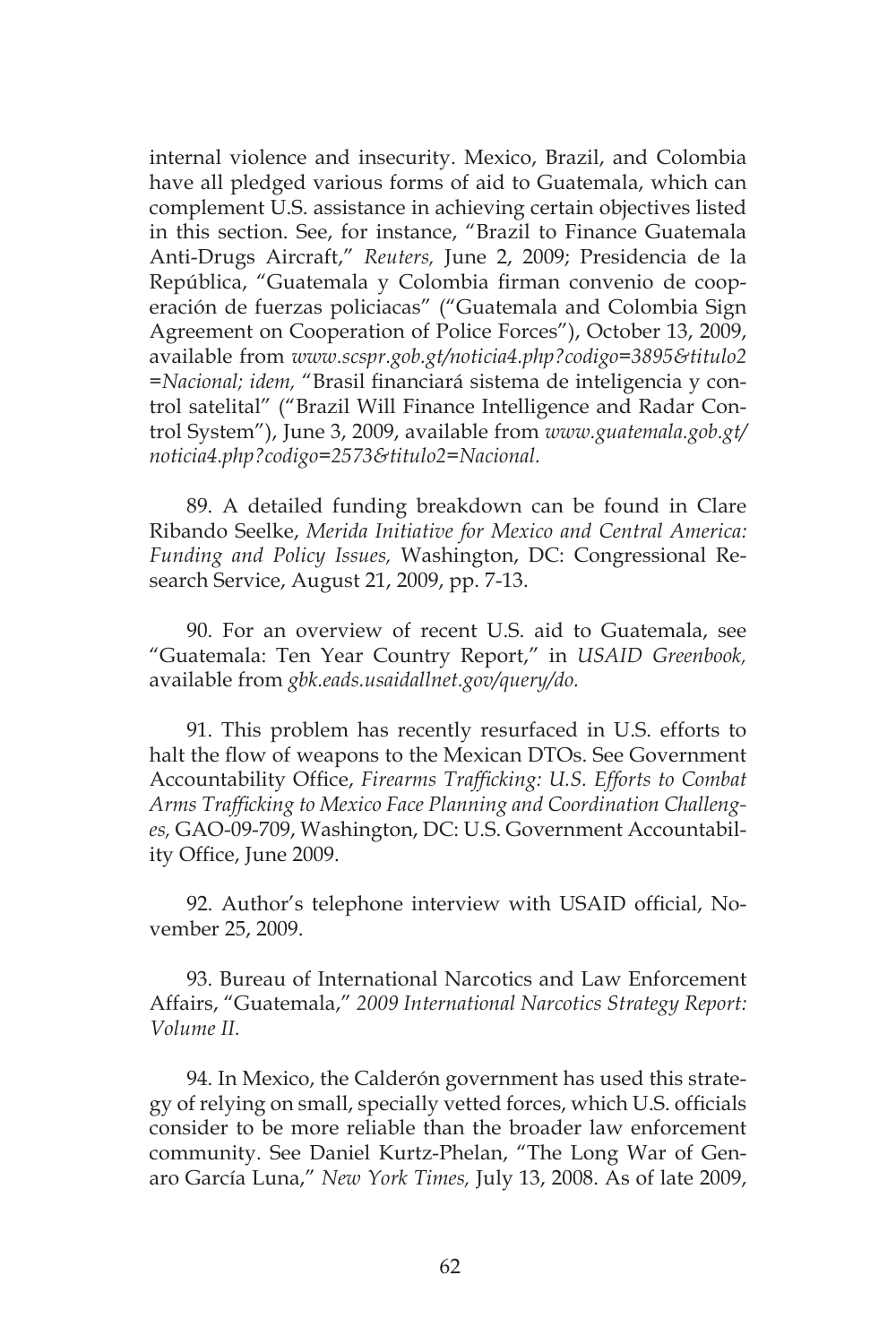internal violence and insecurity. Mexico, Brazil, and Colombia have all pledged various forms of aid to Guatemala, which can complement U.S. assistance in achieving certain objectives listed in this section. See, for instance, "Brazil to Finance Guatemala Anti-Drugs Aircraft," *Reuters,* June 2, 2009; Presidencia de la República, "Guatemala y Colombia firman convenio de cooperación de fuerzas policiacas" ("Guatemala and Colombia Sign Agreement on Cooperation of Police Forces"), October 13, 2009, available from *www.scspr.gob.gt/noticia4.php?codigo=3895&titulo2=Nacional; idem,* "Brasil financiará sistema de inteligencia y control satelital" ("Brazil Will Finance Intelligence and Radar Control System"), June 3, 2009, available from *www.guatemala.gob.gt/noticia4.php?codigo=2573&titulo2=Nacional.*

89. A detailed funding breakdown can be found in Clare Ribando Seelke, *Merida Initiative for Mexico and Central America: Funding and Policy Issues,* Washington, DC: Congressional Research Service, August 21, 2009, pp. 7-13.

90. For an overview of recent U.S. aid to Guatemala, see "Guatemala: Ten Year Country Report," in *USAID Greenbook,* available from *gbk.eads.usaidallnet.gov/query/do.*

91. This problem has recently resurfaced in U.S. efforts to halt the flow of weapons to the Mexican DTOs. See Government Accountability Office, *Firearms Trafficking: U.S. Efforts to Combat Arms Trafficking to Mexico Face Planning and Coordination Challenges,* GAO-09-709, Washington, DC: U.S. Government Accountability Office, June 2009.

92. Author's telephone interview with USAID official, November 25, 2009.

93. Bureau of International Narcotics and Law Enforcement Affairs, "Guatemala," *2009 International Narcotics Strategy Report: Volume II.*

94. In Mexico, the Calderón government has used this strategy of relying on small, specially vetted forces, which U.S. officials consider to be more reliable than the broader law enforcement community. See Daniel Kurtz-Phelan, "The Long War of Genaro García Luna," *New York Times,* July 13, 2008. As of late 2009,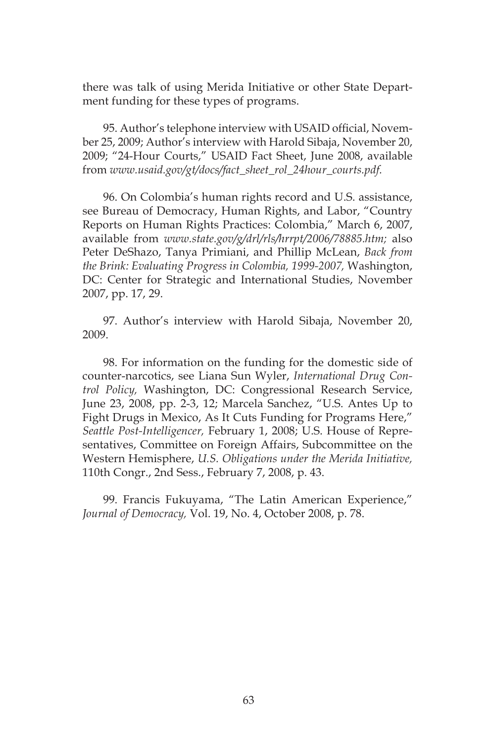there was talk of using Merida Initiative or other State Department funding for these types of programs.

95. Author's telephone interview with USAID official, November 25, 2009; Author's interview with Harold Sibaja, November 20, 2009; "24-Hour Courts," USAID Fact Sheet, June 2008, available from *www.usaid.gov/gt/docs/fact_sheet_rol_24hour_courts.pdf.*

96. On Colombia's human rights record and U.S. assistance, see Bureau of Democracy, Human Rights, and Labor, "Country Reports on Human Rights Practices: Colombia," March 6, 2007, available from *www.state.gov/g/drl/rls/hrrpt/2006/78885.htm;* also Peter DeShazo, Tanya Primiani, and Phillip McLean, *Back from the Brink: Evaluating Progress in Colombia, 1999-2007,* Washington, DC: Center for Strategic and International Studies, November 2007, pp. 17, 29.

97. Author's interview with Harold Sibaja, November 20, 2009.

98. For information on the funding for the domestic side of counter-narcotics, see Liana Sun Wyler, *International Drug Control Policy,* Washington, DC: Congressional Research Service, June 23, 2008, pp. 2-3, 12; Marcela Sanchez, "U.S. Antes Up to Fight Drugs in Mexico, As It Cuts Funding for Programs Here," *Seattle Post-Intelligencer,* February 1, 2008; U.S. House of Representatives, Committee on Foreign Affairs, Subcommittee on the Western Hemisphere, *U.S. Obligations under the Merida Initiative,* 110th Congr., 2nd Sess., February 7, 2008, p. 43.

99. Francis Fukuyama, "The Latin American Experience," *Journal of Democracy,* Vol. 19, No. 4, October 2008, p. 78.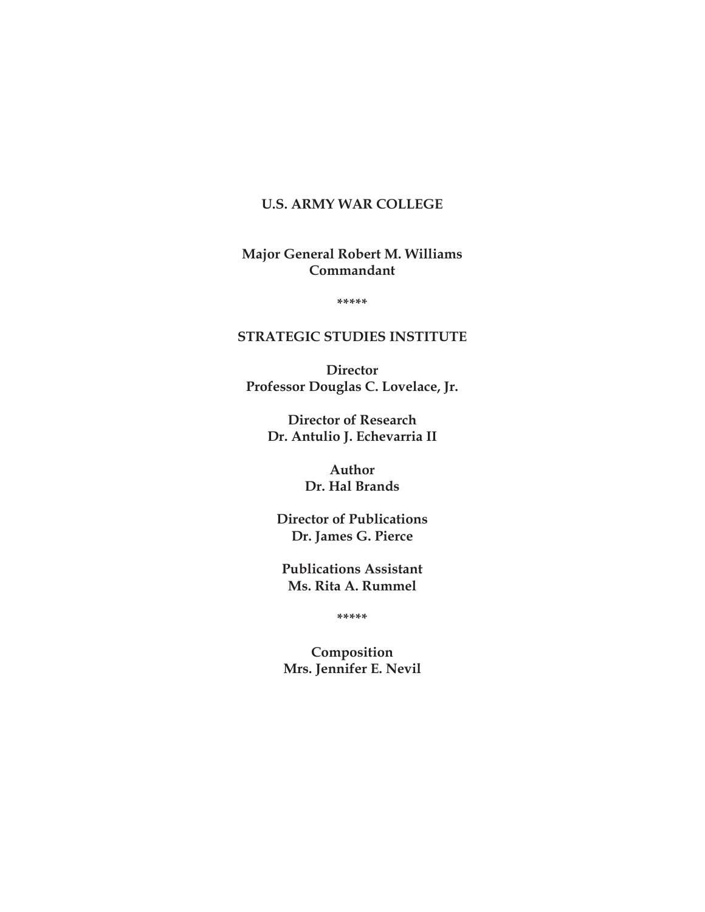**U.S. ARMY WAR COLLEGE**

**Major General Robert M. Williams**
**Commandant**

*****

**STRATEGIC STUDIES INSTITUTE**

**Director**
**Professor Douglas C. Lovelace, Jr.**

**Director of Research**
**Dr. Antulio J. Echevarria II**

**Author**
**Dr. Hal Brands**

**Director of Publications**
**Dr. James G. Pierce**

**Publications Assistant**
**Ms. Rita A. Rummel**

*****

**Composition**
**Mrs. Jennifer E. Nevil**